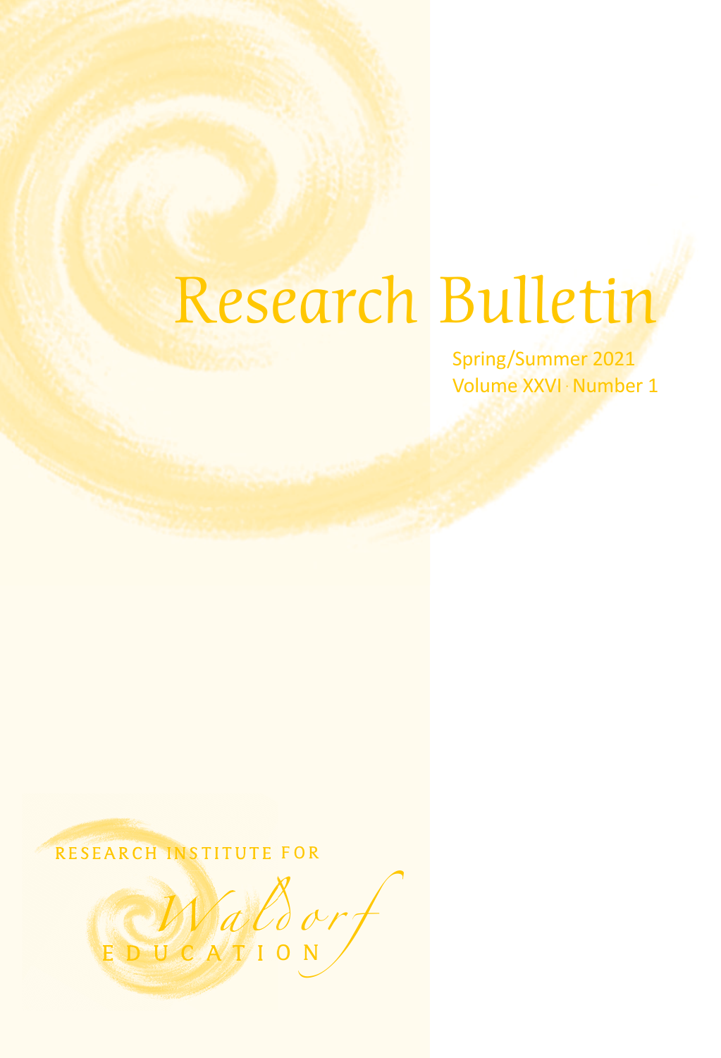# Research Bulletin

Spring/Summer 2021
Volume XXVI · Number 1

RESEARCH INSTITUTE FOR
*Waldorf*
EDUCATION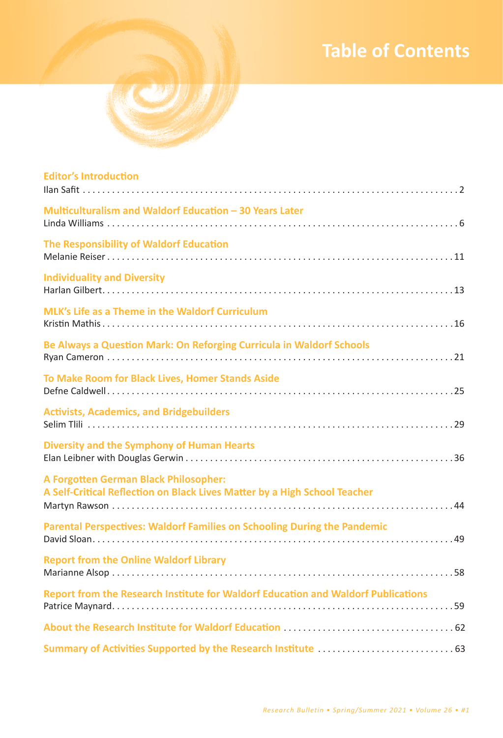# Table of Contents

**Editor's Introduction**
Ilan Safit . . . . . . . . . . . . . . . . . . . . . . . . . . . . . . . . . . . . . . . . . . . . . . . . . . . . . . . . . . . . . . . . . . . . . . . . . . 2

**Multiculturalism and Waldorf Education – 30 Years Later**
Linda Williams . . . . . . . . . . . . . . . . . . . . . . . . . . . . . . . . . . . . . . . . . . . . . . . . . . . . . . . . . . . . . . . . . . . . . 6

**The Responsibility of Waldorf Education**
Melanie Reiser . . . . . . . . . . . . . . . . . . . . . . . . . . . . . . . . . . . . . . . . . . . . . . . . . . . . . . . . . . . . . . . . . . . . 11

**Individuality and Diversity**
Harlan Gilbert. . . . . . . . . . . . . . . . . . . . . . . . . . . . . . . . . . . . . . . . . . . . . . . . . . . . . . . . . . . . . . . . . . . . . . 13

**MLK's Life as a Theme in the Waldorf Curriculum**
Kristin Mathis . . . . . . . . . . . . . . . . . . . . . . . . . . . . . . . . . . . . . . . . . . . . . . . . . . . . . . . . . . . . . . . . . . . . . 16

**Be Always a Question Mark: On Reforging Curricula in Waldorf Schools**
Ryan Cameron . . . . . . . . . . . . . . . . . . . . . . . . . . . . . . . . . . . . . . . . . . . . . . . . . . . . . . . . . . . . . . . . . . . . 21

**To Make Room for Black Lives, Homer Stands Aside**
Defne Caldwell . . . . . . . . . . . . . . . . . . . . . . . . . . . . . . . . . . . . . . . . . . . . . . . . . . . . . . . . . . . . . . . . . . . . 25

**Activists, Academics, and Bridgebuilders**
Selim Tlili . . . . . . . . . . . . . . . . . . . . . . . . . . . . . . . . . . . . . . . . . . . . . . . . . . . . . . . . . . . . . . . . . . . . . . . . . 29

**Diversity and the Symphony of Human Hearts**
Elan Leibner with Douglas Gerwin . . . . . . . . . . . . . . . . . . . . . . . . . . . . . . . . . . . . . . . . . . . . . . . . . . . . 36

**A Forgotten German Black Philosopher: A Self-Critical Reflection on Black Lives Matter by a High School Teacher**
Martyn Rawson . . . . . . . . . . . . . . . . . . . . . . . . . . . . . . . . . . . . . . . . . . . . . . . . . . . . . . . . . . . . . . . . . . . . 44

**Parental Perspectives: Waldorf Families on Schooling During the Pandemic**
David Sloan. . . . . . . . . . . . . . . . . . . . . . . . . . . . . . . . . . . . . . . . . . . . . . . . . . . . . . . . . . . . . . . . . . . . . . . . 49

**Report from the Online Waldorf Library**
Marianne Alsop . . . . . . . . . . . . . . . . . . . . . . . . . . . . . . . . . . . . . . . . . . . . . . . . . . . . . . . . . . . . . . . . . . . . 58

**Report from the Research Institute for Waldorf Education and Waldorf Publications**
Patrice Maynard. . . . . . . . . . . . . . . . . . . . . . . . . . . . . . . . . . . . . . . . . . . . . . . . . . . . . . . . . . . . . . . . . . . . 59

**About the Research Institute for Waldorf Education** . . . . . . . . . . . . . . . . . . . . . . . . . . . . . . . . . . . 62

**Summary of Activities Supported by the Research Institute** . . . . . . . . . . . . . . . . . . . . . . . . . . . . 63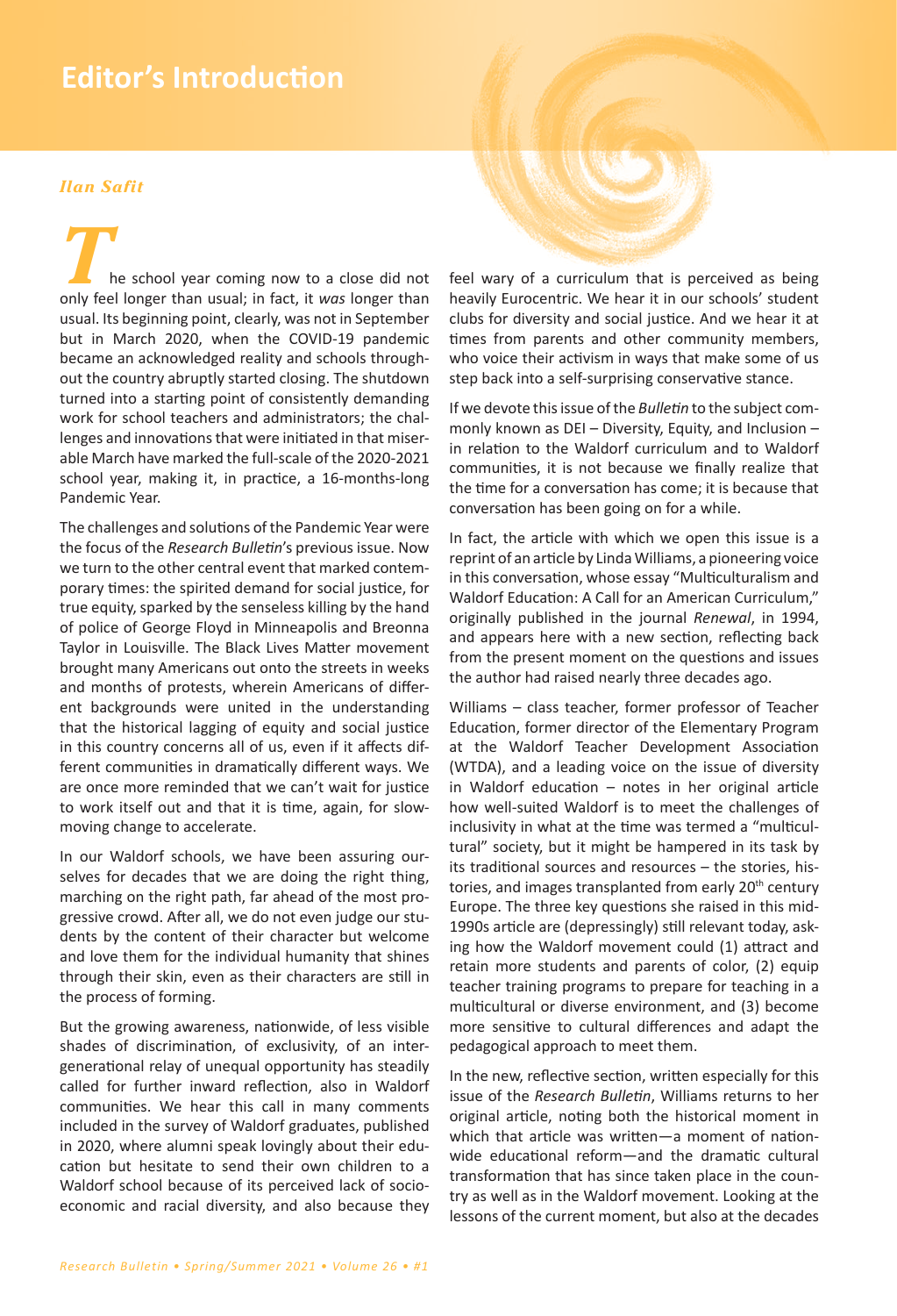# Editor's Introduction

***Ilan Safit***

The school year coming now to a close did not only feel longer than usual; in fact, it *was* longer than usual. Its beginning point, clearly, was not in September but in March 2020, when the COVID-19 pandemic became an acknowledged reality and schools throughout the country abruptly started closing. The shutdown turned into a starting point of consistently demanding work for school teachers and administrators; the challenges and innovations that were initiated in that miserable March have marked the full-scale of the 2020-2021 school year, making it, in practice, a 16-months-long Pandemic Year.

The challenges and solutions of the Pandemic Year were the focus of the *Research Bulletin*'s previous issue. Now we turn to the other central event that marked contemporary times: the spirited demand for social justice, for true equity, sparked by the senseless killing by the hand of police of George Floyd in Minneapolis and Breonna Taylor in Louisville. The Black Lives Matter movement brought many Americans out onto the streets in weeks and months of protests, wherein Americans of different backgrounds were united in the understanding that the historical lagging of equity and social justice in this country concerns all of us, even if it affects different communities in dramatically different ways. We are once more reminded that we can't wait for justice to work itself out and that it is time, again, for slow-moving change to accelerate.

In our Waldorf schools, we have been assuring ourselves for decades that we are doing the right thing, marching on the right path, far ahead of the most progressive crowd. After all, we do not even judge our students by the content of their character but welcome and love them for the individual humanity that shines through their skin, even as their characters are still in the process of forming.

But the growing awareness, nationwide, of less visible shades of discrimination, of exclusivity, of an intergenerational relay of unequal opportunity has steadily called for further inward reflection, also in Waldorf communities. We hear this call in many comments included in the survey of Waldorf graduates, published in 2020, where alumni speak lovingly about their education but hesitate to send their own children to a Waldorf school because of its perceived lack of socioeconomic and racial diversity, and also because they feel wary of a curriculum that is perceived as being heavily Eurocentric. We hear it in our schools' student clubs for diversity and social justice. And we hear it at times from parents and other community members, who voice their activism in ways that make some of us step back into a self-surprising conservative stance.

If we devote this issue of the *Bulletin* to the subject commonly known as DEI – Diversity, Equity, and Inclusion – in relation to the Waldorf curriculum and to Waldorf communities, it is not because we finally realize that the time for a conversation has come; it is because that conversation has been going on for a while.

In fact, the article with which we open this issue is a reprint of an article by Linda Williams, a pioneering voice in this conversation, whose essay "Multiculturalism and Waldorf Education: A Call for an American Curriculum," originally published in the journal *Renewal*, in 1994, and appears here with a new section, reflecting back from the present moment on the questions and issues the author had raised nearly three decades ago.

Williams – class teacher, former professor of Teacher Education, former director of the Elementary Program at the Waldorf Teacher Development Association (WTDA), and a leading voice on the issue of diversity in Waldorf education – notes in her original article how well-suited Waldorf is to meet the challenges of inclusivity in what at the time was termed a "multicultural" society, but it might be hampered in its task by its traditional sources and resources – the stories, histories, and images transplanted from early 20th century Europe. The three key questions she raised in this mid-1990s article are (depressingly) still relevant today, asking how the Waldorf movement could (1) attract and retain more students and parents of color, (2) equip teacher training programs to prepare for teaching in a multicultural or diverse environment, and (3) become more sensitive to cultural differences and adapt the pedagogical approach to meet them.

In the new, reflective section, written especially for this issue of the *Research Bulletin*, Williams returns to her original article, noting both the historical moment in which that article was written—a moment of nationwide educational reform—and the dramatic cultural transformation that has since taken place in the country as well as in the Waldorf movement. Looking at the lessons of the current moment, but also at the decades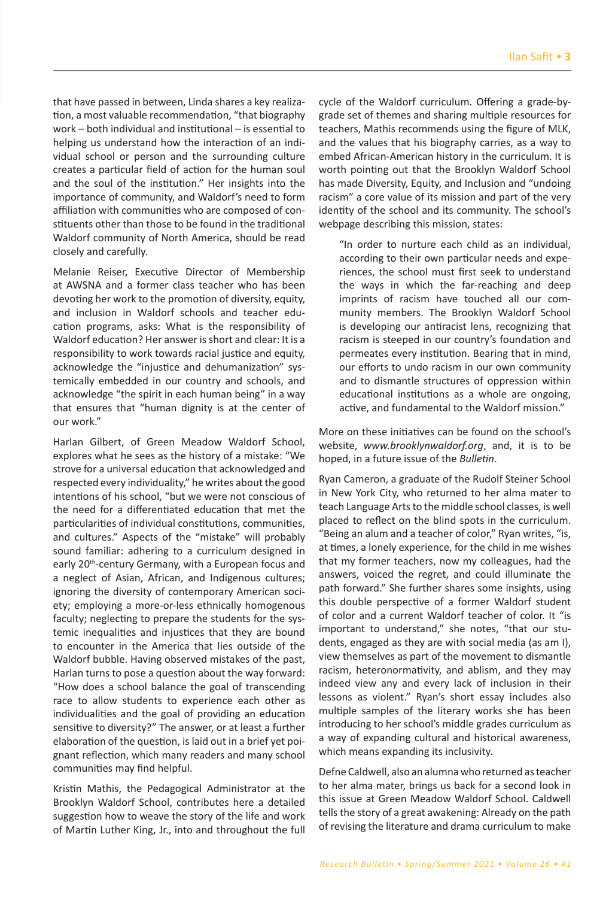that have passed in between, Linda shares a key realization, a most valuable recommendation, "that biography work – both individual and institutional – is essential to helping us understand how the interaction of an individual school or person and the surrounding culture creates a particular field of action for the human soul and the soul of the institution." Her insights into the importance of community, and Waldorf's need to form affiliation with communities who are composed of constituents other than those to be found in the traditional Waldorf community of North America, should be read closely and carefully.

Melanie Reiser, Executive Director of Membership at AWSNA and a former class teacher who has been devoting her work to the promotion of diversity, equity, and inclusion in Waldorf schools and teacher education programs, asks: What is the responsibility of Waldorf education? Her answer is short and clear: It is a responsibility to work towards racial justice and equity, acknowledge the "injustice and dehumanization" systemically embedded in our country and schools, and acknowledge "the spirit in each human being" in a way that ensures that "human dignity is at the center of our work."

Harlan Gilbert, of Green Meadow Waldorf School, explores what he sees as the history of a mistake: "We strove for a universal education that acknowledged and respected every individuality," he writes about the good intentions of his school, "but we were not conscious of the need for a differentiated education that met the particularities of individual constitutions, communities, and cultures." Aspects of the "mistake" will probably sound familiar: adhering to a curriculum designed in early 20th-century Germany, with a European focus and a neglect of Asian, African, and Indigenous cultures; ignoring the diversity of contemporary American society; employing a more-or-less ethnically homogenous faculty; neglecting to prepare the students for the systemic inequalities and injustices that they are bound to encounter in the America that lies outside of the Waldorf bubble. Having observed mistakes of the past, Harlan turns to pose a question about the way forward: "How does a school balance the goal of transcending race to allow students to experience each other as individualities and the goal of providing an education sensitive to diversity?" The answer, or at least a further elaboration of the question, is laid out in a brief yet poignant reflection, which many readers and many school communities may find helpful.

Kristin Mathis, the Pedagogical Administrator at the Brooklyn Waldorf School, contributes here a detailed suggestion how to weave the story of the life and work of Martin Luther King, Jr., into and throughout the full cycle of the Waldorf curriculum. Offering a grade-by-grade set of themes and sharing multiple resources for teachers, Mathis recommends using the figure of MLK, and the values that his biography carries, as a way to embed African-American history in the curriculum. It is worth pointing out that the Brooklyn Waldorf School has made Diversity, Equity, and Inclusion and "undoing racism" a core value of its mission and part of the very identity of the school and its community. The school's webpage describing this mission, states:

> "In order to nurture each child as an individual, according to their own particular needs and experiences, the school must first seek to understand the ways in which the far-reaching and deep imprints of racism have touched all our community members. The Brooklyn Waldorf School is developing our antiracist lens, recognizing that racism is steeped in our country's foundation and permeates every institution. Bearing that in mind, our efforts to undo racism in our own community and to dismantle structures of oppression within educational institutions as a whole are ongoing, active, and fundamental to the Waldorf mission."

More on these initiatives can be found on the school's website, *www.brooklynwaldorf.org*, and, it is to be hoped, in a future issue of the *Bulletin*.

Ryan Cameron, a graduate of the Rudolf Steiner School in New York City, who returned to her alma mater to teach Language Arts to the middle school classes, is well placed to reflect on the blind spots in the curriculum. "Being an alum and a teacher of color," Ryan writes, "is, at times, a lonely experience, for the child in me wishes that my former teachers, now my colleagues, had the answers, voiced the regret, and could illuminate the path forward." She further shares some insights, using this double perspective of a former Waldorf student of color and a current Waldorf teacher of color. It "is important to understand," she notes, "that our students, engaged as they are with social media (as am I), view themselves as part of the movement to dismantle racism, heteronormativity, and ablism, and they may indeed view any and every lack of inclusion in their lessons as violent." Ryan's short essay includes also multiple samples of the literary works she has been introducing to her school's middle grades curriculum as a way of expanding cultural and historical awareness, which means expanding its inclusivity.

Defne Caldwell, also an alumna who returned as teacher to her alma mater, brings us back for a second look in this issue at Green Meadow Waldorf School. Caldwell tells the story of a great awakening: Already on the path of revising the literature and drama curriculum to make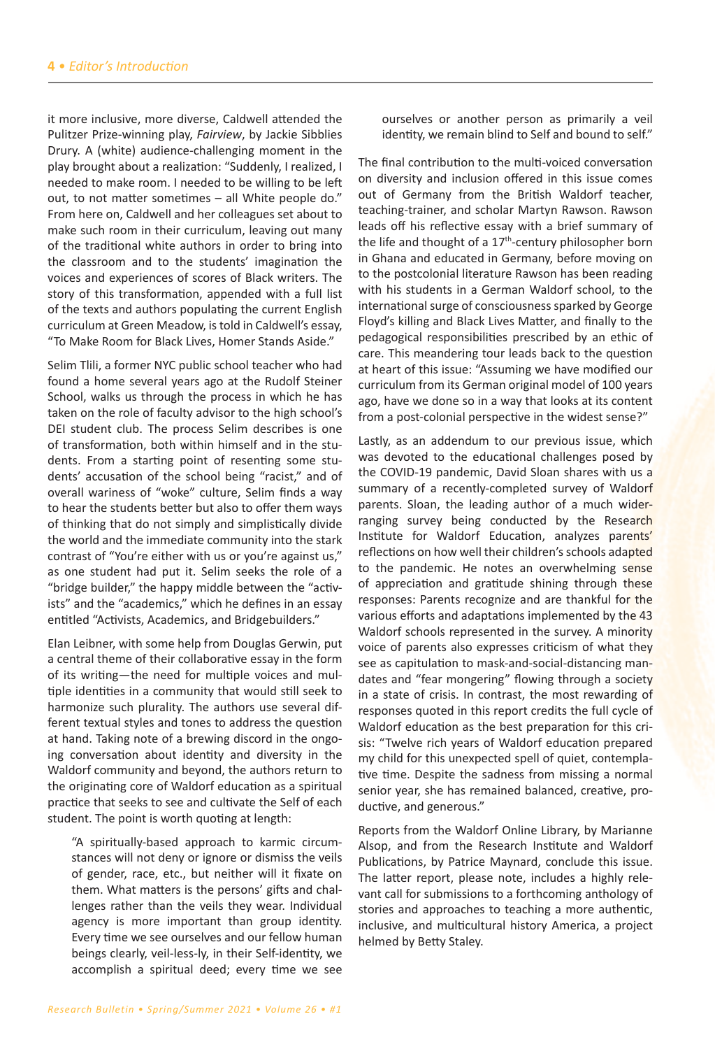it more inclusive, more diverse, Caldwell attended the Pulitzer Prize-winning play, *Fairview*, by Jackie Sibblies Drury. A (white) audience-challenging moment in the play brought about a realization: "Suddenly, I realized, I needed to make room. I needed to be willing to be left out, to not matter sometimes – all White people do." From here on, Caldwell and her colleagues set about to make such room in their curriculum, leaving out many of the traditional white authors in order to bring into the classroom and to the students' imagination the voices and experiences of scores of Black writers. The story of this transformation, appended with a full list of the texts and authors populating the current English curriculum at Green Meadow, is told in Caldwell's essay, "To Make Room for Black Lives, Homer Stands Aside."

Selim Tlili, a former NYC public school teacher who had found a home several years ago at the Rudolf Steiner School, walks us through the process in which he has taken on the role of faculty advisor to the high school's DEI student club. The process Selim describes is one of transformation, both within himself and in the students. From a starting point of resenting some students' accusation of the school being "racist," and of overall wariness of "woke" culture, Selim finds a way to hear the students better but also to offer them ways of thinking that do not simply and simplistically divide the world and the immediate community into the stark contrast of "You're either with us or you're against us," as one student had put it. Selim seeks the role of a "bridge builder," the happy middle between the "activists" and the "academics," which he defines in an essay entitled "Activists, Academics, and Bridgebuilders."

Elan Leibner, with some help from Douglas Gerwin, put a central theme of their collaborative essay in the form of its writing—the need for multiple voices and multiple identities in a community that would still seek to harmonize such plurality. The authors use several different textual styles and tones to address the question at hand. Taking note of a brewing discord in the ongoing conversation about identity and diversity in the Waldorf community and beyond, the authors return to the originating core of Waldorf education as a spiritual practice that seeks to see and cultivate the Self of each student. The point is worth quoting at length:

> "A spiritually-based approach to karmic circumstances will not deny or ignore or dismiss the veils of gender, race, etc., but neither will it fixate on them. What matters is the persons' gifts and challenges rather than the veils they wear. Individual agency is more important than group identity. Every time we see ourselves and our fellow human beings clearly, veil-less-ly, in their Self-identity, we accomplish a spiritual deed; every time we see ourselves or another person as primarily a veil identity, we remain blind to Self and bound to self."

The final contribution to the multi-voiced conversation on diversity and inclusion offered in this issue comes out of Germany from the British Waldorf teacher, teaching-trainer, and scholar Martyn Rawson. Rawson leads off his reflective essay with a brief summary of the life and thought of a 17th-century philosopher born in Ghana and educated in Germany, before moving on to the postcolonial literature Rawson has been reading with his students in a German Waldorf school, to the international surge of consciousness sparked by George Floyd's killing and Black Lives Matter, and finally to the pedagogical responsibilities prescribed by an ethic of care. This meandering tour leads back to the question at heart of this issue: "Assuming we have modified our curriculum from its German original model of 100 years ago, have we done so in a way that looks at its content from a post-colonial perspective in the widest sense?"

Lastly, as an addendum to our previous issue, which was devoted to the educational challenges posed by the COVID-19 pandemic, David Sloan shares with us a summary of a recently-completed survey of Waldorf parents. Sloan, the leading author of a much wider-ranging survey being conducted by the Research Institute for Waldorf Education, analyzes parents' reflections on how well their children's schools adapted to the pandemic. He notes an overwhelming sense of appreciation and gratitude shining through these responses: Parents recognize and are thankful for the various efforts and adaptations implemented by the 43 Waldorf schools represented in the survey. A minority voice of parents also expresses criticism of what they see as capitulation to mask-and-social-distancing mandates and "fear mongering" flowing through a society in a state of crisis. In contrast, the most rewarding of responses quoted in this report credits the full cycle of Waldorf education as the best preparation for this crisis: "Twelve rich years of Waldorf education prepared my child for this unexpected spell of quiet, contemplative time. Despite the sadness from missing a normal senior year, she has remained balanced, creative, productive, and generous."

Reports from the Waldorf Online Library, by Marianne Alsop, and from the Research Institute and Waldorf Publications, by Patrice Maynard, conclude this issue. The latter report, please note, includes a highly relevant call for submissions to a forthcoming anthology of stories and approaches to teaching a more authentic, inclusive, and multicultural history America, a project helmed by Betty Staley.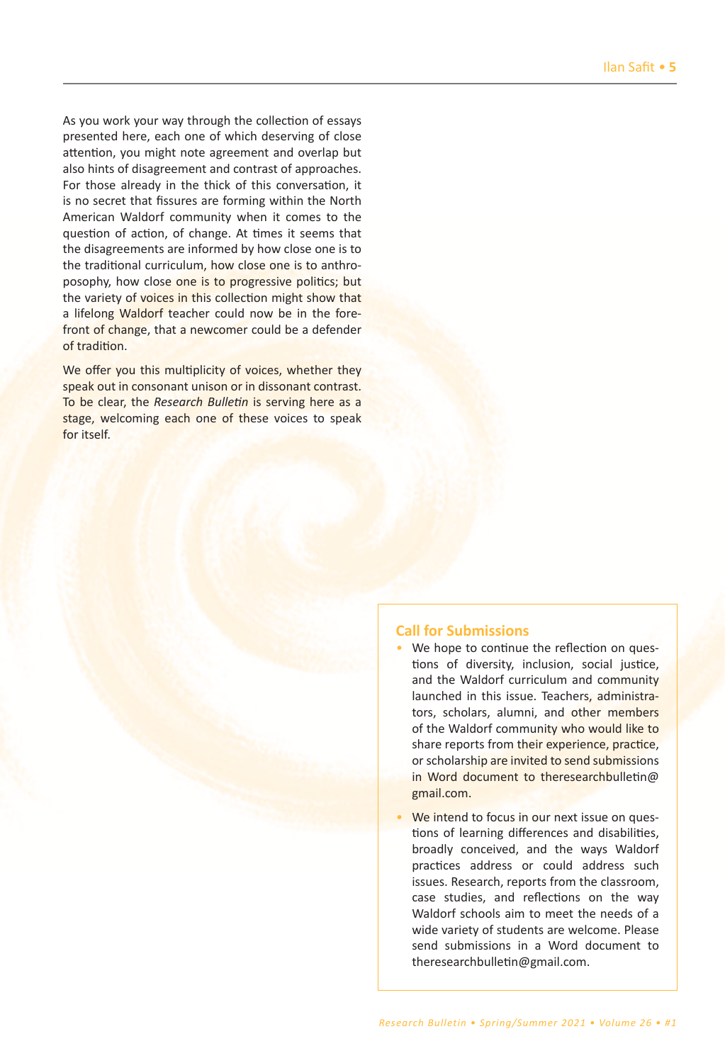As you work your way through the collection of essays presented here, each one of which deserving of close attention, you might note agreement and overlap but also hints of disagreement and contrast of approaches. For those already in the thick of this conversation, it is no secret that fissures are forming within the North American Waldorf community when it comes to the question of action, of change. At times it seems that the disagreements are informed by how close one is to the traditional curriculum, how close one is to anthroposophy, how close one is to progressive politics; but the variety of voices in this collection might show that a lifelong Waldorf teacher could now be in the forefront of change, that a newcomer could be a defender of tradition.

We offer you this multiplicity of voices, whether they speak out in consonant unison or in dissonant contrast. To be clear, the *Research Bulletin* is serving here as a stage, welcoming each one of these voices to speak for itself.

### Call for Submissions

- We hope to continue the reflection on questions of diversity, inclusion, social justice, and the Waldorf curriculum and community launched in this issue. Teachers, administrators, scholars, alumni, and other members of the Waldorf community who would like to share reports from their experience, practice, or scholarship are invited to send submissions in Word document to theresearchbulletin@gmail.com.
- We intend to focus in our next issue on questions of learning differences and disabilities, broadly conceived, and the ways Waldorf practices address or could address such issues. Research, reports from the classroom, case studies, and reflections on the way Waldorf schools aim to meet the needs of a wide variety of students are welcome. Please send submissions in a Word document to theresearchbulletin@gmail.com.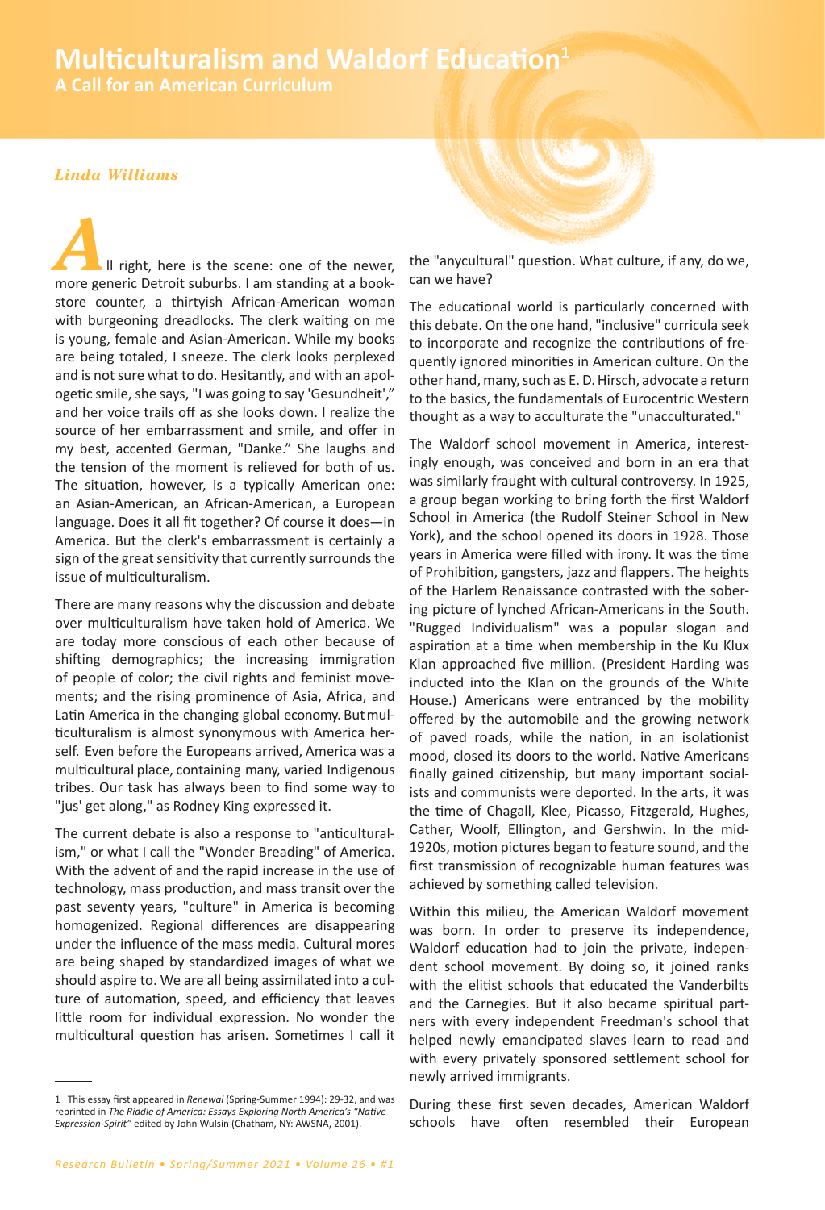# Multiculturalism and Waldorf Education[1]

## A Call for an American Curriculum

*Linda Williams*

All right, here is the scene: one of the newer, more generic Detroit suburbs. I am standing at a bookstore counter, a thirtyish African-American woman with burgeoning dreadlocks. The clerk waiting on me is young, female and Asian-American. While my books are being totaled, I sneeze. The clerk looks perplexed and is not sure what to do. Hesitantly, and with an apologetic smile, she says, "I was going to say 'Gesundheit'," and her voice trails off as she looks down. I realize the source of her embarrassment and smile, and offer in my best, accented German, "Danke." She laughs and the tension of the moment is relieved for both of us. The situation, however, is a typically American one: an Asian-American, an African-American, a European language. Does it all fit together? Of course it does—in America. But the clerk's embarrassment is certainly a sign of the great sensitivity that currently surrounds the issue of multiculturalism.

There are many reasons why the discussion and debate over multiculturalism have taken hold of America. We are today more conscious of each other because of shifting demographics; the increasing immigration of people of color; the civil rights and feminist movements; and the rising prominence of Asia, Africa, and Latin America in the changing global economy. But multiculturalism is almost synonymous with America herself. Even before the Europeans arrived, America was a multicultural place, containing many, varied Indigenous tribes. Our task has always been to find some way to "jus' get along," as Rodney King expressed it.

The current debate is also a response to "anticulturalism," or what I call the "Wonder Breading" of America. With the advent of and the rapid increase in the use of technology, mass production, and mass transit over the past seventy years, "culture" in America is becoming homogenized. Regional differences are disappearing under the influence of the mass media. Cultural mores are being shaped by standardized images of what we should aspire to. We are all being assimilated into a culture of automation, speed, and efficiency that leaves little room for individual expression. No wonder the multicultural question has arisen. Sometimes I call it the "anycultural" question. What culture, if any, do we, can we have?

The educational world is particularly concerned with this debate. On the one hand, "inclusive" curricula seek to incorporate and recognize the contributions of frequently ignored minorities in American culture. On the other hand, many, such as E. D. Hirsch, advocate a return to the basics, the fundamentals of Eurocentric Western thought as a way to acculturate the "unacculturated."

The Waldorf school movement in America, interestingly enough, was conceived and born in an era that was similarly fraught with cultural controversy. In 1925, a group began working to bring forth the first Waldorf School in America (the Rudolf Steiner School in New York), and the school opened its doors in 1928. Those years in America were filled with irony. It was the time of Prohibition, gangsters, jazz and flappers. The heights of the Harlem Renaissance contrasted with the sobering picture of lynched African-Americans in the South. "Rugged Individualism" was a popular slogan and aspiration at a time when membership in the Ku Klux Klan approached five million. (President Harding was inducted into the Klan on the grounds of the White House.) Americans were entranced by the mobility offered by the automobile and the growing network of paved roads, while the nation, in an isolationist mood, closed its doors to the world. Native Americans finally gained citizenship, but many important socialists and communists were deported. In the arts, it was the time of Chagall, Klee, Picasso, Fitzgerald, Hughes, Cather, Woolf, Ellington, and Gershwin. In the mid-1920s, motion pictures began to feature sound, and the first transmission of recognizable human features was achieved by something called television.

Within this milieu, the American Waldorf movement was born. In order to preserve its independence, Waldorf education had to join the private, independent school movement. By doing so, it joined ranks with the elitist schools that educated the Vanderbilts and the Carnegies. But it also became spiritual partners with every independent Freedman's school that helped newly emancipated slaves learn to read and with every privately sponsored settlement school for newly arrived immigrants.

During these first seven decades, American Waldorf schools have often resembled their European

---

1 This essay first appeared in *Renewal* (Spring-Summer 1994): 29-32, and was reprinted in *The Riddle of America: Essays Exploring North America's "Native Expression-Spirit"* edited by John Wulsin (Chatham, NY: AWSNA, 2001).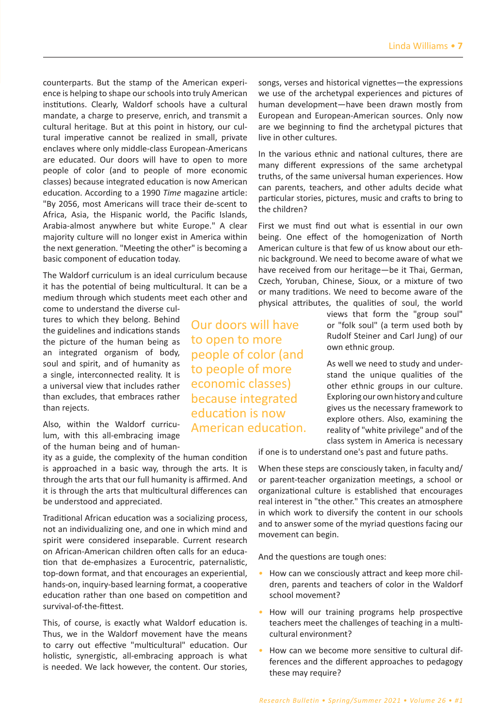counterparts. But the stamp of the American experience is helping to shape our schools into truly American institutions. Clearly, Waldorf schools have a cultural mandate, a charge to preserve, enrich, and transmit a cultural heritage. But at this point in history, our cultural imperative cannot be realized in small, private enclaves where only middle-class European-Americans are educated. Our doors will have to open to more people of color (and to people of more economic classes) because integrated education is now American education. According to a 1990 *Time* magazine article: "By 2056, most Americans will trace their de-scent to Africa, Asia, the Hispanic world, the Pacific Islands, Arabia-almost anywhere but white Europe." A clear majority culture will no longer exist in America within the next generation. "Meeting the other" is becoming a basic component of education today.

The Waldorf curriculum is an ideal curriculum because it has the potential of being multicultural. It can be a medium through which students meet each other and come to understand the diverse cultures to which they belong. Behind the guidelines and indications stands the picture of the human being as an integrated organism of body, soul and spirit, and of humanity as a single, interconnected reality. It is a universal view that includes rather than excludes, that embraces rather than rejects.

> Our doors will have to open to more people of color (and to people of more economic classes) because integrated education is now American education.

Also, within the Waldorf curriculum, with this all-embracing image of the human being and of humanity as a guide, the complexity of the human condition is approached in a basic way, through the arts. It is through the arts that our full humanity is affirmed. And it is through the arts that multicultural differences can be understood and appreciated.

Traditional African education was a socializing process, not an individualizing one, and one in which mind and spirit were considered inseparable. Current research on African-American children often calls for an education that de-emphasizes a Eurocentric, paternalistic, top-down format, and that encourages an experiential, hands-on, inquiry-based learning format, a cooperative education rather than one based on competition and survival-of-the-fittest.

This, of course, is exactly what Waldorf education is. Thus, we in the Waldorf movement have the means to carry out effective "multicultural" education. Our holistic, synergistic, all-embracing approach is what is needed. We lack however, the content. Our stories, songs, verses and historical vignettes—the expressions we use of the archetypal experiences and pictures of human development—have been drawn mostly from European and European-American sources. Only now are we beginning to find the archetypal pictures that live in other cultures.

In the various ethnic and national cultures, there are many different expressions of the same archetypal truths, of the same universal human experiences. How can parents, teachers, and other adults decide what particular stories, pictures, music and crafts to bring to the children?

First we must find out what is essential in our own being. One effect of the homogenization of North American culture is that few of us know about our ethnic background. We need to become aware of what we have received from our heritage—be it Thai, German, Czech, Yoruban, Chinese, Sioux, or a mixture of two or many traditions. We need to become aware of the physical attributes, the qualities of soul, the world views that form the "group soul" or "folk soul" (a term used both by Rudolf Steiner and Carl Jung) of our own ethnic group.

As well we need to study and understand the unique qualities of the other ethnic groups in our culture. Exploring our own history and culture gives us the necessary framework to explore others. Also, examining the reality of "white privilege" and of the class system in America is necessary if one is to understand one's past and future paths.

When these steps are consciously taken, in faculty and/or parent-teacher organization meetings, a school or organizational culture is established that encourages real interest in "the other." This creates an atmosphere in which work to diversify the content in our schools and to answer some of the myriad questions facing our movement can begin.

And the questions are tough ones:

- How can we consciously attract and keep more children, parents and teachers of color in the Waldorf school movement?
- How will our training programs help prospective teachers meet the challenges of teaching in a multicultural environment?
- How can we become more sensitive to cultural differences and the different approaches to pedagogy these may require?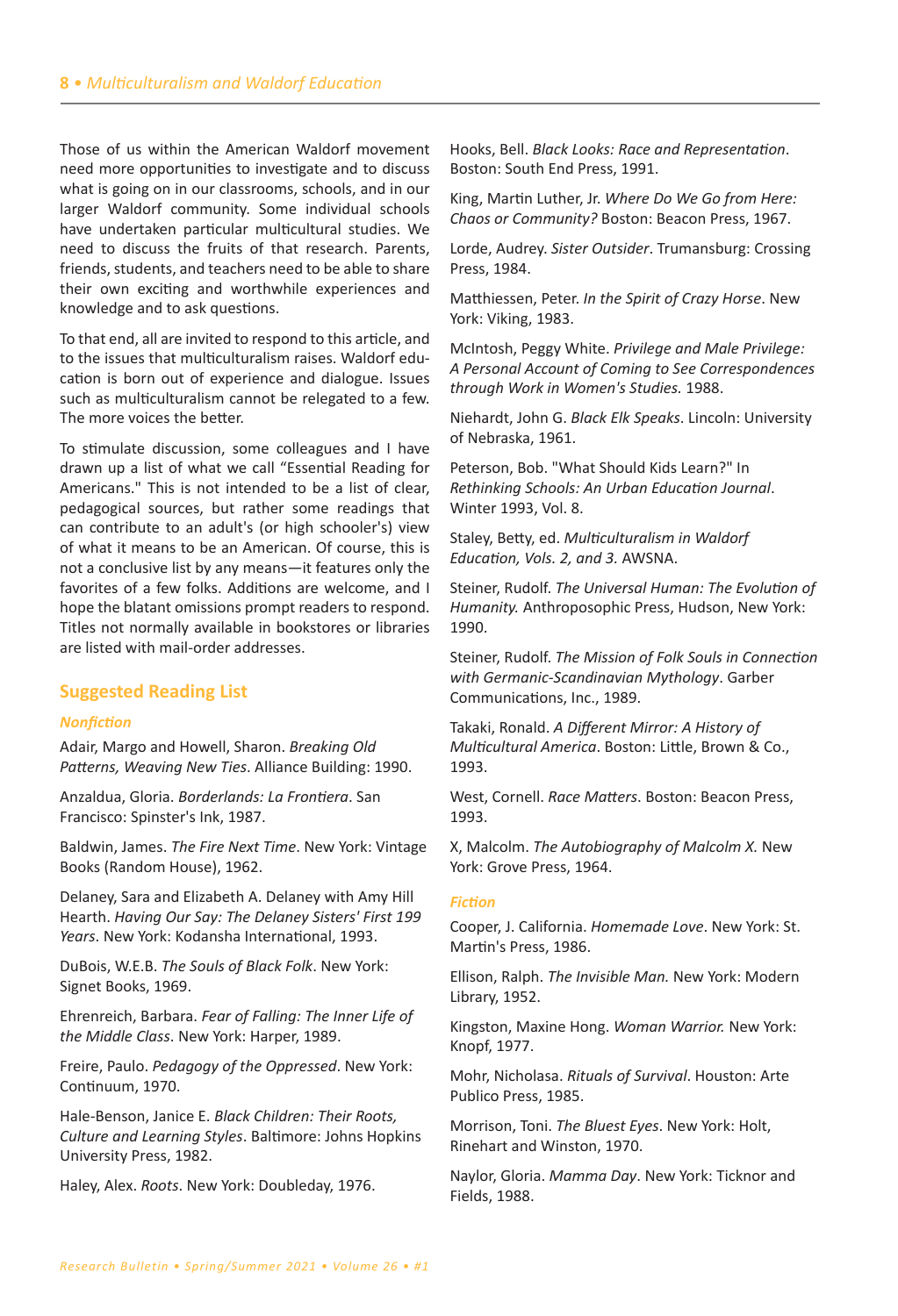Those of us within the American Waldorf movement need more opportunities to investigate and to discuss what is going on in our classrooms, schools, and in our larger Waldorf community. Some individual schools have undertaken particular multicultural studies. We need to discuss the fruits of that research. Parents, friends, students, and teachers need to be able to share their own exciting and worthwhile experiences and knowledge and to ask questions.

To that end, all are invited to respond to this article, and to the issues that multiculturalism raises. Waldorf education is born out of experience and dialogue. Issues such as multiculturalism cannot be relegated to a few. The more voices the better.

To stimulate discussion, some colleagues and I have drawn up a list of what we call "Essential Reading for Americans." This is not intended to be a list of clear, pedagogical sources, but rather some readings that can contribute to an adult's (or high schooler's) view of what it means to be an American. Of course, this is not a conclusive list by any means—it features only the favorites of a few folks. Additions are welcome, and I hope the blatant omissions prompt readers to respond. Titles not normally available in bookstores or libraries are listed with mail-order addresses.

## Suggested Reading List

### *Nonfiction*

Adair, Margo and Howell, Sharon. *Breaking Old Patterns, Weaving New Ties*. Alliance Building: 1990.

Anzaldua, Gloria. *Borderlands: La Frontiera*. San Francisco: Spinster's Ink, 1987.

Baldwin, James. *The Fire Next Time*. New York: Vintage Books (Random House), 1962.

Delaney, Sara and Elizabeth A. Delaney with Amy Hill Hearth. *Having Our Say: The Delaney Sisters' First 199 Years*. New York: Kodansha International, 1993.

DuBois, W.E.B. *The Souls of Black Folk*. New York: Signet Books, 1969.

Ehrenreich, Barbara. *Fear of Falling: The Inner Life of the Middle Class*. New York: Harper, 1989.

Freire, Paulo. *Pedagogy of the Oppressed*. New York: Continuum, 1970.

Hale-Benson, Janice E. *Black Children: Their Roots, Culture and Learning Styles*. Baltimore: Johns Hopkins University Press, 1982.

Haley, Alex. *Roots*. New York: Doubleday, 1976.

Hooks, Bell. *Black Looks: Race and Representation*. Boston: South End Press, 1991.

King, Martin Luther, Jr. *Where Do We Go from Here: Chaos or Community?* Boston: Beacon Press, 1967.

Lorde, Audrey. *Sister Outsider*. Trumansburg: Crossing Press, 1984.

Matthiessen, Peter. *In the Spirit of Crazy Horse*. New York: Viking, 1983.

McIntosh, Peggy White. *Privilege and Male Privilege: A Personal Account of Coming to See Correspondences through Work in Women's Studies.* 1988.

Niehardt, John G. *Black Elk Speaks*. Lincoln: University of Nebraska, 1961.

Peterson, Bob. "What Should Kids Learn?" In *Rethinking Schools: An Urban Education Journal*. Winter 1993, Vol. 8.

Staley, Betty, ed. *Multiculturalism in Waldorf Education, Vols. 2, and 3.* AWSNA.

Steiner, Rudolf. *The Universal Human: The Evolution of Humanity.* Anthroposophic Press, Hudson, New York: 1990.

Steiner, Rudolf. *The Mission of Folk Souls in Connection with Germanic-Scandinavian Mythology*. Garber Communications, Inc., 1989.

Takaki, Ronald. *A Different Mirror: A History of Multicultural America*. Boston: Little, Brown & Co., 1993.

West, Cornell. *Race Matters*. Boston: Beacon Press, 1993.

X, Malcolm. *The Autobiography of Malcolm X.* New York: Grove Press, 1964.

### *Fiction*

Cooper, J. California. *Homemade Love*. New York: St. Martin's Press, 1986.

Ellison, Ralph. *The Invisible Man.* New York: Modern Library, 1952.

Kingston, Maxine Hong. *Woman Warrior.* New York: Knopf, 1977.

Mohr, Nicholasa. *Rituals of Survival*. Houston: Arte Publico Press, 1985.

Morrison, Toni. *The Bluest Eyes*. New York: Holt, Rinehart and Winston, 1970.

Naylor, Gloria. *Mamma Day*. New York: Ticknor and Fields, 1988.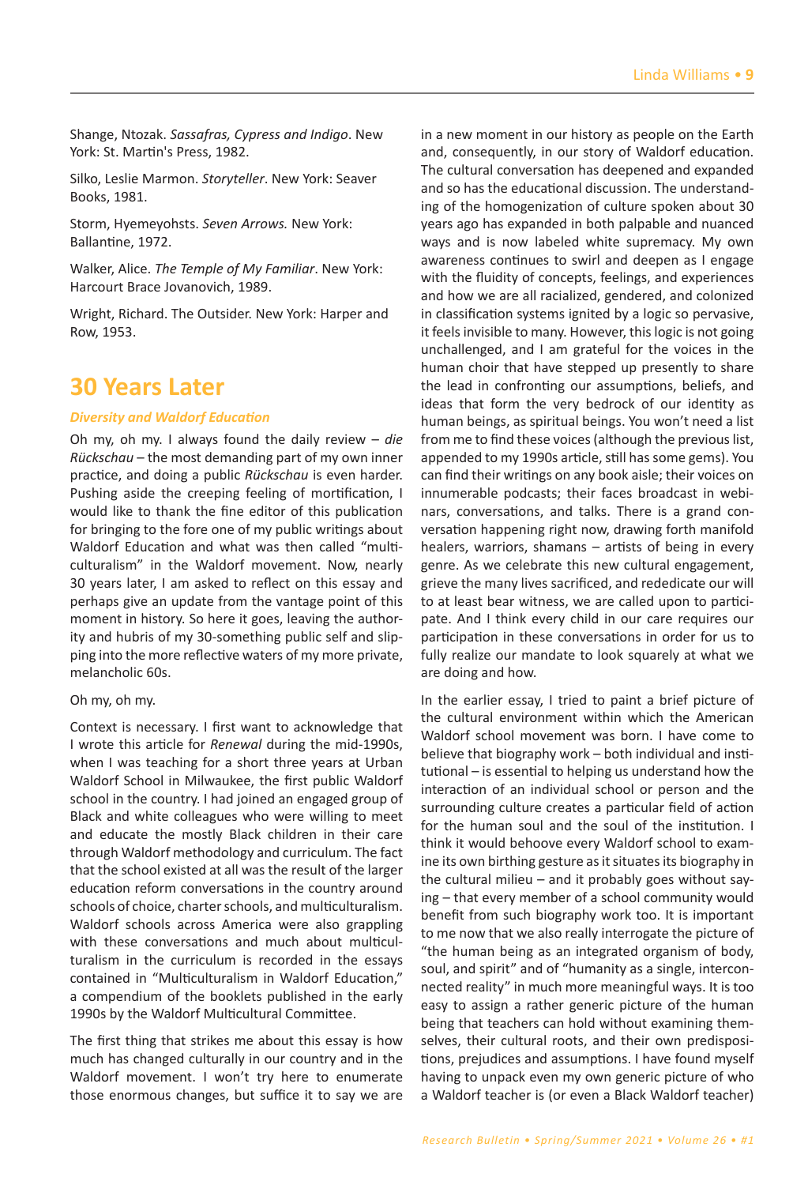Shange, Ntozak. *Sassafras, Cypress and Indigo*. New York: St. Martin's Press, 1982.

Silko, Leslie Marmon. *Storyteller*. New York: Seaver Books, 1981.

Storm, Hyemeyohsts. *Seven Arrows.* New York: Ballantine, 1972.

Walker, Alice. *The Temple of My Familiar*. New York: Harcourt Brace Jovanovich, 1989.

Wright, Richard. The Outsider. New York: Harper and Row, 1953.

## 30 Years Later

### *Diversity and Waldorf Education*

Oh my, oh my. I always found the daily review – *die Rückschau* – the most demanding part of my own inner practice, and doing a public *Rückschau* is even harder. Pushing aside the creeping feeling of mortification, I would like to thank the fine editor of this publication for bringing to the fore one of my public writings about Waldorf Education and what was then called "multiculturalism" in the Waldorf movement. Now, nearly 30 years later, I am asked to reflect on this essay and perhaps give an update from the vantage point of this moment in history. So here it goes, leaving the authority and hubris of my 30-something public self and slipping into the more reflective waters of my more private, melancholic 60s.

Oh my, oh my.

Context is necessary. I first want to acknowledge that I wrote this article for *Renewal* during the mid-1990s, when I was teaching for a short three years at Urban Waldorf School in Milwaukee, the first public Waldorf school in the country. I had joined an engaged group of Black and white colleagues who were willing to meet and educate the mostly Black children in their care through Waldorf methodology and curriculum. The fact that the school existed at all was the result of the larger education reform conversations in the country around schools of choice, charter schools, and multiculturalism. Waldorf schools across America were also grappling with these conversations and much about multiculturalism in the curriculum is recorded in the essays contained in "Multiculturalism in Waldorf Education," a compendium of the booklets published in the early 1990s by the Waldorf Multicultural Committee.

The first thing that strikes me about this essay is how much has changed culturally in our country and in the Waldorf movement. I won't try here to enumerate those enormous changes, but suffice it to say we are in a new moment in our history as people on the Earth and, consequently, in our story of Waldorf education. The cultural conversation has deepened and expanded and so has the educational discussion. The understanding of the homogenization of culture spoken about 30 years ago has expanded in both palpable and nuanced ways and is now labeled white supremacy. My own awareness continues to swirl and deepen as I engage with the fluidity of concepts, feelings, and experiences and how we are all racialized, gendered, and colonized in classification systems ignited by a logic so pervasive, it feels invisible to many. However, this logic is not going unchallenged, and I am grateful for the voices in the human choir that have stepped up presently to share the lead in confronting our assumptions, beliefs, and ideas that form the very bedrock of our identity as human beings, as spiritual beings. You won't need a list from me to find these voices (although the previous list, appended to my 1990s article, still has some gems). You can find their writings on any book aisle; their voices on innumerable podcasts; their faces broadcast in webinars, conversations, and talks. There is a grand conversation happening right now, drawing forth manifold healers, warriors, shamans – artists of being in every genre. As we celebrate this new cultural engagement, grieve the many lives sacrificed, and rededicate our will to at least bear witness, we are called upon to participate. And I think every child in our care requires our participation in these conversations in order for us to fully realize our mandate to look squarely at what we are doing and how.

In the earlier essay, I tried to paint a brief picture of the cultural environment within which the American Waldorf school movement was born. I have come to believe that biography work – both individual and institutional – is essential to helping us understand how the interaction of an individual school or person and the surrounding culture creates a particular field of action for the human soul and the soul of the institution. I think it would behoove every Waldorf school to examine its own birthing gesture as it situates its biography in the cultural milieu – and it probably goes without saying – that every member of a school community would benefit from such biography work too. It is important to me now that we also really interrogate the picture of "the human being as an integrated organism of body, soul, and spirit" and of "humanity as a single, interconnected reality" in much more meaningful ways. It is too easy to assign a rather generic picture of the human being that teachers can hold without examining themselves, their cultural roots, and their own predispositions, prejudices and assumptions. I have found myself having to unpack even my own generic picture of who a Waldorf teacher is (or even a Black Waldorf teacher)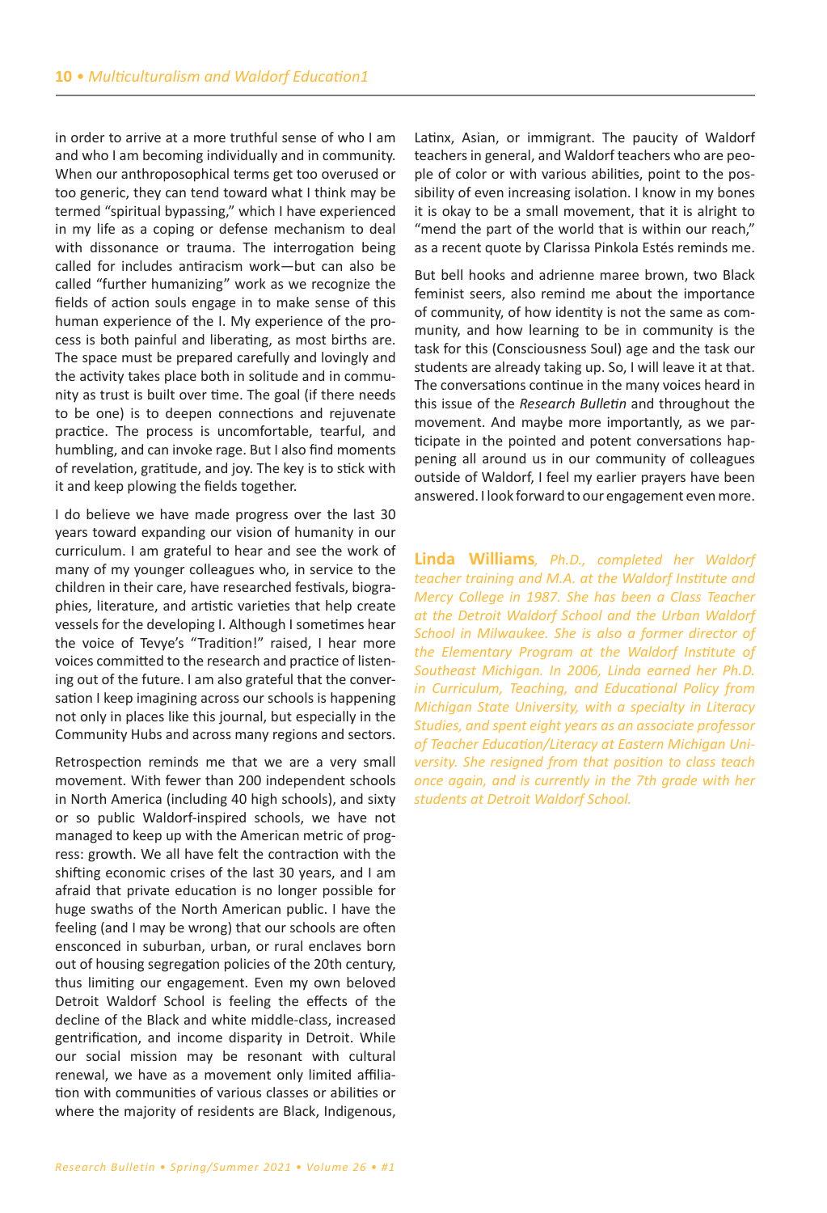in order to arrive at a more truthful sense of who I am and who I am becoming individually and in community. When our anthroposophical terms get too overused or too generic, they can tend toward what I think may be termed "spiritual bypassing," which I have experienced in my life as a coping or defense mechanism to deal with dissonance or trauma. The interrogation being called for includes antiracism work—but can also be called "further humanizing" work as we recognize the fields of action souls engage in to make sense of this human experience of the I. My experience of the process is both painful and liberating, as most births are. The space must be prepared carefully and lovingly and the activity takes place both in solitude and in community as trust is built over time. The goal (if there needs to be one) is to deepen connections and rejuvenate practice. The process is uncomfortable, tearful, and humbling, and can invoke rage. But I also find moments of revelation, gratitude, and joy. The key is to stick with it and keep plowing the fields together.

I do believe we have made progress over the last 30 years toward expanding our vision of humanity in our curriculum. I am grateful to hear and see the work of many of my younger colleagues who, in service to the children in their care, have researched festivals, biographies, literature, and artistic varieties that help create vessels for the developing I. Although I sometimes hear the voice of Tevye's "Tradition!" raised, I hear more voices committed to the research and practice of listening out of the future. I am also grateful that the conversation I keep imagining across our schools is happening not only in places like this journal, but especially in the Community Hubs and across many regions and sectors.

Retrospection reminds me that we are a very small movement. With fewer than 200 independent schools in North America (including 40 high schools), and sixty or so public Waldorf-inspired schools, we have not managed to keep up with the American metric of progress: growth. We all have felt the contraction with the shifting economic crises of the last 30 years, and I am afraid that private education is no longer possible for huge swaths of the North American public. I have the feeling (and I may be wrong) that our schools are often ensconced in suburban, urban, or rural enclaves born out of housing segregation policies of the 20th century, thus limiting our engagement. Even my own beloved Detroit Waldorf School is feeling the effects of the decline of the Black and white middle-class, increased gentrification, and income disparity in Detroit. While our social mission may be resonant with cultural renewal, we have as a movement only limited affiliation with communities of various classes or abilities or where the majority of residents are Black, Indigenous, Latinx, Asian, or immigrant. The paucity of Waldorf teachers in general, and Waldorf teachers who are people of color or with various abilities, point to the possibility of even increasing isolation. I know in my bones it is okay to be a small movement, that it is alright to "mend the part of the world that is within our reach," as a recent quote by Clarissa Pinkola Estés reminds me.

But bell hooks and adrienne maree brown, two Black feminist seers, also remind me about the importance of community, of how identity is not the same as community, and how learning to be in community is the task for this (Consciousness Soul) age and the task our students are already taking up. So, I will leave it at that. The conversations continue in the many voices heard in this issue of the *Research Bulletin* and throughout the movement. And maybe more importantly, as we participate in the pointed and potent conversations happening all around us in our community of colleagues outside of Waldorf, I feel my earlier prayers have been answered. I look forward to our engagement even more.

**Linda Williams***, Ph.D., completed her Waldorf teacher training and M.A. at the Waldorf Institute and Mercy College in 1987. She has been a Class Teacher at the Detroit Waldorf School and the Urban Waldorf School in Milwaukee. She is also a former director of the Elementary Program at the Waldorf Institute of Southeast Michigan. In 2006, Linda earned her Ph.D. in Curriculum, Teaching, and Educational Policy from Michigan State University, with a specialty in Literacy Studies, and spent eight years as an associate professor of Teacher Education/Literacy at Eastern Michigan University. She resigned from that position to class teach once again, and is currently in the 7th grade with her students at Detroit Waldorf School.*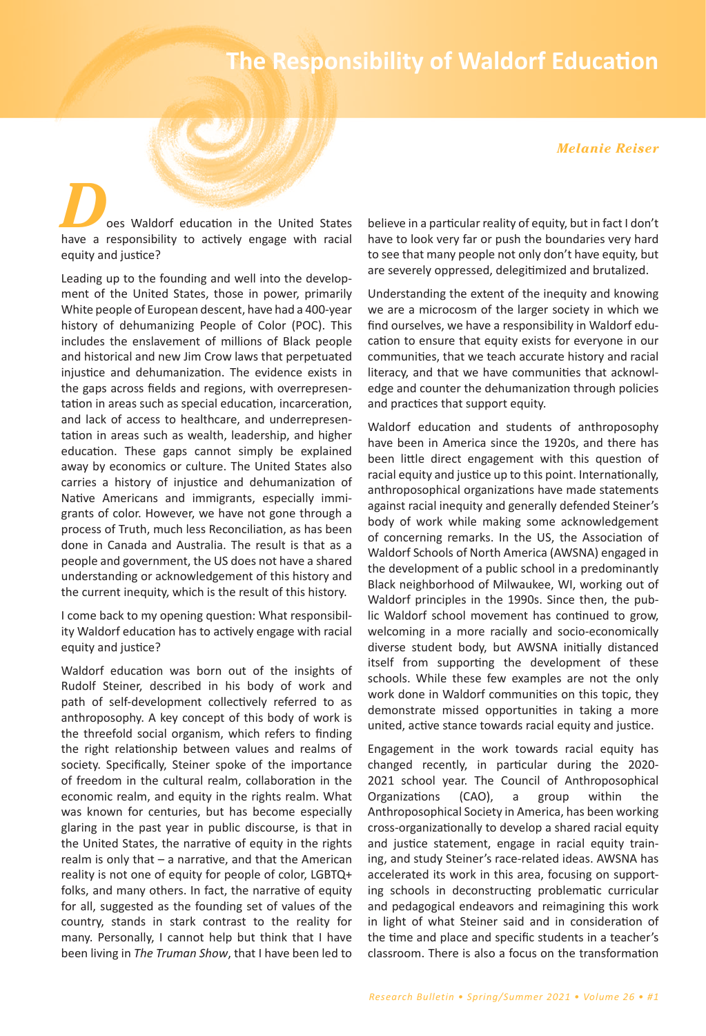# The Responsibility of Waldorf Education

*Melanie Reiser*

Does Waldorf education in the United States have a responsibility to actively engage with racial equity and justice?

Leading up to the founding and well into the development of the United States, those in power, primarily White people of European descent, have had a 400-year history of dehumanizing People of Color (POC). This includes the enslavement of millions of Black people and historical and new Jim Crow laws that perpetuated injustice and dehumanization. The evidence exists in the gaps across fields and regions, with overrepresentation in areas such as special education, incarceration, and lack of access to healthcare, and underrepresentation in areas such as wealth, leadership, and higher education. These gaps cannot simply be explained away by economics or culture. The United States also carries a history of injustice and dehumanization of Native Americans and immigrants, especially immigrants of color. However, we have not gone through a process of Truth, much less Reconciliation, as has been done in Canada and Australia. The result is that as a people and government, the US does not have a shared understanding or acknowledgement of this history and the current inequity, which is the result of this history.

I come back to my opening question: What responsibility Waldorf education has to actively engage with racial equity and justice?

Waldorf education was born out of the insights of Rudolf Steiner, described in his body of work and path of self-development collectively referred to as anthroposophy. A key concept of this body of work is the threefold social organism, which refers to finding the right relationship between values and realms of society. Specifically, Steiner spoke of the importance of freedom in the cultural realm, collaboration in the economic realm, and equity in the rights realm. What was known for centuries, but has become especially glaring in the past year in public discourse, is that in the United States, the narrative of equity in the rights realm is only that – a narrative, and that the American reality is not one of equity for people of color, LGBTQ+ folks, and many others. In fact, the narrative of equity for all, suggested as the founding set of values of the country, stands in stark contrast to the reality for many. Personally, I cannot help but think that I have been living in *The Truman Show*, that I have been led to believe in a particular reality of equity, but in fact I don't have to look very far or push the boundaries very hard to see that many people not only don't have equity, but are severely oppressed, delegitimized and brutalized.

Understanding the extent of the inequity and knowing we are a microcosm of the larger society in which we find ourselves, we have a responsibility in Waldorf education to ensure that equity exists for everyone in our communities, that we teach accurate history and racial literacy, and that we have communities that acknowledge and counter the dehumanization through policies and practices that support equity.

Waldorf education and students of anthroposophy have been in America since the 1920s, and there has been little direct engagement with this question of racial equity and justice up to this point. Internationally, anthroposophical organizations have made statements against racial inequity and generally defended Steiner's body of work while making some acknowledgement of concerning remarks. In the US, the Association of Waldorf Schools of North America (AWSNA) engaged in the development of a public school in a predominantly Black neighborhood of Milwaukee, WI, working out of Waldorf principles in the 1990s. Since then, the public Waldorf school movement has continued to grow, welcoming in a more racially and socio-economically diverse student body, but AWSNA initially distanced itself from supporting the development of these schools. While these few examples are not the only work done in Waldorf communities on this topic, they demonstrate missed opportunities in taking a more united, active stance towards racial equity and justice.

Engagement in the work towards racial equity has changed recently, in particular during the 2020-2021 school year. The Council of Anthroposophical Organizations (CAO), a group within the Anthroposophical Society in America, has been working cross-organizationally to develop a shared racial equity and justice statement, engage in racial equity training, and study Steiner's race-related ideas. AWSNA has accelerated its work in this area, focusing on supporting schools in deconstructing problematic curricular and pedagogical endeavors and reimagining this work in light of what Steiner said and in consideration of the time and place and specific students in a teacher's classroom. There is also a focus on the transformation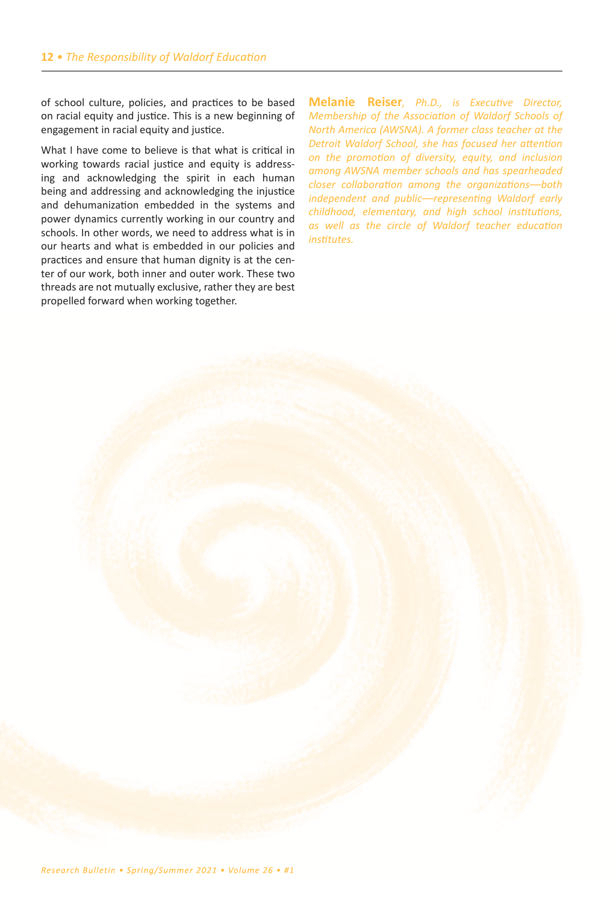of school culture, policies, and practices to be based on racial equity and justice. This is a new beginning of engagement in racial equity and justice.

What I have come to believe is that what is critical in working towards racial justice and equity is addressing and acknowledging the spirit in each human being and addressing and acknowledging the injustice and dehumanization embedded in the systems and power dynamics currently working in our country and schools. In other words, we need to address what is in our hearts and what is embedded in our policies and practices and ensure that human dignity is at the center of our work, both inner and outer work. These two threads are not mutually exclusive, rather they are best propelled forward when working together.

**Melanie Reiser***, Ph.D., is Executive Director, Membership of the Association of Waldorf Schools of North America (AWSNA). A former class teacher at the Detroit Waldorf School, she has focused her attention on the promotion of diversity, equity, and inclusion among AWSNA member schools and has spearheaded closer collaboration among the organizations—both independent and public—representing Waldorf early childhood, elementary, and high school institutions, as well as the circle of Waldorf teacher education institutes.*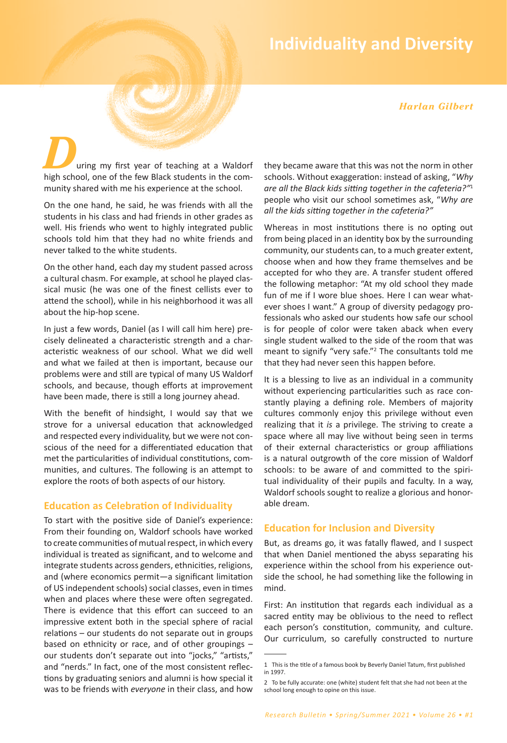# Individuality and Diversity

*Harlan Gilbert*

During my first year of teaching at a Waldorf high school, one of the few Black students in the community shared with me his experience at the school.

On the one hand, he said, he was friends with all the students in his class and had friends in other grades as well. His friends who went to highly integrated public schools told him that they had no white friends and never talked to the white students.

On the other hand, each day my student passed across a cultural chasm. For example, at school he played classical music (he was one of the finest cellists ever to attend the school), while in his neighborhood it was all about the hip-hop scene.

In just a few words, Daniel (as I will call him here) precisely delineated a characteristic strength and a characteristic weakness of our school. What we did well and what we failed at then is important, because our problems were and still are typical of many US Waldorf schools, and because, though efforts at improvement have been made, there is still a long journey ahead.

With the benefit of hindsight, I would say that we strove for a universal education that acknowledged and respected every individuality, but we were not conscious of the need for a differentiated education that met the particularities of individual constitutions, communities, and cultures. The following is an attempt to explore the roots of both aspects of our history.

## Education as Celebration of Individuality

To start with the positive side of Daniel's experience: From their founding on, Waldorf schools have worked to create communities of mutual respect, in which every individual is treated as significant, and to welcome and integrate students across genders, ethnicities, religions, and (where economics permit—a significant limitation of US independent schools) social classes, even in times when and places where these were often segregated. There is evidence that this effort can succeed to an impressive extent both in the special sphere of racial relations – our students do not separate out in groups based on ethnicity or race, and of other groupings – our students don't separate out into "jocks," "artists," and "nerds." In fact, one of the most consistent reflections by graduating seniors and alumni is how special it was to be friends with *everyone* in their class, and how they became aware that this was not the norm in other schools. Without exaggeration: instead of asking, "*Why are all the Black kids sitting together in the cafeteria?*"[1] people who visit our school sometimes ask, "*Why are all the kids sitting together in the cafeteria?*"

Whereas in most institutions there is no opting out from being placed in an identity box by the surrounding community, our students can, to a much greater extent, choose when and how they frame themselves and be accepted for who they are. A transfer student offered the following metaphor: "At my old school they made fun of me if I wore blue shoes. Here I can wear whatever shoes I want." A group of diversity pedagogy professionals who asked our students how safe our school is for people of color were taken aback when every single student walked to the side of the room that was meant to signify "very safe."[2] The consultants told me that they had never seen this happen before.

It is a blessing to live as an individual in a community without experiencing particularities such as race constantly playing a defining role. Members of majority cultures commonly enjoy this privilege without even realizing that it *is* a privilege. The striving to create a space where all may live without being seen in terms of their external characteristics or group affiliations is a natural outgrowth of the core mission of Waldorf schools: to be aware of and committed to the spiritual individuality of their pupils and faculty. In a way, Waldorf schools sought to realize a glorious and honorable dream.

## Education for Inclusion and Diversity

But, as dreams go, it was fatally flawed, and I suspect that when Daniel mentioned the abyss separating his experience within the school from his experience outside the school, he had something like the following in mind.

First: An institution that regards each individual as a sacred entity may be oblivious to the need to reflect each person's constitution, community, and culture. Our curriculum, so carefully constructed to nurture

---

1 This is the title of a famous book by Beverly Daniel Tatum, first published in 1997.

2 To be fully accurate: one (white) student felt that she had not been at the school long enough to opine on this issue.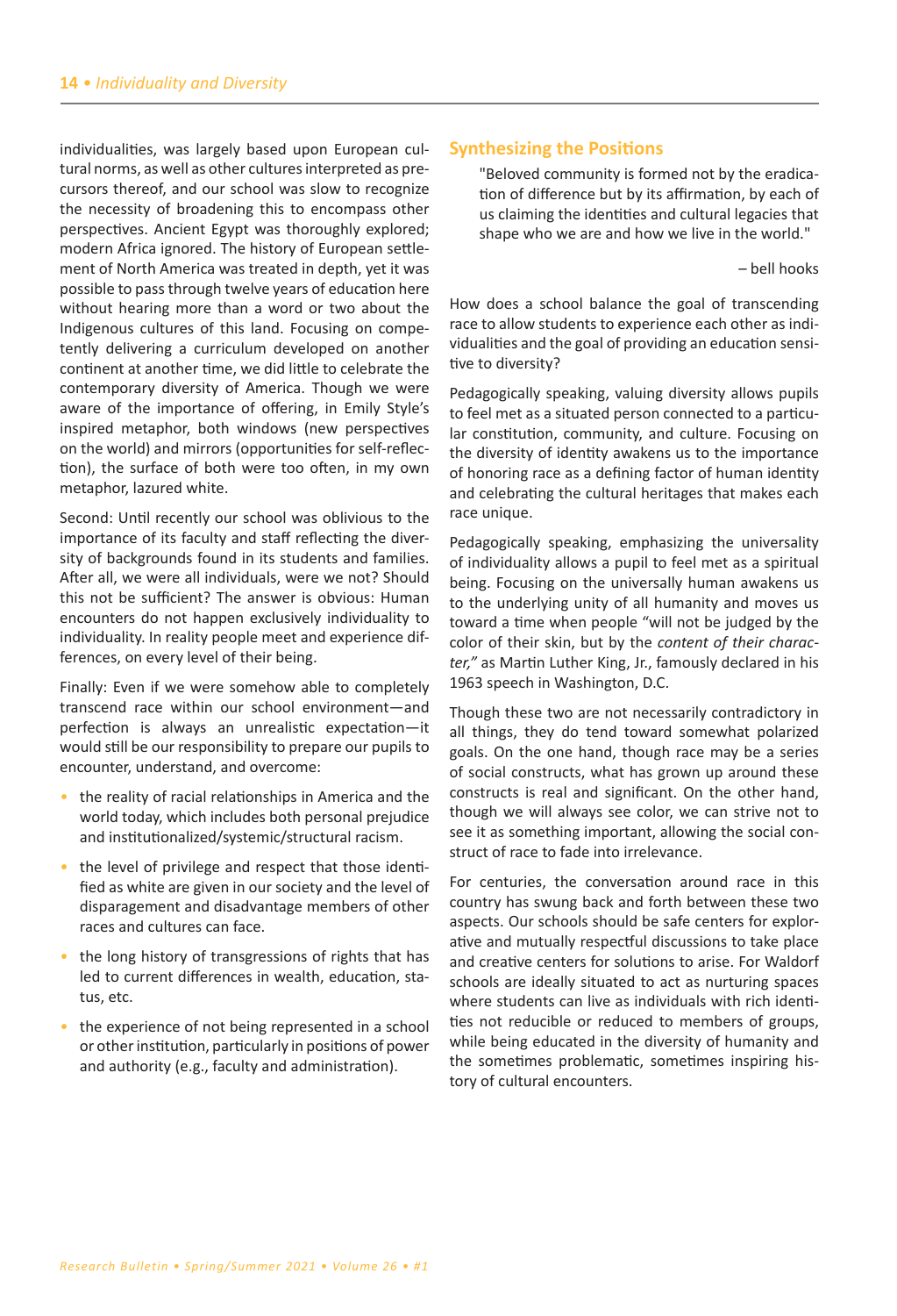individualities, was largely based upon European cultural norms, as well as other cultures interpreted as precursors thereof, and our school was slow to recognize the necessity of broadening this to encompass other perspectives. Ancient Egypt was thoroughly explored; modern Africa ignored. The history of European settlement of North America was treated in depth, yet it was possible to pass through twelve years of education here without hearing more than a word or two about the Indigenous cultures of this land. Focusing on competently delivering a curriculum developed on another continent at another time, we did little to celebrate the contemporary diversity of America. Though we were aware of the importance of offering, in Emily Style's inspired metaphor, both windows (new perspectives on the world) and mirrors (opportunities for self-reflection), the surface of both were too often, in my own metaphor, lazured white.

Second: Until recently our school was oblivious to the importance of its faculty and staff reflecting the diversity of backgrounds found in its students and families. After all, we were all individuals, were we not? Should this not be sufficient? The answer is obvious: Human encounters do not happen exclusively individuality to individuality. In reality people meet and experience differences, on every level of their being.

Finally: Even if we were somehow able to completely transcend race within our school environment—and perfection is always an unrealistic expectation—it would still be our responsibility to prepare our pupils to encounter, understand, and overcome:

- the reality of racial relationships in America and the world today, which includes both personal prejudice and institutionalized/systemic/structural racism.
- the level of privilege and respect that those identified as white are given in our society and the level of disparagement and disadvantage members of other races and cultures can face.
- the long history of transgressions of rights that has led to current differences in wealth, education, status, etc.
- the experience of not being represented in a school or other institution, particularly in positions of power and authority (e.g., faculty and administration).

## Synthesizing the Positions

> "Beloved community is formed not by the eradication of difference but by its affirmation, by each of us claiming the identities and cultural legacies that shape who we are and how we live in the world."
>
> – bell hooks

How does a school balance the goal of transcending race to allow students to experience each other as individualities and the goal of providing an education sensitive to diversity?

Pedagogically speaking, valuing diversity allows pupils to feel met as a situated person connected to a particular constitution, community, and culture. Focusing on the diversity of identity awakens us to the importance of honoring race as a defining factor of human identity and celebrating the cultural heritages that makes each race unique.

Pedagogically speaking, emphasizing the universality of individuality allows a pupil to feel met as a spiritual being. Focusing on the universally human awakens us to the underlying unity of all humanity and moves us toward a time when people "will not be judged by the color of their skin, but by the *content of their character,"* as Martin Luther King, Jr., famously declared in his 1963 speech in Washington, D.C.

Though these two are not necessarily contradictory in all things, they do tend toward somewhat polarized goals. On the one hand, though race may be a series of social constructs, what has grown up around these constructs is real and significant. On the other hand, though we will always see color, we can strive not to see it as something important, allowing the social construct of race to fade into irrelevance.

For centuries, the conversation around race in this country has swung back and forth between these two aspects. Our schools should be safe centers for explorative and mutually respectful discussions to take place and creative centers for solutions to arise. For Waldorf schools are ideally situated to act as nurturing spaces where students can live as individuals with rich identities not reducible or reduced to members of groups, while being educated in the diversity of humanity and the sometimes problematic, sometimes inspiring history of cultural encounters.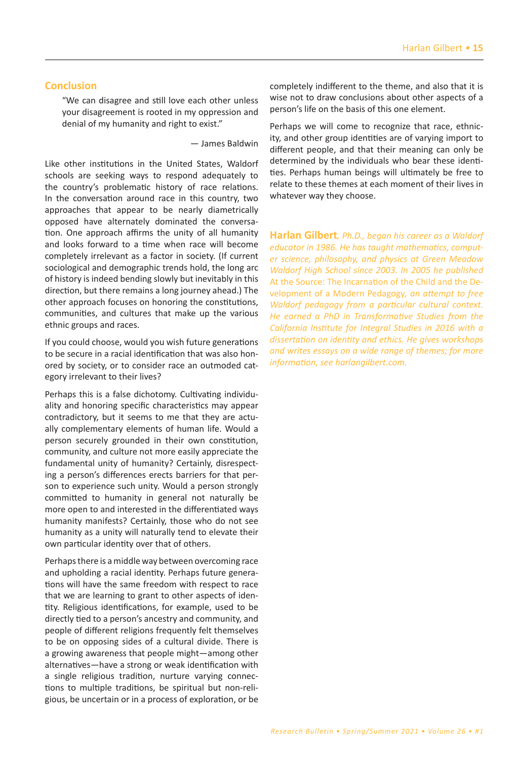## Conclusion

> "We can disagree and still love each other unless your disagreement is rooted in my oppression and denial of my humanity and right to exist."
>
> — James Baldwin

Like other institutions in the United States, Waldorf schools are seeking ways to respond adequately to the country's problematic history of race relations. In the conversation around race in this country, two approaches that appear to be nearly diametrically opposed have alternately dominated the conversation. One approach affirms the unity of all humanity and looks forward to a time when race will become completely irrelevant as a factor in society. (If current sociological and demographic trends hold, the long arc of history is indeed bending slowly but inevitably in this direction, but there remains a long journey ahead.) The other approach focuses on honoring the constitutions, communities, and cultures that make up the various ethnic groups and races.

If you could choose, would you wish future generations to be secure in a racial identification that was also honored by society, or to consider race an outmoded category irrelevant to their lives?

Perhaps this is a false dichotomy. Cultivating individuality and honoring specific characteristics may appear contradictory, but it seems to me that they are actually complementary elements of human life. Would a person securely grounded in their own constitution, community, and culture not more easily appreciate the fundamental unity of humanity? Certainly, disrespecting a person's differences erects barriers for that person to experience such unity. Would a person strongly committed to humanity in general not naturally be more open to and interested in the differentiated ways humanity manifests? Certainly, those who do not see humanity as a unity will naturally tend to elevate their own particular identity over that of others.

Perhaps there is a middle way between overcoming race and upholding a racial identity. Perhaps future generations will have the same freedom with respect to race that we are learning to grant to other aspects of identity. Religious identifications, for example, used to be directly tied to a person's ancestry and community, and people of different religions frequently felt themselves to be on opposing sides of a cultural divide. There is a growing awareness that people might—among other alternatives—have a strong or weak identification with a single religious tradition, nurture varying connections to multiple traditions, be spiritual but non-religious, be uncertain or in a process of exploration, or be completely indifferent to the theme, and also that it is wise not to draw conclusions about other aspects of a person's life on the basis of this one element.

Perhaps we will come to recognize that race, ethnicity, and other group identities are of varying import to different people, and that their meaning can only be determined by the individuals who bear these identities. Perhaps human beings will ultimately be free to relate to these themes at each moment of their lives in whatever way they choose.

**Harlan Gilbert**, *Ph.D., began his career as a Waldorf educator in 1986. He has taught mathematics, computer science, philosophy, and physics at Green Meadow Waldorf High School since 2003. In 2005 he published* At the Source: The Incarnation of the Child and the Development of a Modern Pedagogy, *an attempt to free Waldorf pedagogy from a particular cultural context. He earned a PhD in Transformative Studies from the California Institute for Integral Studies in 2016 with a dissertation on identity and ethics. He gives workshops and writes essays on a wide range of themes; for more information, see harlangilbert.com.*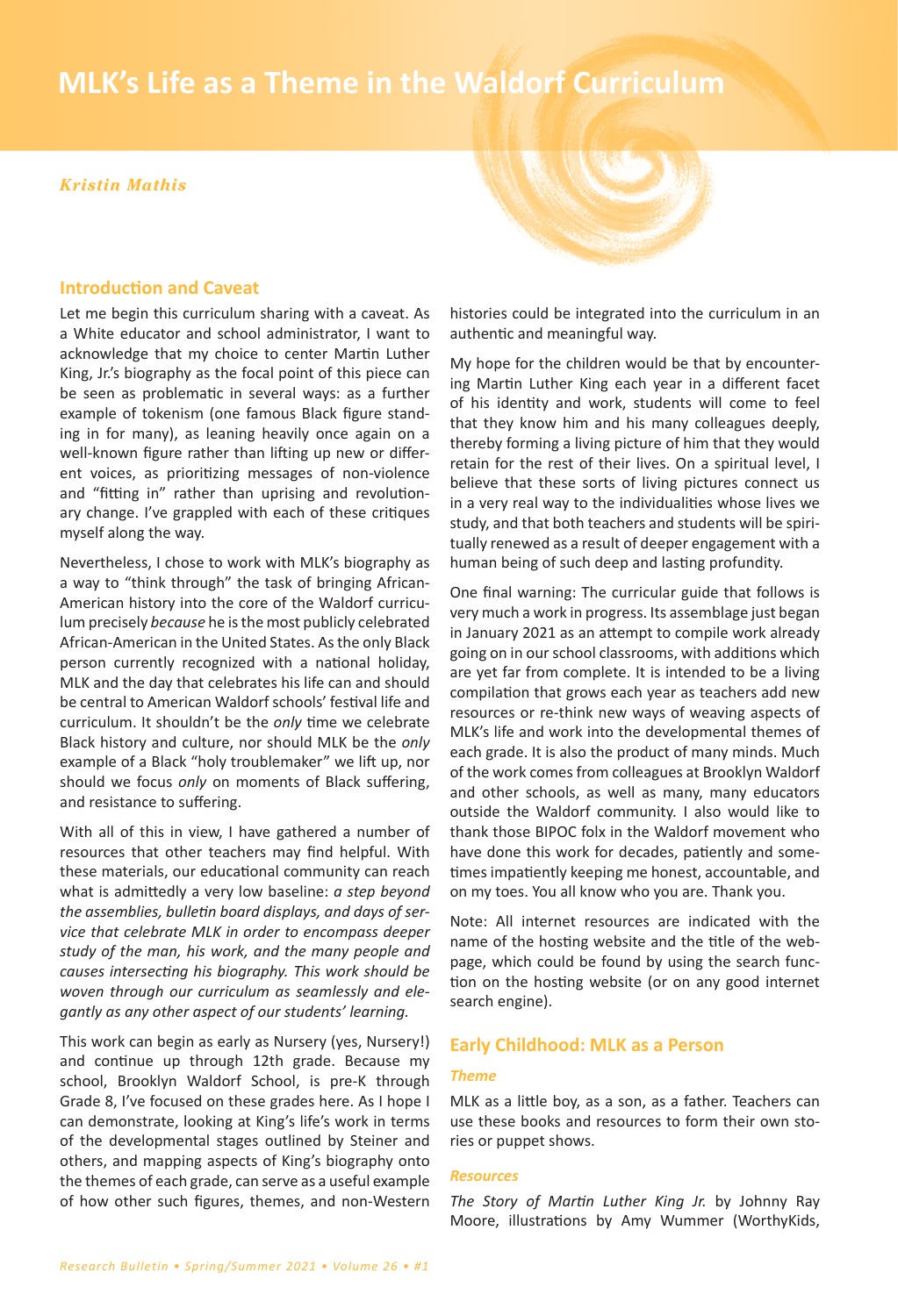# MLK's Life as a Theme in the Waldorf Curriculum

*Kristin Mathis*

## Introduction and Caveat

Let me begin this curriculum sharing with a caveat. As a White educator and school administrator, I want to acknowledge that my choice to center Martin Luther King, Jr.'s biography as the focal point of this piece can be seen as problematic in several ways: as a further example of tokenism (one famous Black figure standing in for many), as leaning heavily once again on a well-known figure rather than lifting up new or different voices, as prioritizing messages of non-violence and "fitting in" rather than uprising and revolutionary change. I've grappled with each of these critiques myself along the way.

Nevertheless, I chose to work with MLK's biography as a way to "think through" the task of bringing African-American history into the core of the Waldorf curriculum precisely *because* he is the most publicly celebrated African-American in the United States. As the only Black person currently recognized with a national holiday, MLK and the day that celebrates his life can and should be central to American Waldorf schools' festival life and curriculum. It shouldn't be the *only* time we celebrate Black history and culture, nor should MLK be the *only* example of a Black "holy troublemaker" we lift up, nor should we focus *only* on moments of Black suffering, and resistance to suffering.

With all of this in view, I have gathered a number of resources that other teachers may find helpful. With these materials, our educational community can reach what is admittedly a very low baseline: *a step beyond the assemblies, bulletin board displays, and days of service that celebrate MLK in order to encompass deeper study of the man, his work, and the many people and causes intersecting his biography. This work should be woven through our curriculum as seamlessly and elegantly as any other aspect of our students' learning.*

This work can begin as early as Nursery (yes, Nursery!) and continue up through 12th grade. Because my school, Brooklyn Waldorf School, is pre-K through Grade 8, I've focused on these grades here. As I hope I can demonstrate, looking at King's life's work in terms of the developmental stages outlined by Steiner and others, and mapping aspects of King's biography onto the themes of each grade, can serve as a useful example of how other such figures, themes, and non-Western histories could be integrated into the curriculum in an authentic and meaningful way.

My hope for the children would be that by encountering Martin Luther King each year in a different facet of his identity and work, students will come to feel that they know him and his many colleagues deeply, thereby forming a living picture of him that they would retain for the rest of their lives. On a spiritual level, I believe that these sorts of living pictures connect us in a very real way to the individualities whose lives we study, and that both teachers and students will be spiritually renewed as a result of deeper engagement with a human being of such deep and lasting profundity.

One final warning: The curricular guide that follows is very much a work in progress. Its assemblage just began in January 2021 as an attempt to compile work already going on in our school classrooms, with additions which are yet far from complete. It is intended to be a living compilation that grows each year as teachers add new resources or re-think new ways of weaving aspects of MLK's life and work into the developmental themes of each grade. It is also the product of many minds. Much of the work comes from colleagues at Brooklyn Waldorf and other schools, as well as many, many educators outside the Waldorf community. I also would like to thank those BIPOC folx in the Waldorf movement who have done this work for decades, patiently and sometimes impatiently keeping me honest, accountable, and on my toes. You all know who you are. Thank you.

Note: All internet resources are indicated with the name of the hosting website and the title of the webpage, which could be found by using the search function on the hosting website (or on any good internet search engine).

## Early Childhood: MLK as a Person

### *Theme*

MLK as a little boy, as a son, as a father. Teachers can use these books and resources to form their own stories or puppet shows.

### *Resources*

*The Story of Martin Luther King Jr.* by Johnny Ray Moore, illustrations by Amy Wummer (WorthyKids,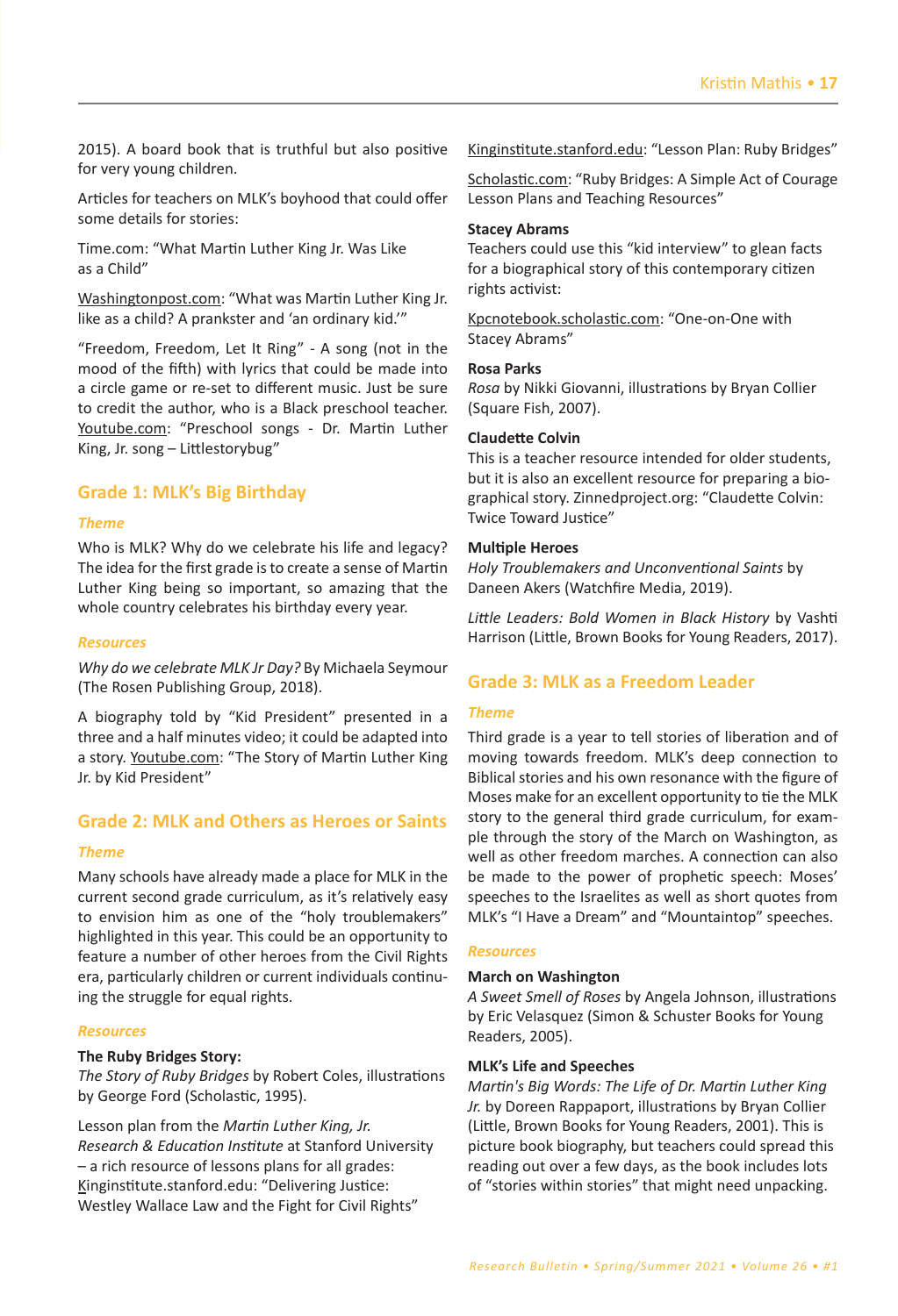2015). A board book that is truthful but also positive for very young children.

Articles for teachers on MLK's boyhood that could offer some details for stories:

Time.com: "What Martin Luther King Jr. Was Like as a Child"

Washingtonpost.com: "What was Martin Luther King Jr. like as a child? A prankster and 'an ordinary kid.'"

"Freedom, Freedom, Let It Ring" - A song (not in the mood of the fifth) with lyrics that could be made into a circle game or re-set to different music. Just be sure to credit the author, who is a Black preschool teacher. Youtube.com: "Preschool songs - Dr. Martin Luther King, Jr. song – Littlestorybug"

## Grade 1: MLK's Big Birthday

### *Theme*

Who is MLK? Why do we celebrate his life and legacy? The idea for the first grade is to create a sense of Martin Luther King being so important, so amazing that the whole country celebrates his birthday every year.

### *Resources*

*Why do we celebrate MLK Jr Day?* By Michaela Seymour (The Rosen Publishing Group, 2018).

A biography told by "Kid President" presented in a three and a half minutes video; it could be adapted into a story. Youtube.com: "The Story of Martin Luther King Jr. by Kid President"

## Grade 2: MLK and Others as Heroes or Saints

### *Theme*

Many schools have already made a place for MLK in the current second grade curriculum, as it's relatively easy to envision him as one of the "holy troublemakers" highlighted in this year. This could be an opportunity to feature a number of other heroes from the Civil Rights era, particularly children or current individuals continuing the struggle for equal rights.

### *Resources*

**The Ruby Bridges Story:**
*The Story of Ruby Bridges* by Robert Coles, illustrations by George Ford (Scholastic, 1995).

Lesson plan from the *Martin Luther King, Jr. Research & Education Institute* at Stanford University – a rich resource of lessons plans for all grades: Kinginstitute.stanford.edu: "Delivering Justice: Westley Wallace Law and the Fight for Civil Rights"

Kinginstitute.stanford.edu: "Lesson Plan: Ruby Bridges"

Scholastic.com: "Ruby Bridges: A Simple Act of Courage Lesson Plans and Teaching Resources"

**Stacey Abrams**
Teachers could use this "kid interview" to glean facts for a biographical story of this contemporary citizen rights activist:

Kpcnotebook.scholastic.com: "One-on-One with Stacey Abrams"

**Rosa Parks**
*Rosa* by Nikki Giovanni, illustrations by Bryan Collier (Square Fish, 2007).

**Claudette Colvin**
This is a teacher resource intended for older students, but it is also an excellent resource for preparing a biographical story. Zinnedproject.org: "Claudette Colvin: Twice Toward Justice"

**Multiple Heroes**
*Holy Troublemakers and Unconventional Saints* by Daneen Akers (Watchfire Media, 2019).

*Little Leaders: Bold Women in Black History* by Vashti Harrison (Little, Brown Books for Young Readers, 2017).

## Grade 3: MLK as a Freedom Leader

### *Theme*

Third grade is a year to tell stories of liberation and of moving towards freedom. MLK's deep connection to Biblical stories and his own resonance with the figure of Moses make for an excellent opportunity to tie the MLK story to the general third grade curriculum, for example through the story of the March on Washington, as well as other freedom marches. A connection can also be made to the power of prophetic speech: Moses' speeches to the Israelites as well as short quotes from MLK's "I Have a Dream" and "Mountaintop" speeches.

### *Resources*

**March on Washington**
*A Sweet Smell of Roses* by Angela Johnson, illustrations by Eric Velasquez (Simon & Schuster Books for Young Readers, 2005).

**MLK's Life and Speeches**
*Martin's Big Words: The Life of Dr. Martin Luther King Jr.* by Doreen Rappaport, illustrations by Bryan Collier (Little, Brown Books for Young Readers, 2001). This is picture book biography, but teachers could spread this reading out over a few days, as the book includes lots of "stories within stories" that might need unpacking.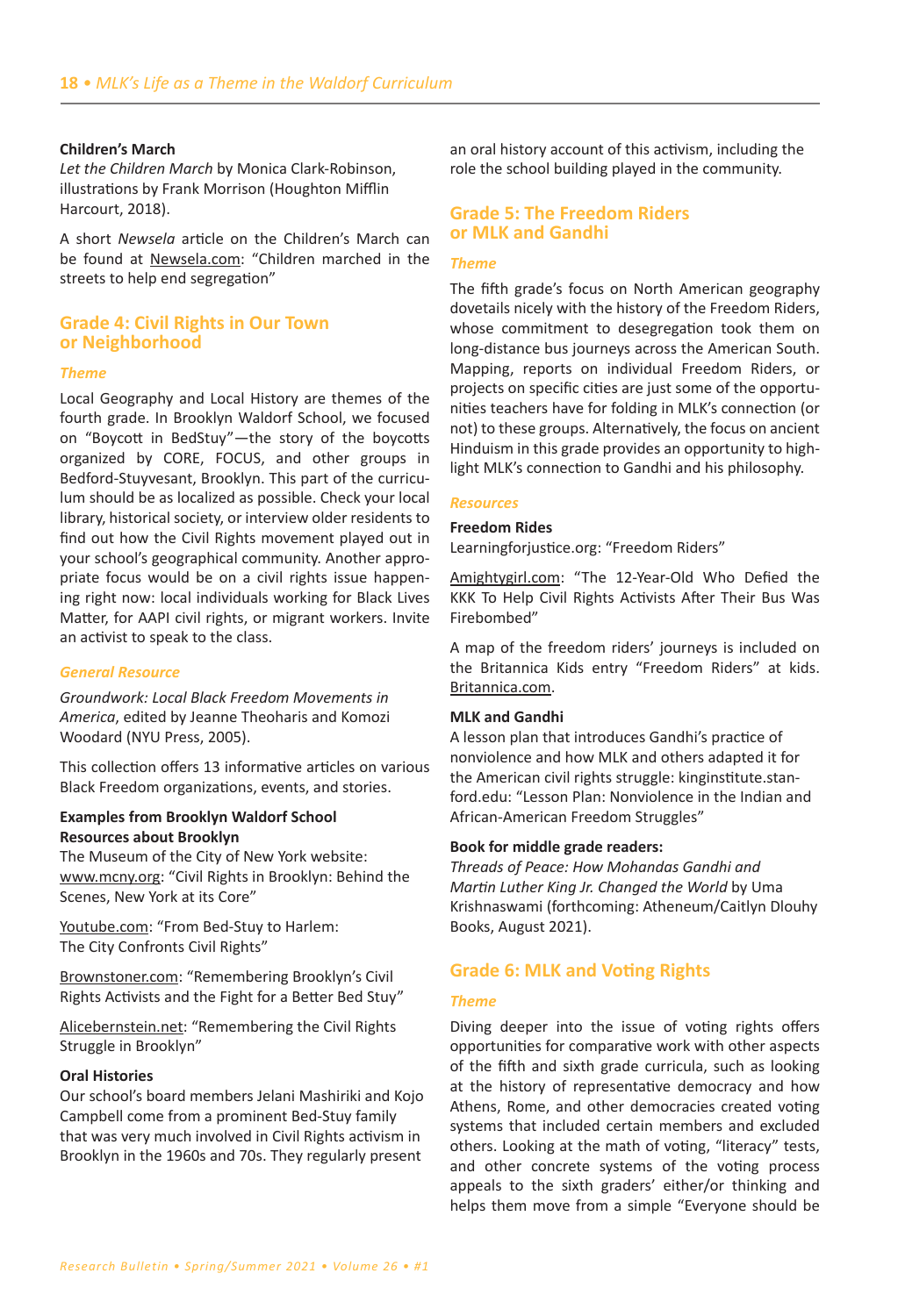**Children's March**
*Let the Children March* by Monica Clark-Robinson, illustrations by Frank Morrison (Houghton Mifflin Harcourt, 2018).

A short *Newsela* article on the Children's March can be found at Newsela.com: "Children marched in the streets to help end segregation"

## Grade 4: Civil Rights in Our Town or Neighborhood

### *Theme*

Local Geography and Local History are themes of the fourth grade. In Brooklyn Waldorf School, we focused on "Boycott in BedStuy"—the story of the boycotts organized by CORE, FOCUS, and other groups in Bedford-Stuyvesant, Brooklyn. This part of the curriculum should be as localized as possible. Check your local library, historical society, or interview older residents to find out how the Civil Rights movement played out in your school's geographical community. Another appropriate focus would be on a civil rights issue happening right now: local individuals working for Black Lives Matter, for AAPI civil rights, or migrant workers. Invite an activist to speak to the class.

### *General Resource*

*Groundwork: Local Black Freedom Movements in America*, edited by Jeanne Theoharis and Komozi Woodard (NYU Press, 2005).

This collection offers 13 informative articles on various Black Freedom organizations, events, and stories.

**Examples from Brooklyn Waldorf School Resources about Brooklyn**
The Museum of the City of New York website: www.mcny.org: "Civil Rights in Brooklyn: Behind the Scenes, New York at its Core"

Youtube.com: "From Bed-Stuy to Harlem: The City Confronts Civil Rights"

Brownstoner.com: "Remembering Brooklyn's Civil Rights Activists and the Fight for a Better Bed Stuy"

Alicebernstein.net: "Remembering the Civil Rights Struggle in Brooklyn"

**Oral Histories**
Our school's board members Jelani Mashiriki and Kojo Campbell come from a prominent Bed-Stuy family that was very much involved in Civil Rights activism in Brooklyn in the 1960s and 70s. They regularly present an oral history account of this activism, including the role the school building played in the community.

## Grade 5: The Freedom Riders or MLK and Gandhi

### *Theme*

The fifth grade's focus on North American geography dovetails nicely with the history of the Freedom Riders, whose commitment to desegregation took them on long-distance bus journeys across the American South. Mapping, reports on individual Freedom Riders, or projects on specific cities are just some of the opportunities teachers have for folding in MLK's connection (or not) to these groups. Alternatively, the focus on ancient Hinduism in this grade provides an opportunity to highlight MLK's connection to Gandhi and his philosophy.

### *Resources*

**Freedom Rides**
Learningforjustice.org: "Freedom Riders"

Amightygirl.com: "The 12-Year-Old Who Defied the KKK To Help Civil Rights Activists After Their Bus Was Firebombed"

A map of the freedom riders' journeys is included on the Britannica Kids entry "Freedom Riders" at kids.Britannica.com.

**MLK and Gandhi**
A lesson plan that introduces Gandhi's practice of nonviolence and how MLK and others adapted it for the American civil rights struggle: kinginstitute.stanford.edu: "Lesson Plan: Nonviolence in the Indian and African-American Freedom Struggles"

**Book for middle grade readers:**
*Threads of Peace: How Mohandas Gandhi and Martin Luther King Jr. Changed the World* by Uma Krishnaswami (forthcoming: Atheneum/Caitlyn Dlouhy Books, August 2021).

## Grade 6: MLK and Voting Rights

### *Theme*

Diving deeper into the issue of voting rights offers opportunities for comparative work with other aspects of the fifth and sixth grade curricula, such as looking at the history of representative democracy and how Athens, Rome, and other democracies created voting systems that included certain members and excluded others. Looking at the math of voting, "literacy" tests, and other concrete systems of the voting process appeals to the sixth graders' either/or thinking and helps them move from a simple "Everyone should be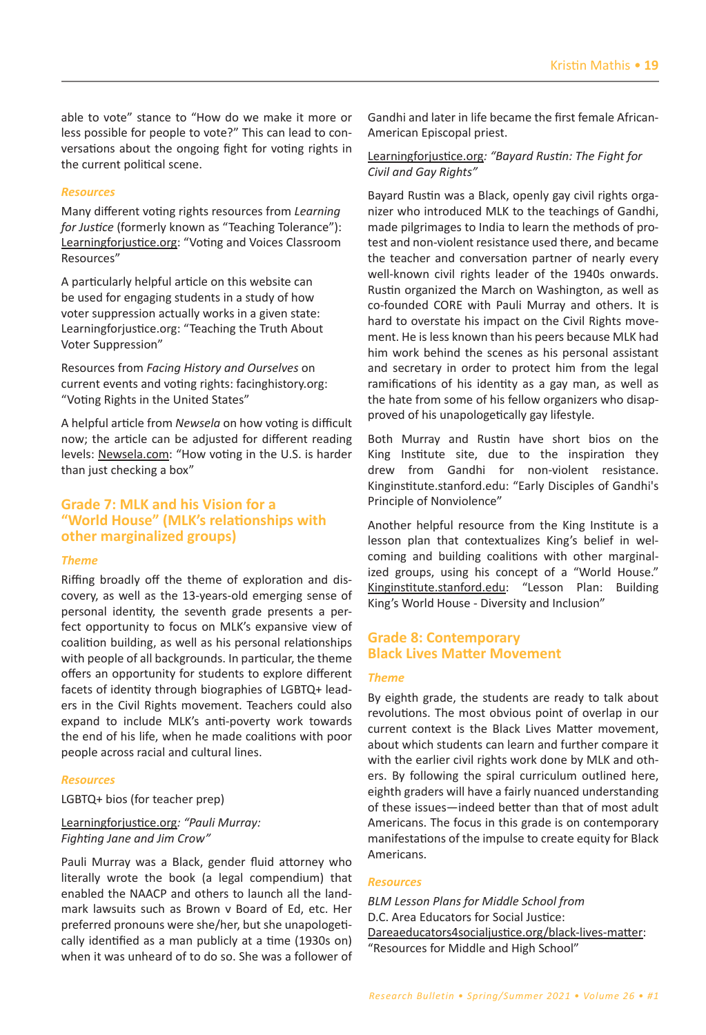able to vote" stance to "How do we make it more or less possible for people to vote?" This can lead to conversations about the ongoing fight for voting rights in the current political scene.

### *Resources*

Many different voting rights resources from *Learning for Justice* (formerly known as "Teaching Tolerance"): Learningforjustice.org: "Voting and Voices Classroom Resources"

A particularly helpful article on this website can be used for engaging students in a study of how voter suppression actually works in a given state: Learningforjustice.org: "Teaching the Truth About Voter Suppression"

Resources from *Facing History and Ourselves* on current events and voting rights: facinghistory.org: "Voting Rights in the United States"

A helpful article from *Newsela* on how voting is difficult now; the article can be adjusted for different reading levels: Newsela.com: "How voting in the U.S. is harder than just checking a box"

## Grade 7: MLK and his Vision for a "World House" (MLK's relationships with other marginalized groups)

### *Theme*

Riffing broadly off the theme of exploration and discovery, as well as the 13-years-old emerging sense of personal identity, the seventh grade presents a perfect opportunity to focus on MLK's expansive view of coalition building, as well as his personal relationships with people of all backgrounds. In particular, the theme offers an opportunity for students to explore different facets of identity through biographies of LGBTQ+ leaders in the Civil Rights movement. Teachers could also expand to include MLK's anti-poverty work towards the end of his life, when he made coalitions with poor people across racial and cultural lines.

### *Resources*

LGBTQ+ bios (for teacher prep)

Learningforjustice.org*: "Pauli Murray: Fighting Jane and Jim Crow"*

Pauli Murray was a Black, gender fluid attorney who literally wrote the book (a legal compendium) that enabled the NAACP and others to launch all the landmark lawsuits such as Brown v Board of Ed, etc. Her preferred pronouns were she/her, but she unapologetically identified as a man publicly at a time (1930s on) when it was unheard of to do so. She was a follower of Gandhi and later in life became the first female African-American Episcopal priest.

Learningforjustice.org*: "Bayard Rustin: The Fight for Civil and Gay Rights"*

Bayard Rustin was a Black, openly gay civil rights organizer who introduced MLK to the teachings of Gandhi, made pilgrimages to India to learn the methods of protest and non-violent resistance used there, and became the teacher and conversation partner of nearly every well-known civil rights leader of the 1940s onwards. Rustin organized the March on Washington, as well as co-founded CORE with Pauli Murray and others. It is hard to overstate his impact on the Civil Rights movement. He is less known than his peers because MLK had him work behind the scenes as his personal assistant and secretary in order to protect him from the legal ramifications of his identity as a gay man, as well as the hate from some of his fellow organizers who disapproved of his unapologetically gay lifestyle.

Both Murray and Rustin have short bios on the King Institute site, due to the inspiration they drew from Gandhi for non-violent resistance. Kinginstitute.stanford.edu: "Early Disciples of Gandhi's Principle of Nonviolence"

Another helpful resource from the King Institute is a lesson plan that contextualizes King's belief in welcoming and building coalitions with other marginalized groups, using his concept of a "World House." Kinginstitute.stanford.edu: "Lesson Plan: Building King's World House - Diversity and Inclusion"

## Grade 8: Contemporary Black Lives Matter Movement

### *Theme*

By eighth grade, the students are ready to talk about revolutions. The most obvious point of overlap in our current context is the Black Lives Matter movement, about which students can learn and further compare it with the earlier civil rights work done by MLK and others. By following the spiral curriculum outlined here, eighth graders will have a fairly nuanced understanding of these issues—indeed better than that of most adult Americans. The focus in this grade is on contemporary manifestations of the impulse to create equity for Black Americans.

### *Resources*

*BLM Lesson Plans for Middle School from*
D.C. Area Educators for Social Justice:
Dareaeducators4socialjustice.org/black-lives-matter: "Resources for Middle and High School"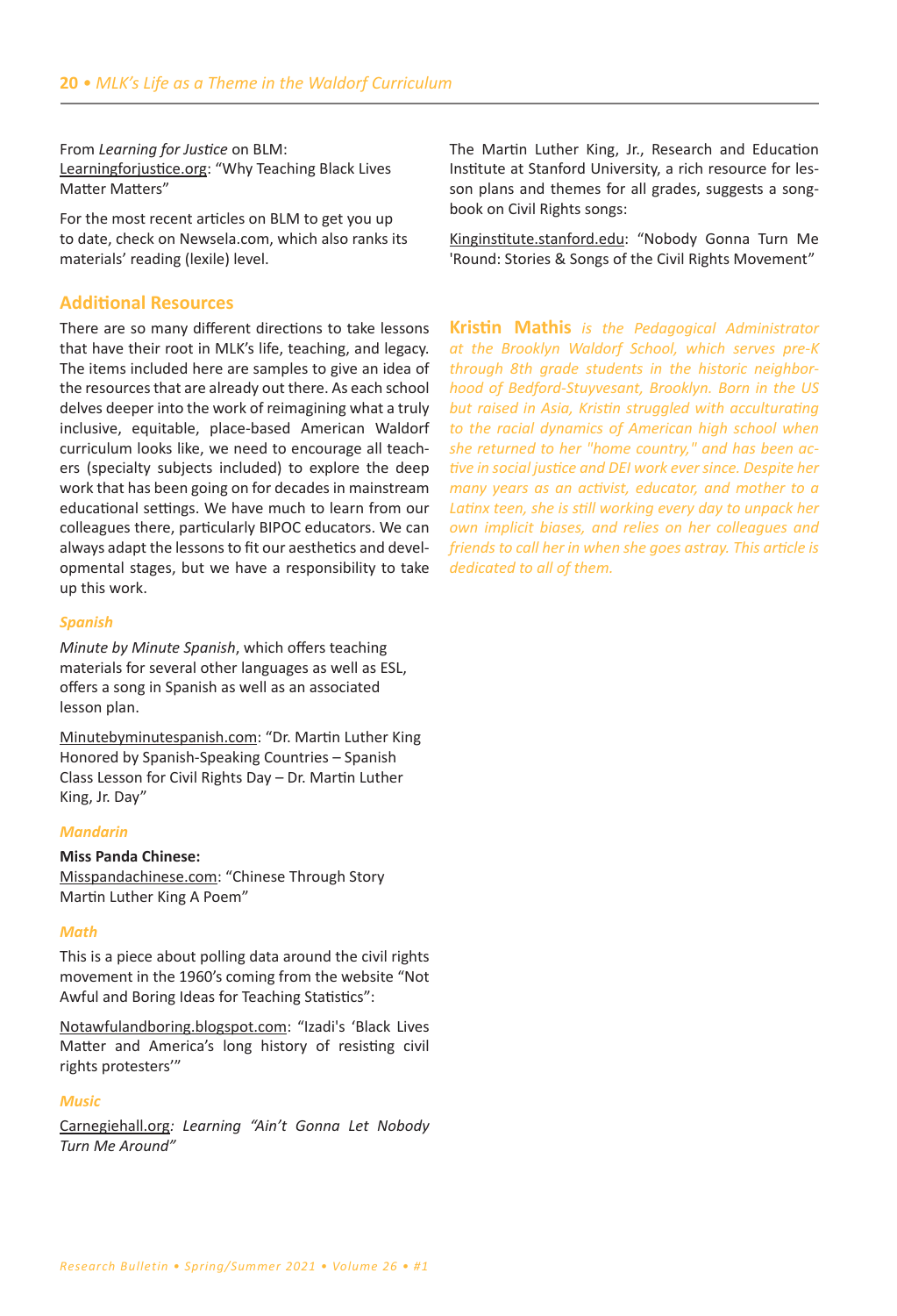From *Learning for Justice* on BLM:
Learningforjustice.org: "Why Teaching Black Lives Matter Matters"

For the most recent articles on BLM to get you up to date, check on Newsela.com, which also ranks its materials' reading (lexile) level.

## Additional Resources

There are so many different directions to take lessons that have their root in MLK's life, teaching, and legacy. The items included here are samples to give an idea of the resources that are already out there. As each school delves deeper into the work of reimagining what a truly inclusive, equitable, place-based American Waldorf curriculum looks like, we need to encourage all teachers (specialty subjects included) to explore the deep work that has been going on for decades in mainstream educational settings. We have much to learn from our colleagues there, particularly BIPOC educators. We can always adapt the lessons to fit our aesthetics and developmental stages, but we have a responsibility to take up this work.

### *Spanish*

*Minute by Minute Spanish*, which offers teaching materials for several other languages as well as ESL, offers a song in Spanish as well as an associated lesson plan.

Minutebyminutespanish.com: "Dr. Martin Luther King Honored by Spanish-Speaking Countries – Spanish Class Lesson for Civil Rights Day – Dr. Martin Luther King, Jr. Day"

### *Mandarin*

**Miss Panda Chinese:**
Misspandachinese.com: "Chinese Through Story Martin Luther King A Poem"

### *Math*

This is a piece about polling data around the civil rights movement in the 1960's coming from the website "Not Awful and Boring Ideas for Teaching Statistics":

Notawfulandboring.blogspot.com: "Izadi's 'Black Lives Matter and America's long history of resisting civil rights protesters'"

### *Music*

Carnegiehall.org*: Learning "Ain't Gonna Let Nobody Turn Me Around"*

The Martin Luther King, Jr., Research and Education Institute at Stanford University, a rich resource for lesson plans and themes for all grades, suggests a songbook on Civil Rights songs:

Kinginstitute.stanford.edu: "Nobody Gonna Turn Me 'Round: Stories & Songs of the Civil Rights Movement"

**Kristin Mathis** *is the Pedagogical Administrator at the Brooklyn Waldorf School, which serves pre-K through 8th grade students in the historic neighborhood of Bedford-Stuyvesant, Brooklyn. Born in the US but raised in Asia, Kristin struggled with acculturating to the racial dynamics of American high school when she returned to her "home country," and has been active in social justice and DEI work ever since. Despite her many years as an activist, educator, and mother to a Latinx teen, she is still working every day to unpack her own implicit biases, and relies on her colleagues and friends to call her in when she goes astray. This article is dedicated to all of them.*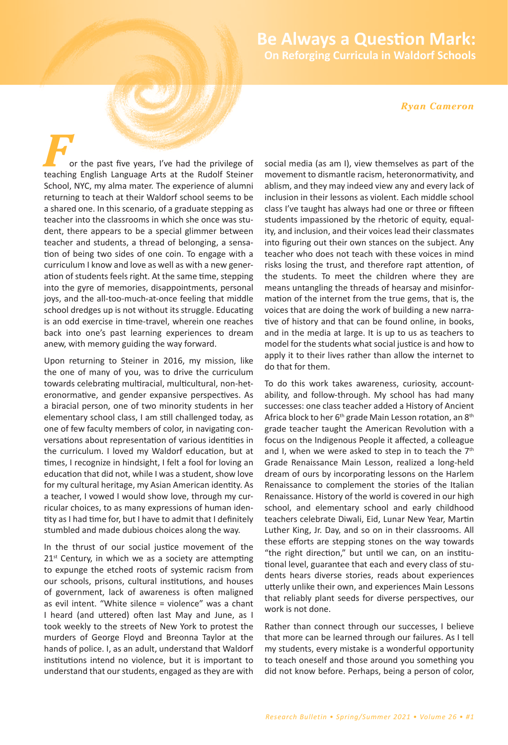# Be Always a Question Mark:

## On Reforging Curricula in Waldorf Schools

*Ryan Cameron*

For the past five years, I've had the privilege of teaching English Language Arts at the Rudolf Steiner School, NYC, my alma mater. The experience of alumni returning to teach at their Waldorf school seems to be a shared one. In this scenario, of a graduate stepping as teacher into the classrooms in which she once was student, there appears to be a special glimmer between teacher and students, a thread of belonging, a sensation of being two sides of one coin. To engage with a curriculum I know and love as well as with a new generation of students feels right. At the same time, stepping into the gyre of memories, disappointments, personal joys, and the all-too-much-at-once feeling that middle school dredges up is not without its struggle. Educating is an odd exercise in time-travel, wherein one reaches back into one's past learning experiences to dream anew, with memory guiding the way forward.

Upon returning to Steiner in 2016, my mission, like the one of many of you, was to drive the curriculum towards celebrating multiracial, multicultural, non-heteronormative, and gender expansive perspectives. As a biracial person, one of two minority students in her elementary school class, I am still challenged today, as one of few faculty members of color, in navigating conversations about representation of various identities in the curriculum. I loved my Waldorf education, but at times, I recognize in hindsight, I felt a fool for loving an education that did not, while I was a student, show love for my cultural heritage, my Asian American identity. As a teacher, I vowed I would show love, through my curricular choices, to as many expressions of human identity as I had time for, but I have to admit that I definitely stumbled and made dubious choices along the way.

In the thrust of our social justice movement of the 21st Century, in which we as a society are attempting to expunge the etched roots of systemic racism from our schools, prisons, cultural institutions, and houses of government, lack of awareness is often maligned as evil intent. "White silence = violence" was a chant I heard (and uttered) often last May and June, as I took weekly to the streets of New York to protest the murders of George Floyd and Breonna Taylor at the hands of police. I, as an adult, understand that Waldorf institutions intend no violence, but it is important to understand that our students, engaged as they are with social media (as am I), view themselves as part of the movement to dismantle racism, heteronormativity, and ablism, and they may indeed view any and every lack of inclusion in their lessons as violent. Each middle school class I've taught has always had one or three or fifteen students impassioned by the rhetoric of equity, equality, and inclusion, and their voices lead their classmates into figuring out their own stances on the subject. Any teacher who does not teach with these voices in mind risks losing the trust, and therefore rapt attention, of the students. To meet the children where they are means untangling the threads of hearsay and misinformation of the internet from the true gems, that is, the voices that are doing the work of building a new narrative of history and that can be found online, in books, and in the media at large. It is up to us as teachers to model for the students what social justice is and how to apply it to their lives rather than allow the internet to do that for them.

To do this work takes awareness, curiosity, accountability, and follow-through. My school has had many successes: one class teacher added a History of Ancient Africa block to her 6th grade Main Lesson rotation, an 8th grade teacher taught the American Revolution with a focus on the Indigenous People it affected, a colleague and I, when we were asked to step in to teach the 7th Grade Renaissance Main Lesson, realized a long-held dream of ours by incorporating lessons on the Harlem Renaissance to complement the stories of the Italian Renaissance. History of the world is covered in our high school, and elementary school and early childhood teachers celebrate Diwali, Eid, Lunar New Year, Martin Luther King, Jr. Day, and so on in their classrooms. All these efforts are stepping stones on the way towards "the right direction," but until we can, on an institutional level, guarantee that each and every class of students hears diverse stories, reads about experiences utterly unlike their own, and experiences Main Lessons that reliably plant seeds for diverse perspectives, our work is not done.

Rather than connect through our successes, I believe that more can be learned through our failures. As I tell my students, every mistake is a wonderful opportunity to teach oneself and those around you something you did not know before. Perhaps, being a person of color,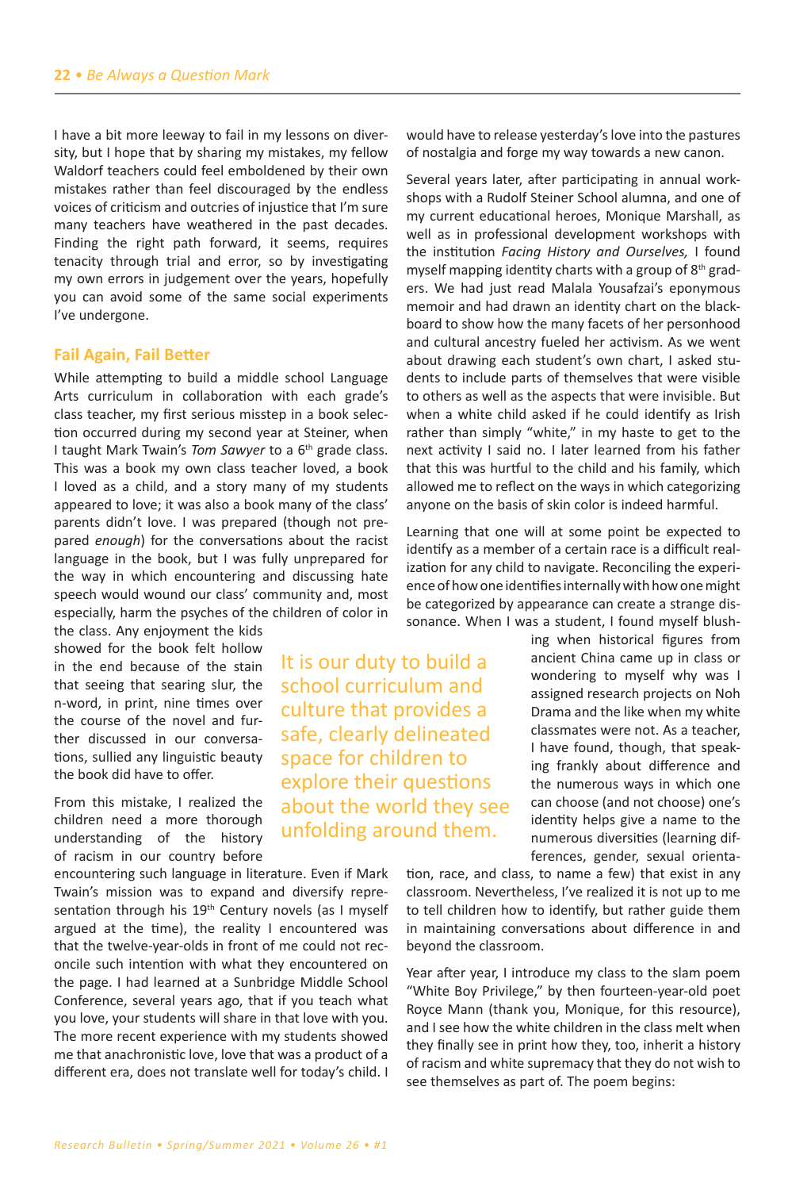I have a bit more leeway to fail in my lessons on diversity, but I hope that by sharing my mistakes, my fellow Waldorf teachers could feel emboldened by their own mistakes rather than feel discouraged by the endless voices of criticism and outcries of injustice that I'm sure many teachers have weathered in the past decades. Finding the right path forward, it seems, requires tenacity through trial and error, so by investigating my own errors in judgement over the years, hopefully you can avoid some of the same social experiments I've undergone.

### Fail Again, Fail Better

While attempting to build a middle school Language Arts curriculum in collaboration with each grade's class teacher, my first serious misstep in a book selection occurred during my second year at Steiner, when I taught Mark Twain's *Tom Sawyer* to a 6th grade class. This was a book my own class teacher loved, a book I loved as a child, and a story many of my students appeared to love; it was also a book many of the class' parents didn't love. I was prepared (though not prepared *enough*) for the conversations about the racist language in the book, but I was fully unprepared for the way in which encountering and discussing hate speech would wound our class' community and, most especially, harm the psyches of the children of color in the class. Any enjoyment the kids showed for the book felt hollow in the end because of the stain that seeing that searing slur, the n-word, in print, nine times over the course of the novel and further discussed in our conversations, sullied any linguistic beauty the book did have to offer.

> It is our duty to build a school curriculum and culture that provides a safe, clearly delineated space for children to explore their questions about the world they see unfolding around them.

From this mistake, I realized the children need a more thorough understanding of the history of racism in our country before encountering such language in literature. Even if Mark Twain's mission was to expand and diversify representation through his 19th Century novels (as I myself argued at the time), the reality I encountered was that the twelve-year-olds in front of me could not reconcile such intention with what they encountered on the page. I had learned at a Sunbridge Middle School Conference, several years ago, that if you teach what you love, your students will share in that love with you. The more recent experience with my students showed me that anachronistic love, love that was a product of a different era, does not translate well for today's child. I would have to release yesterday's love into the pastures of nostalgia and forge my way towards a new canon.

Several years later, after participating in annual workshops with a Rudolf Steiner School alumna, and one of my current educational heroes, Monique Marshall, as well as in professional development workshops with the institution *Facing History and Ourselves,* I found myself mapping identity charts with a group of 8th graders. We had just read Malala Yousafzai's eponymous memoir and had drawn an identity chart on the blackboard to show how the many facets of her personhood and cultural ancestry fueled her activism. As we went about drawing each student's own chart, I asked students to include parts of themselves that were visible to others as well as the aspects that were invisible. But when a white child asked if he could identify as Irish rather than simply "white," in my haste to get to the next activity I said no. I later learned from his father that this was hurtful to the child and his family, which allowed me to reflect on the ways in which categorizing anyone on the basis of skin color is indeed harmful.

Learning that one will at some point be expected to identify as a member of a certain race is a difficult realization for any child to navigate. Reconciling the experience of how one identifies internally with how one might be categorized by appearance can create a strange dissonance. When I was a student, I found myself blushing when historical figures from ancient China came up in class or wondering to myself why was I assigned research projects on Noh Drama and the like when my white classmates were not. As a teacher, I have found, though, that speaking frankly about difference and the numerous ways in which one can choose (and not choose) one's identity helps give a name to the numerous diversities (learning differences, gender, sexual orientation, race, and class, to name a few) that exist in any classroom. Nevertheless, I've realized it is not up to me to tell children how to identify, but rather guide them in maintaining conversations about difference in and beyond the classroom.

Year after year, I introduce my class to the slam poem "White Boy Privilege," by then fourteen-year-old poet Royce Mann (thank you, Monique, for this resource), and I see how the white children in the class melt when they finally see in print how they, too, inherit a history of racism and white supremacy that they do not wish to see themselves as part of. The poem begins: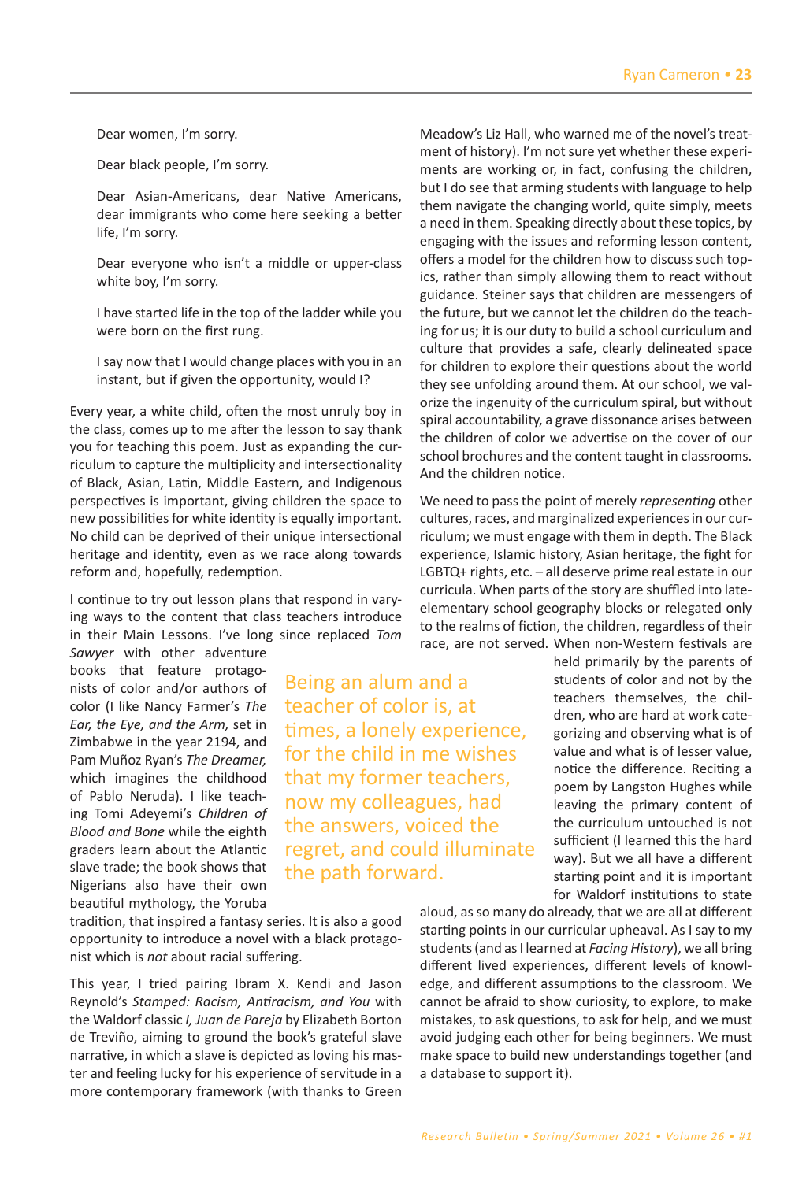> Dear women, I'm sorry.
>
> Dear black people, I'm sorry.
>
> Dear Asian-Americans, dear Native Americans, dear immigrants who come here seeking a better life, I'm sorry.
>
> Dear everyone who isn't a middle or upper-class white boy, I'm sorry.
>
> I have started life in the top of the ladder while you were born on the first rung.
>
> I say now that I would change places with you in an instant, but if given the opportunity, would I?

Every year, a white child, often the most unruly boy in the class, comes up to me after the lesson to say thank you for teaching this poem. Just as expanding the curriculum to capture the multiplicity and intersectionality of Black, Asian, Latin, Middle Eastern, and Indigenous perspectives is important, giving children the space to new possibilities for white identity is equally important. No child can be deprived of their unique intersectional heritage and identity, even as we race along towards reform and, hopefully, redemption.

I continue to try out lesson plans that respond in varying ways to the content that class teachers introduce in their Main Lessons. I've long since replaced *Tom Sawyer* with other adventure books that feature protagonists of color and/or authors of color (I like Nancy Farmer's *The Ear, the Eye, and the Arm,* set in Zimbabwe in the year 2194, and Pam Muñoz Ryan's *The Dreamer,* which imagines the childhood of Pablo Neruda). I like teaching Tomi Adeyemi's *Children of Blood and Bone* while the eighth graders learn about the Atlantic slave trade; the book shows that Nigerians also have their own beautiful mythology, the Yoruba tradition, that inspired a fantasy series. It is also a good opportunity to introduce a novel with a black protagonist which is *not* about racial suffering.

> Being an alum and a teacher of color is, at times, a lonely experience, for the child in me wishes that my former teachers, now my colleagues, had the answers, voiced the regret, and could illuminate the path forward.

This year, I tried pairing Ibram X. Kendi and Jason Reynold's *Stamped: Racism, Antiracism, and You* with the Waldorf classic *I, Juan de Pareja* by Elizabeth Borton de Treviño, aiming to ground the book's grateful slave narrative, in which a slave is depicted as loving his master and feeling lucky for his experience of servitude in a more contemporary framework (with thanks to Green Meadow's Liz Hall, who warned me of the novel's treatment of history). I'm not sure yet whether these experiments are working or, in fact, confusing the children, but I do see that arming students with language to help them navigate the changing world, quite simply, meets a need in them. Speaking directly about these topics, by engaging with the issues and reforming lesson content, offers a model for the children how to discuss such topics, rather than simply allowing them to react without guidance. Steiner says that children are messengers of the future, but we cannot let the children do the teaching for us; it is our duty to build a school curriculum and culture that provides a safe, clearly delineated space for children to explore their questions about the world they see unfolding around them. At our school, we valorize the ingenuity of the curriculum spiral, but without spiral accountability, a grave dissonance arises between the children of color we advertise on the cover of our school brochures and the content taught in classrooms. And the children notice.

We need to pass the point of merely *representing* other cultures, races, and marginalized experiences in our curriculum; we must engage with them in depth. The Black experience, Islamic history, Asian heritage, the fight for LGBTQ+ rights, etc. – all deserve prime real estate in our curricula. When parts of the story are shuffled into late-elementary school geography blocks or relegated only to the realms of fiction, the children, regardless of their race, are not served. When non-Western festivals are held primarily by the parents of students of color and not by the teachers themselves, the children, who are hard at work categorizing and observing what is of value and what is of lesser value, notice the difference. Reciting a poem by Langston Hughes while leaving the primary content of the curriculum untouched is not sufficient (I learned this the hard way). But we all have a different starting point and it is important for Waldorf institutions to state aloud, as so many do already, that we are all at different starting points in our curricular upheaval. As I say to my students (and as I learned at *Facing History*), we all bring different lived experiences, different levels of knowledge, and different assumptions to the classroom. We cannot be afraid to show curiosity, to explore, to make mistakes, to ask questions, to ask for help, and we must avoid judging each other for being beginners. We must make space to build new understandings together (and a database to support it).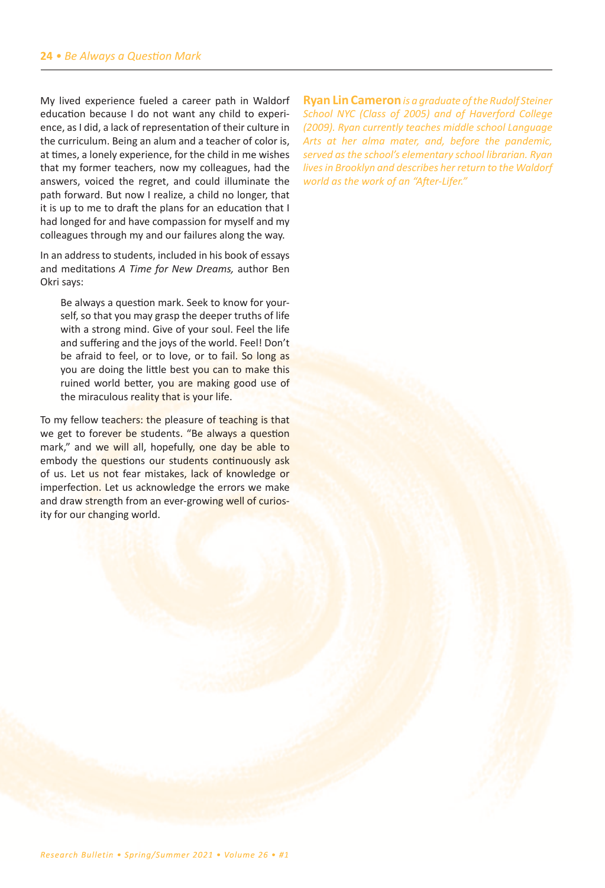My lived experience fueled a career path in Waldorf education because I do not want any child to experience, as I did, a lack of representation of their culture in the curriculum. Being an alum and a teacher of color is, at times, a lonely experience, for the child in me wishes that my former teachers, now my colleagues, had the answers, voiced the regret, and could illuminate the path forward. But now I realize, a child no longer, that it is up to me to draft the plans for an education that I had longed for and have compassion for myself and my colleagues through my and our failures along the way.

In an address to students, included in his book of essays and meditations *A Time for New Dreams,* author Ben Okri says:

> Be always a question mark. Seek to know for yourself, so that you may grasp the deeper truths of life with a strong mind. Give of your soul. Feel the life and suffering and the joys of the world. Feel! Don't be afraid to feel, or to love, or to fail. So long as you are doing the little best you can to make this ruined world better, you are making good use of the miraculous reality that is your life.

To my fellow teachers: the pleasure of teaching is that we get to forever be students. "Be always a question mark," and we will all, hopefully, one day be able to embody the questions our students continuously ask of us. Let us not fear mistakes, lack of knowledge or imperfection. Let us acknowledge the errors we make and draw strength from an ever-growing well of curiosity for our changing world.

**Ryan Lin Cameron** *is a graduate of the Rudolf Steiner School NYC (Class of 2005) and of Haverford College (2009). Ryan currently teaches middle school Language Arts at her alma mater, and, before the pandemic, served as the school's elementary school librarian. Ryan lives in Brooklyn and describes her return to the Waldorf world as the work of an "After-Lifer."*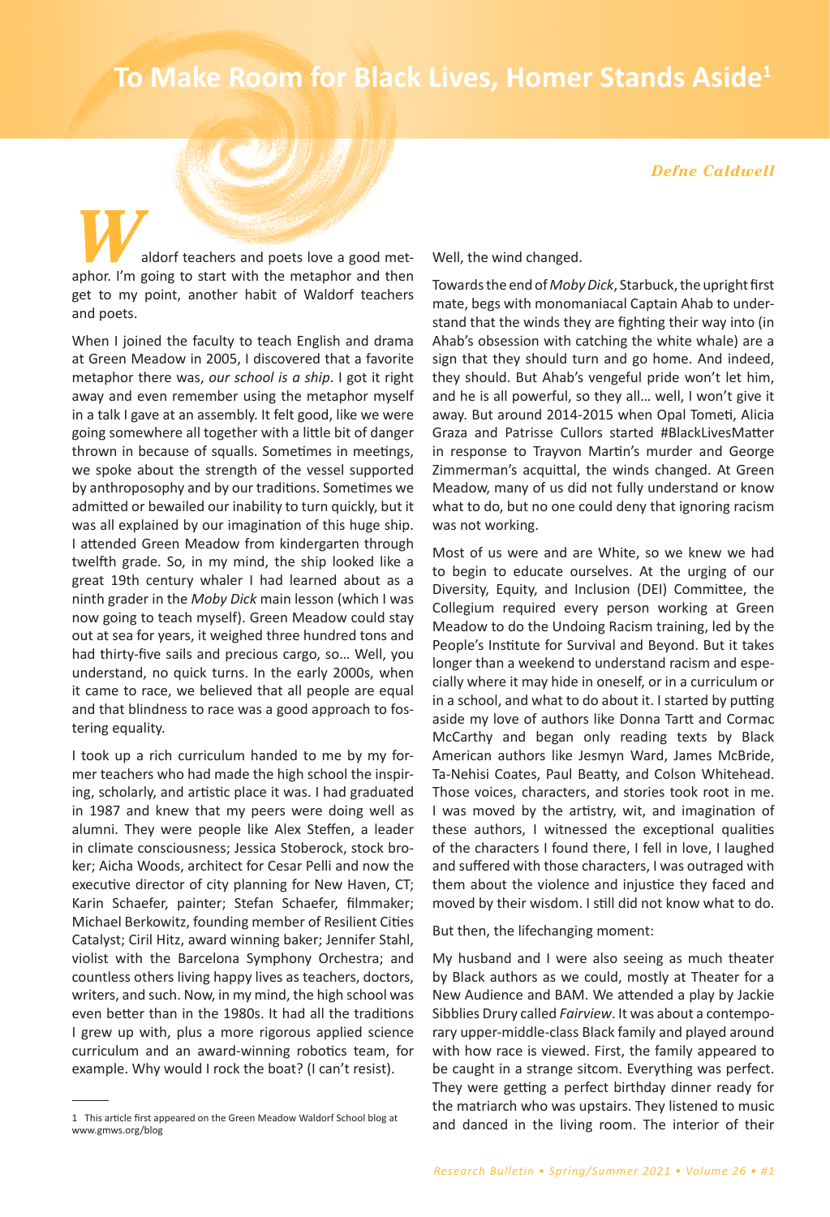# To Make Room for Black Lives, Homer Stands Aside[1]

*Defne Caldwell*

Waldorf teachers and poets love a good metaphor. I'm going to start with the metaphor and then get to my point, another habit of Waldorf teachers and poets.

When I joined the faculty to teach English and drama at Green Meadow in 2005, I discovered that a favorite metaphor there was, *our school is a ship*. I got it right away and even remember using the metaphor myself in a talk I gave at an assembly. It felt good, like we were going somewhere all together with a little bit of danger thrown in because of squalls. Sometimes in meetings, we spoke about the strength of the vessel supported by anthroposophy and by our traditions. Sometimes we admitted or bewailed our inability to turn quickly, but it was all explained by our imagination of this huge ship. I attended Green Meadow from kindergarten through twelfth grade. So, in my mind, the ship looked like a great 19th century whaler I had learned about as a ninth grader in the *Moby Dick* main lesson (which I was now going to teach myself). Green Meadow could stay out at sea for years, it weighed three hundred tons and had thirty-five sails and precious cargo, so… Well, you understand, no quick turns. In the early 2000s, when it came to race, we believed that all people are equal and that blindness to race was a good approach to fostering equality.

I took up a rich curriculum handed to me by my former teachers who had made the high school the inspiring, scholarly, and artistic place it was. I had graduated in 1987 and knew that my peers were doing well as alumni. They were people like Alex Steffen, a leader in climate consciousness; Jessica Stoberock, stock broker; Aicha Woods, architect for Cesar Pelli and now the executive director of city planning for New Haven, CT; Karin Schaefer, painter; Stefan Schaefer, filmmaker; Michael Berkowitz, founding member of Resilient Cities Catalyst; Ciril Hitz, award winning baker; Jennifer Stahl, violist with the Barcelona Symphony Orchestra; and countless others living happy lives as teachers, doctors, writers, and such. Now, in my mind, the high school was even better than in the 1980s. It had all the traditions I grew up with, plus a more rigorous applied science curriculum and an award-winning robotics team, for example. Why would I rock the boat? (I can't resist).

Well, the wind changed.

Towards the end of *Moby Dick*, Starbuck, the upright first mate, begs with monomaniacal Captain Ahab to understand that the winds they are fighting their way into (in Ahab's obsession with catching the white whale) are a sign that they should turn and go home. And indeed, they should. But Ahab's vengeful pride won't let him, and he is all powerful, so they all… well, I won't give it away. But around 2014-2015 when Opal Tometi, Alicia Graza and Patrisse Cullors started #BlackLivesMatter in response to Trayvon Martin's murder and George Zimmerman's acquittal, the winds changed. At Green Meadow, many of us did not fully understand or know what to do, but no one could deny that ignoring racism was not working.

Most of us were and are White, so we knew we had to begin to educate ourselves. At the urging of our Diversity, Equity, and Inclusion (DEI) Committee, the Collegium required every person working at Green Meadow to do the Undoing Racism training, led by the People's Institute for Survival and Beyond. But it takes longer than a weekend to understand racism and especially where it may hide in oneself, or in a curriculum or in a school, and what to do about it. I started by putting aside my love of authors like Donna Tartt and Cormac McCarthy and began only reading texts by Black American authors like Jesmyn Ward, James McBride, Ta-Nehisi Coates, Paul Beatty, and Colson Whitehead. Those voices, characters, and stories took root in me. I was moved by the artistry, wit, and imagination of these authors, I witnessed the exceptional qualities of the characters I found there, I fell in love, I laughed and suffered with those characters, I was outraged with them about the violence and injustice they faced and moved by their wisdom. I still did not know what to do.

But then, the lifechanging moment:

My husband and I were also seeing as much theater by Black authors as we could, mostly at Theater for a New Audience and BAM. We attended a play by Jackie Sibblies Drury called *Fairview*. It was about a contemporary upper-middle-class Black family and played around with how race is viewed. First, the family appeared to be caught in a strange sitcom. Everything was perfect. They were getting a perfect birthday dinner ready for the matriarch who was upstairs. They listened to music and danced in the living room. The interior of their

---

[1] This article first appeared on the Green Meadow Waldorf School blog at www.gmws.org/blog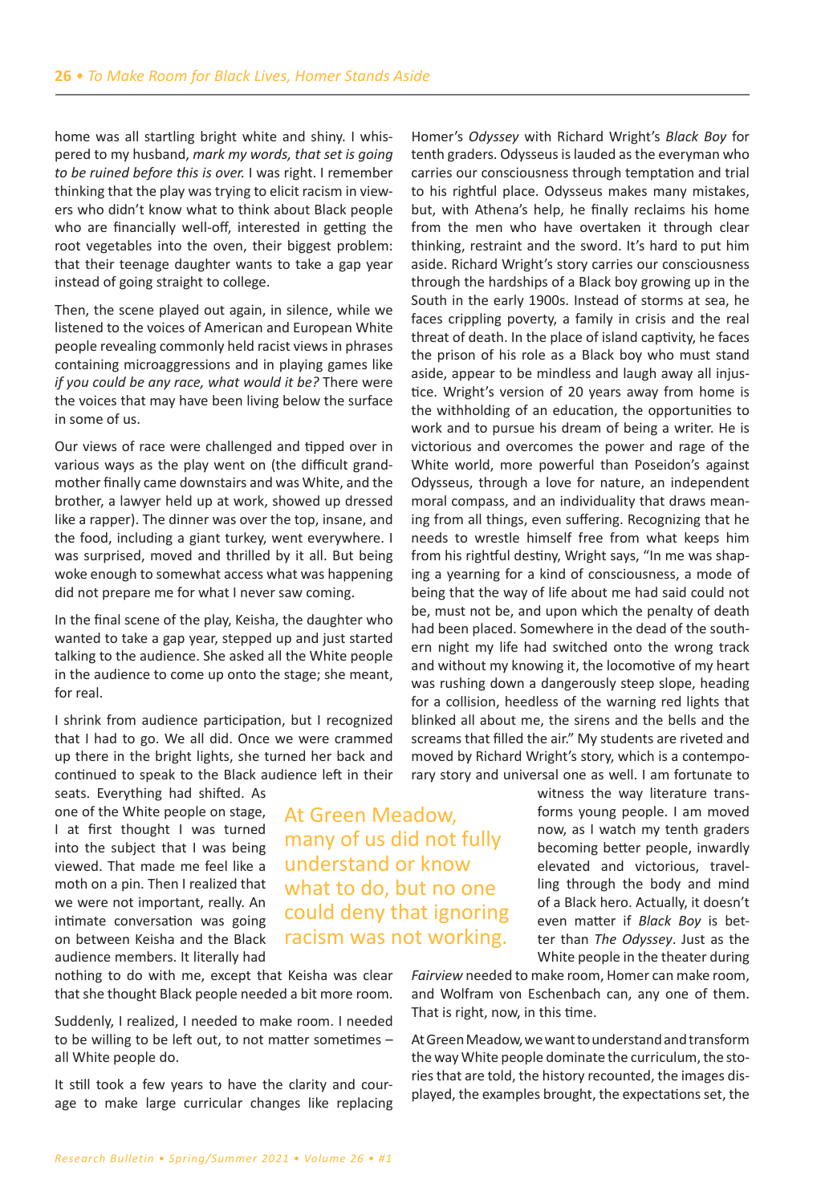home was all startling bright white and shiny. I whispered to my husband, *mark my words, that set is going to be ruined before this is over.* I was right. I remember thinking that the play was trying to elicit racism in viewers who didn't know what to think about Black people who are financially well-off, interested in getting the root vegetables into the oven, their biggest problem: that their teenage daughter wants to take a gap year instead of going straight to college.

Then, the scene played out again, in silence, while we listened to the voices of American and European White people revealing commonly held racist views in phrases containing microaggressions and in playing games like *if you could be any race, what would it be?* There were the voices that may have been living below the surface in some of us.

Our views of race were challenged and tipped over in various ways as the play went on (the difficult grandmother finally came downstairs and was White, and the brother, a lawyer held up at work, showed up dressed like a rapper). The dinner was over the top, insane, and the food, including a giant turkey, went everywhere. I was surprised, moved and thrilled by it all. But being woke enough to somewhat access what was happening did not prepare me for what I never saw coming.

In the final scene of the play, Keisha, the daughter who wanted to take a gap year, stepped up and just started talking to the audience. She asked all the White people in the audience to come up onto the stage; she meant, for real.

I shrink from audience participation, but I recognized that I had to go. We all did. Once we were crammed up there in the bright lights, she turned her back and continued to speak to the Black audience left in their seats. Everything had shifted. As one of the White people on stage, I at first thought I was turned into the subject that I was being viewed. That made me feel like a moth on a pin. Then I realized that we were not important, really. An intimate conversation was going on between Keisha and the Black audience members. It literally had nothing to do with me, except that Keisha was clear that she thought Black people needed a bit more room.

> At Green Meadow, many of us did not fully understand or know what to do, but no one could deny that ignoring racism was not working.

Suddenly, I realized, I needed to make room. I needed to be willing to be left out, to not matter sometimes – all White people do.

It still took a few years to have the clarity and courage to make large curricular changes like replacing Homer's *Odyssey* with Richard Wright's *Black Boy* for tenth graders. Odysseus is lauded as the everyman who carries our consciousness through temptation and trial to his rightful place. Odysseus makes many mistakes, but, with Athena's help, he finally reclaims his home from the men who have overtaken it through clear thinking, restraint and the sword. It's hard to put him aside. Richard Wright's story carries our consciousness through the hardships of a Black boy growing up in the South in the early 1900s. Instead of storms at sea, he faces crippling poverty, a family in crisis and the real threat of death. In the place of island captivity, he faces the prison of his role as a Black boy who must stand aside, appear to be mindless and laugh away all injustice. Wright's version of 20 years away from home is the withholding of an education, the opportunities to work and to pursue his dream of being a writer. He is victorious and overcomes the power and rage of the White world, more powerful than Poseidon's against Odysseus, through a love for nature, an independent moral compass, and an individuality that draws meaning from all things, even suffering. Recognizing that he needs to wrestle himself free from what keeps him from his rightful destiny, Wright says, "In me was shaping a yearning for a kind of consciousness, a mode of being that the way of life about me had said could not be, must not be, and upon which the penalty of death had been placed. Somewhere in the dead of the southern night my life had switched onto the wrong track and without my knowing it, the locomotive of my heart was rushing down a dangerously steep slope, heading for a collision, heedless of the warning red lights that blinked all about me, the sirens and the bells and the screams that filled the air." My students are riveted and moved by Richard Wright's story, which is a contemporary story and universal one as well. I am fortunate to witness the way literature transforms young people. I am moved now, as I watch my tenth graders becoming better people, inwardly elevated and victorious, travelling through the body and mind of a Black hero. Actually, it doesn't even matter if *Black Boy* is better than *The Odyssey*. Just as the White people in the theater during *Fairview* needed to make room, Homer can make room, and Wolfram von Eschenbach can, any one of them. That is right, now, in this time.

At Green Meadow, we want to understand and transform the way White people dominate the curriculum, the stories that are told, the history recounted, the images displayed, the examples brought, the expectations set, the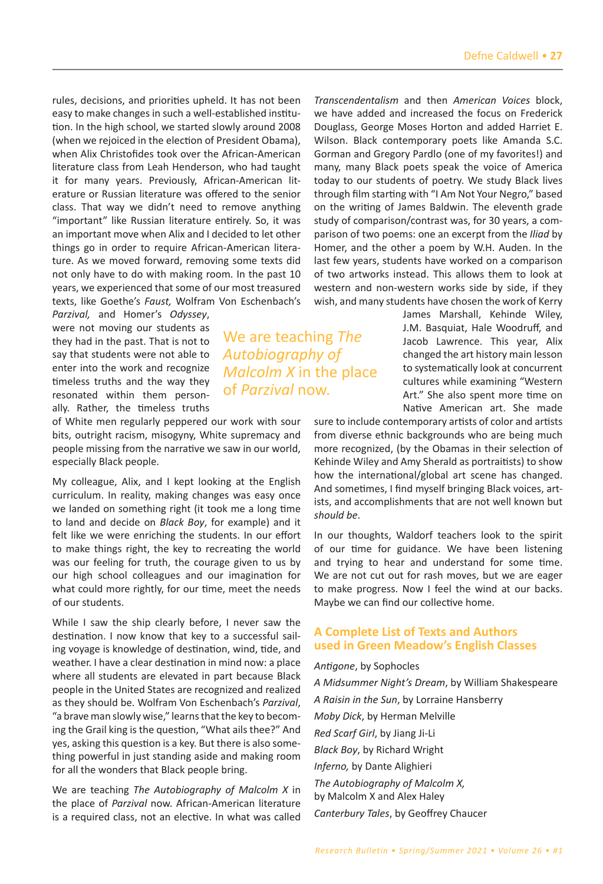rules, decisions, and priorities upheld. It has not been easy to make changes in such a well-established institution. In the high school, we started slowly around 2008 (when we rejoiced in the election of President Obama), when Alix Christofides took over the African-American literature class from Leah Henderson, who had taught it for many years. Previously, African-American literature or Russian literature was offered to the senior class. That way we didn't need to remove anything "important" like Russian literature entirely. So, it was an important move when Alix and I decided to let other things go in order to require African-American literature. As we moved forward, removing some texts did not only have to do with making room. In the past 10 years, we experienced that some of our most treasured texts, like Goethe's *Faust,* Wolfram Von Eschenbach's *Parzival,* and Homer's *Odyssey*, were not moving our students as they had in the past. That is not to say that students were not able to enter into the work and recognize timeless truths and the way they resonated within them personally. Rather, the timeless truths of White men regularly peppered our work with sour bits, outright racism, misogyny, White supremacy and people missing from the narrative we saw in our world, especially Black people.

> We are teaching *The Autobiography of Malcolm X* in the place of *Parzival* now.

My colleague, Alix, and I kept looking at the English curriculum. In reality, making changes was easy once we landed on something right (it took me a long time to land and decide on *Black Boy*, for example) and it felt like we were enriching the students. In our effort to make things right, the key to recreating the world was our feeling for truth, the courage given to us by our high school colleagues and our imagination for what could more rightly, for our time, meet the needs of our students.

While I saw the ship clearly before, I never saw the destination. I now know that key to a successful sailing voyage is knowledge of destination, wind, tide, and weather. I have a clear destination in mind now: a place where all students are elevated in part because Black people in the United States are recognized and realized as they should be. Wolfram Von Eschenbach's *Parzival*, "a brave man slowly wise," learns that the key to becoming the Grail king is the question, "What ails thee?" And yes, asking this question is a key. But there is also something powerful in just standing aside and making room for all the wonders that Black people bring.

We are teaching *The Autobiography of Malcolm X* in the place of *Parzival* now. African-American literature is a required class, not an elective. In what was called *Transcendentalism* and then *American Voices* block, we have added and increased the focus on Frederick Douglass, George Moses Horton and added Harriet E. Wilson. Black contemporary poets like Amanda S.C. Gorman and Gregory Pardlo (one of my favorites!) and many, many Black poets speak the voice of America today to our students of poetry. We study Black lives through film starting with "I Am Not Your Negro," based on the writing of James Baldwin. The eleventh grade study of comparison/contrast was, for 30 years, a comparison of two poems: one an excerpt from the *Iliad* by Homer, and the other a poem by W.H. Auden. In the last few years, students have worked on a comparison of two artworks instead. This allows them to look at western and non-western works side by side, if they wish, and many students have chosen the work of Kerry James Marshall, Kehinde Wiley, J.M. Basquiat, Hale Woodruff, and Jacob Lawrence. This year, Alix changed the art history main lesson to systematically look at concurrent cultures while examining "Western Art." She also spent more time on Native American art. She made sure to include contemporary artists of color and artists from diverse ethnic backgrounds who are being much more recognized, (by the Obamas in their selection of Kehinde Wiley and Amy Sherald as portraitists) to show how the international/global art scene has changed. And sometimes, I find myself bringing Black voices, artists, and accomplishments that are not well known but *should be*.

In our thoughts, Waldorf teachers look to the spirit of our time for guidance. We have been listening and trying to hear and understand for some time. We are not cut out for rash moves, but we are eager to make progress. Now I feel the wind at our backs. Maybe we can find our collective home.

### A Complete List of Texts and Authors used in Green Meadow's English Classes

*Antigone*, by Sophocles

*A Midsummer Night's Dream*, by William Shakespeare

*A Raisin in the Sun*, by Lorraine Hansberry

*Moby Dick*, by Herman Melville

*Red Scarf Girl*, by Jiang Ji-Li

*Black Boy*, by Richard Wright

*Inferno,* by Dante Alighieri

*The Autobiography of Malcolm X,* by Malcolm X and Alex Haley

*Canterbury Tales*, by Geoffrey Chaucer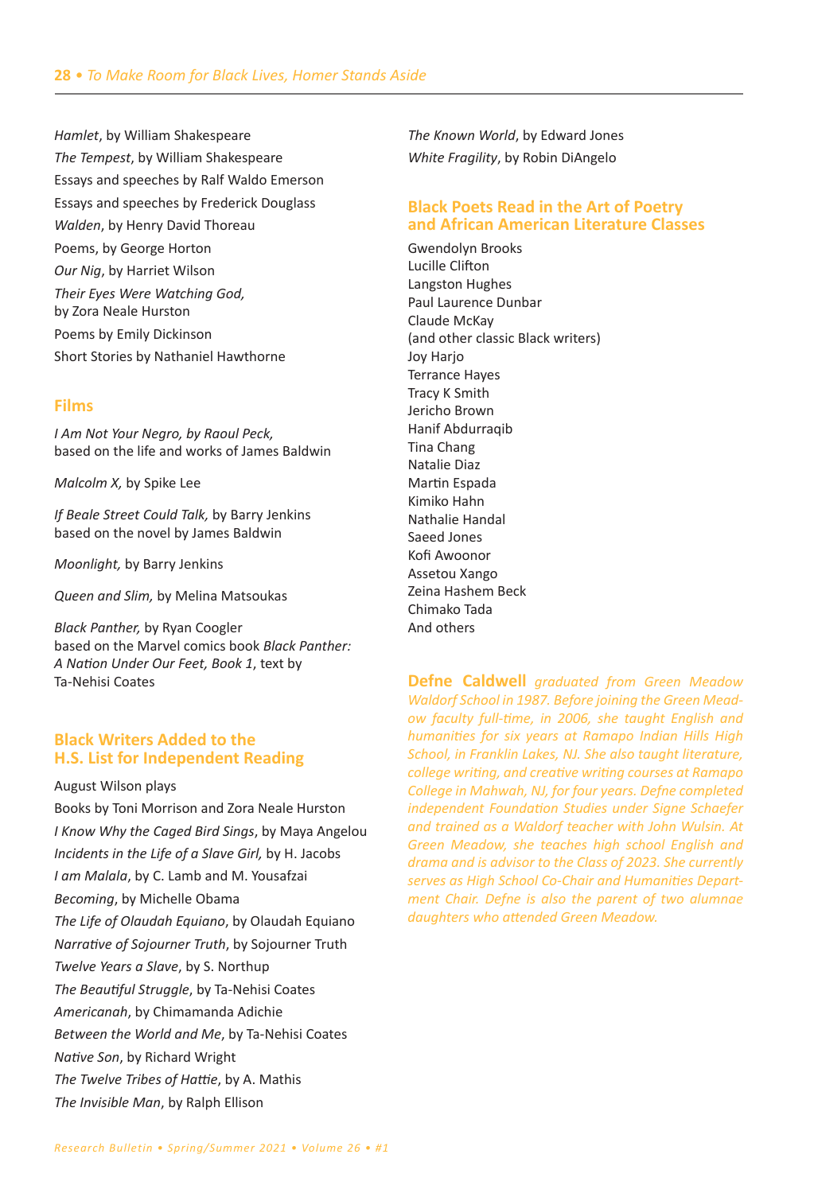*Hamlet*, by William Shakespeare

*The Tempest*, by William Shakespeare

Essays and speeches by Ralf Waldo Emerson

Essays and speeches by Frederick Douglass

*Walden*, by Henry David Thoreau

Poems, by George Horton

*Our Nig*, by Harriet Wilson

*Their Eyes Were Watching God,* by Zora Neale Hurston

Poems by Emily Dickinson

Short Stories by Nathaniel Hawthorne

## Films

*I Am Not Your Negro, by Raoul Peck,* based on the life and works of James Baldwin

*Malcolm X,* by Spike Lee

*If Beale Street Could Talk,* by Barry Jenkins based on the novel by James Baldwin

*Moonlight,* by Barry Jenkins

*Queen and Slim,* by Melina Matsoukas

*Black Panther,* by Ryan Coogler based on the Marvel comics book *Black Panther: A Nation Under Our Feet, Book 1*, text by Ta-Nehisi Coates

## Black Writers Added to the H.S. List for Independent Reading

August Wilson plays

Books by Toni Morrison and Zora Neale Hurston

*I Know Why the Caged Bird Sings*, by Maya Angelou

*Incidents in the Life of a Slave Girl,* by H. Jacobs

*I am Malala*, by C. Lamb and M. Yousafzai

*Becoming*, by Michelle Obama

*The Life of Olaudah Equiano*, by Olaudah Equiano

*Narrative of Sojourner Truth*, by Sojourner Truth

*Twelve Years a Slave*, by S. Northup

*The Beautiful Struggle*, by Ta-Nehisi Coates

*Americanah*, by Chimamanda Adichie

*Between the World and Me*, by Ta-Nehisi Coates

*Native Son*, by Richard Wright

*The Twelve Tribes of Hattie*, by A. Mathis

*The Invisible Man*, by Ralph Ellison

*The Known World*, by Edward Jones

*White Fragility*, by Robin DiAngelo

## Black Poets Read in the Art of Poetry and African American Literature Classes

Gwendolyn Brooks
Lucille Clifton
Langston Hughes
Paul Laurence Dunbar
Claude McKay
(and other classic Black writers)
Joy Harjo
Terrance Hayes
Tracy K Smith
Jericho Brown
Hanif Abdurraqib
Tina Chang
Natalie Diaz
Martin Espada
Kimiko Hahn
Nathalie Handal
Saeed Jones
Kofi Awoonor
Assetou Xango
Zeina Hashem Beck
Chimako Tada
And others

**Defne Caldwell** *graduated from Green Meadow Waldorf School in 1987. Before joining the Green Meadow faculty full-time, in 2006, she taught English and humanities for six years at Ramapo Indian Hills High School, in Franklin Lakes, NJ. She also taught literature, college writing, and creative writing courses at Ramapo College in Mahwah, NJ, for four years. Defne completed independent Foundation Studies under Signe Schaefer and trained as a Waldorf teacher with John Wulsin. At Green Meadow, she teaches high school English and drama and is advisor to the Class of 2023. She currently serves as High School Co-Chair and Humanities Department Chair. Defne is also the parent of two alumnae daughters who attended Green Meadow.*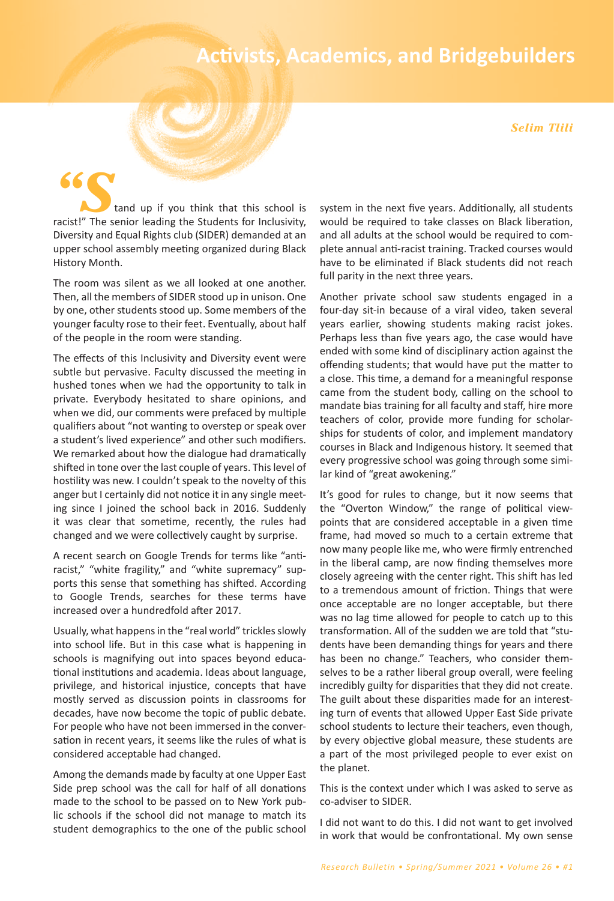# Activists, Academics, and Bridgebuilders

*Selim Tlili*

"Stand up if you think that this school is racist!" The senior leading the Students for Inclusivity, Diversity and Equal Rights club (SIDER) demanded at an upper school assembly meeting organized during Black History Month.

The room was silent as we all looked at one another. Then, all the members of SIDER stood up in unison. One by one, other students stood up. Some members of the younger faculty rose to their feet. Eventually, about half of the people in the room were standing.

The effects of this Inclusivity and Diversity event were subtle but pervasive. Faculty discussed the meeting in hushed tones when we had the opportunity to talk in private. Everybody hesitated to share opinions, and when we did, our comments were prefaced by multiple qualifiers about "not wanting to overstep or speak over a student's lived experience" and other such modifiers. We remarked about how the dialogue had dramatically shifted in tone over the last couple of years. This level of hostility was new. I couldn't speak to the novelty of this anger but I certainly did not notice it in any single meeting since I joined the school back in 2016. Suddenly it was clear that sometime, recently, the rules had changed and we were collectively caught by surprise.

A recent search on Google Trends for terms like "antiracist," "white fragility," and "white supremacy" supports this sense that something has shifted. According to Google Trends, searches for these terms have increased over a hundredfold after 2017.

Usually, what happens in the "real world" trickles slowly into school life. But in this case what is happening in schools is magnifying out into spaces beyond educational institutions and academia. Ideas about language, privilege, and historical injustice, concepts that have mostly served as discussion points in classrooms for decades, have now become the topic of public debate. For people who have not been immersed in the conversation in recent years, it seems like the rules of what is considered acceptable had changed.

Among the demands made by faculty at one Upper East Side prep school was the call for half of all donations made to the school to be passed on to New York public schools if the school did not manage to match its student demographics to the one of the public school system in the next five years. Additionally, all students would be required to take classes on Black liberation, and all adults at the school would be required to complete annual anti-racist training. Tracked courses would have to be eliminated if Black students did not reach full parity in the next three years.

Another private school saw students engaged in a four-day sit-in because of a viral video, taken several years earlier, showing students making racist jokes. Perhaps less than five years ago, the case would have ended with some kind of disciplinary action against the offending students; that would have put the matter to a close. This time, a demand for a meaningful response came from the student body, calling on the school to mandate bias training for all faculty and staff, hire more teachers of color, provide more funding for scholarships for students of color, and implement mandatory courses in Black and Indigenous history. It seemed that every progressive school was going through some similar kind of "great awakening."

It's good for rules to change, but it now seems that the "Overton Window," the range of political viewpoints that are considered acceptable in a given time frame, had moved so much to a certain extreme that now many people like me, who were firmly entrenched in the liberal camp, are now finding themselves more closely agreeing with the center right. This shift has led to a tremendous amount of friction. Things that were once acceptable are no longer acceptable, but there was no lag time allowed for people to catch up to this transformation. All of the sudden we are told that "students have been demanding things for years and there has been no change." Teachers, who consider themselves to be a rather liberal group overall, were feeling incredibly guilty for disparities that they did not create. The guilt about these disparities made for an interesting turn of events that allowed Upper East Side private school students to lecture their teachers, even though, by every objective global measure, these students are a part of the most privileged people to ever exist on the planet.

This is the context under which I was asked to serve as co-adviser to SIDER.

I did not want to do this. I did not want to get involved in work that would be confrontational. My own sense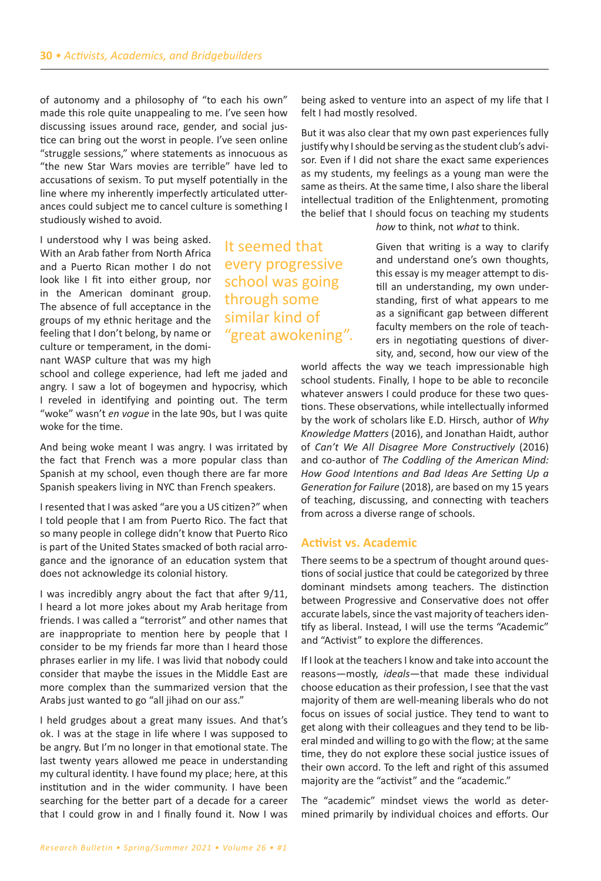of autonomy and a philosophy of "to each his own" made this role quite unappealing to me. I've seen how discussing issues around race, gender, and social justice can bring out the worst in people. I've seen online "struggle sessions," where statements as innocuous as "the new Star Wars movies are terrible" have led to accusations of sexism. To put myself potentially in the line where my inherently imperfectly articulated utterances could subject me to cancel culture is something I studiously wished to avoid.

I understood why I was being asked. With an Arab father from North Africa and a Puerto Rican mother I do not look like I fit into either group, nor in the American dominant group. The absence of full acceptance in the groups of my ethnic heritage and the feeling that I don't belong, by name or culture or temperament, in the dominant WASP culture that was my high school and college experience, had left me jaded and angry. I saw a lot of bogeymen and hypocrisy, which I reveled in identifying and pointing out. The term "woke" wasn't *en vogue* in the late 90s, but I was quite woke for the time.

> It seemed that every progressive school was going through some similar kind of "great awokening".

And being woke meant I was angry. I was irritated by the fact that French was a more popular class than Spanish at my school, even though there are far more Spanish speakers living in NYC than French speakers.

I resented that I was asked "are you a US citizen?" when I told people that I am from Puerto Rico. The fact that so many people in college didn't know that Puerto Rico is part of the United States smacked of both racial arrogance and the ignorance of an education system that does not acknowledge its colonial history.

I was incredibly angry about the fact that after 9/11, I heard a lot more jokes about my Arab heritage from friends. I was called a "terrorist" and other names that are inappropriate to mention here by people that I consider to be my friends far more than I heard those phrases earlier in my life. I was livid that nobody could consider that maybe the issues in the Middle East are more complex than the summarized version that the Arabs just wanted to go "all jihad on our ass."

I held grudges about a great many issues. And that's ok. I was at the stage in life where I was supposed to be angry. But I'm no longer in that emotional state. The last twenty years allowed me peace in understanding my cultural identity. I have found my place; here, at this institution and in the wider community. I have been searching for the better part of a decade for a career that I could grow in and I finally found it. Now I was being asked to venture into an aspect of my life that I felt I had mostly resolved.

But it was also clear that my own past experiences fully justify why I should be serving as the student club's advisor. Even if I did not share the exact same experiences as my students, my feelings as a young man were the same as theirs. At the same time, I also share the liberal intellectual tradition of the Enlightenment, promoting the belief that I should focus on teaching my students *how* to think, not *what* to think.

Given that writing is a way to clarify and understand one's own thoughts, this essay is my meager attempt to distill an understanding, my own understanding, first of what appears to me as a significant gap between different faculty members on the role of teachers in negotiating questions of diversity, and, second, how our view of the world affects the way we teach impressionable high school students. Finally, I hope to be able to reconcile whatever answers I could produce for these two questions. These observations, while intellectually informed by the work of scholars like E.D. Hirsch, author of *Why Knowledge Matters* (2016), and Jonathan Haidt, author of *Can't We All Disagree More Constructively* (2016) and co-author of *The Coddling of the American Mind: How Good Intentions and Bad Ideas Are Setting Up a Generation for Failure* (2018), are based on my 15 years of teaching, discussing, and connecting with teachers from across a diverse range of schools.

## Activist vs. Academic

There seems to be a spectrum of thought around questions of social justice that could be categorized by three dominant mindsets among teachers. The distinction between Progressive and Conservative does not offer accurate labels, since the vast majority of teachers identify as liberal. Instead, I will use the terms "Academic" and "Activist" to explore the differences.

If I look at the teachers I know and take into account the reasons—mostly, *ideals*—that made these individual choose education as their profession, I see that the vast majority of them are well-meaning liberals who do not focus on issues of social justice. They tend to want to get along with their colleagues and they tend to be liberal minded and willing to go with the flow; at the same time, they do not explore these social justice issues of their own accord. To the left and right of this assumed majority are the "activist" and the "academic."

The "academic" mindset views the world as determined primarily by individual choices and efforts. Our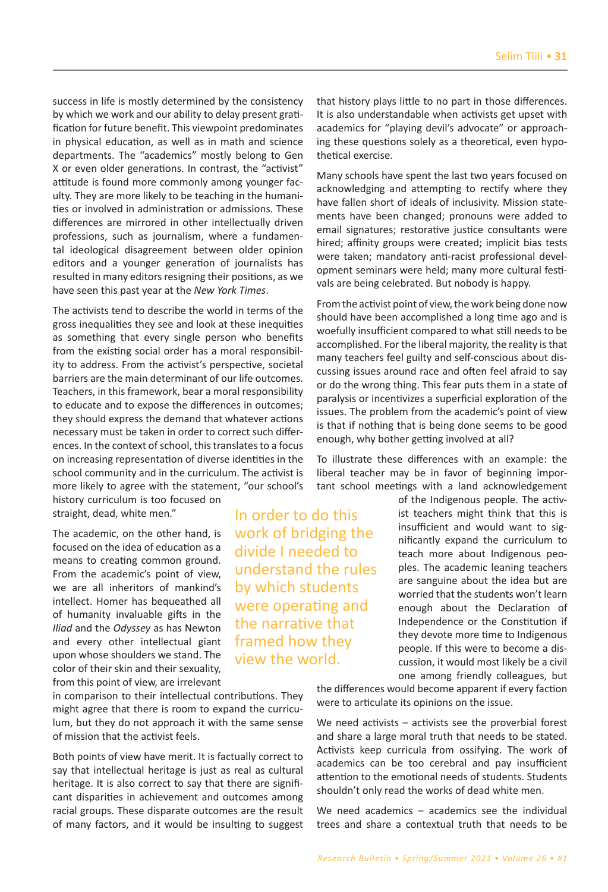success in life is mostly determined by the consistency by which we work and our ability to delay present gratification for future benefit. This viewpoint predominates in physical education, as well as in math and science departments. The "academics" mostly belong to Gen X or even older generations. In contrast, the "activist" attitude is found more commonly among younger faculty. They are more likely to be teaching in the humanities or involved in administration or admissions. These differences are mirrored in other intellectually driven professions, such as journalism, where a fundamental ideological disagreement between older opinion editors and a younger generation of journalists has resulted in many editors resigning their positions, as we have seen this past year at the *New York Times*.

The activists tend to describe the world in terms of the gross inequalities they see and look at these inequities as something that every single person who benefits from the existing social order has a moral responsibility to address. From the activist's perspective, societal barriers are the main determinant of our life outcomes. Teachers, in this framework, bear a moral responsibility to educate and to expose the differences in outcomes; they should express the demand that whatever actions necessary must be taken in order to correct such differences. In the context of school, this translates to a focus on increasing representation of diverse identities in the school community and in the curriculum. The activist is more likely to agree with the statement, "our school's history curriculum is too focused on straight, dead, white men."

The academic, on the other hand, is focused on the idea of education as a means to creating common ground. From the academic's point of view, we are all inheritors of mankind's intellect. Homer has bequeathed all of humanity invaluable gifts in the *Iliad* and the *Odyssey* as has Newton and every other intellectual giant upon whose shoulders we stand. The color of their skin and their sexuality, from this point of view, are irrelevant in comparison to their intellectual contributions. They might agree that there is room to expand the curriculum, but they do not approach it with the same sense of mission that the activist feels.

> In order to do this work of bridging the divide I needed to understand the rules by which students were operating and the narrative that framed how they view the world.

Both points of view have merit. It is factually correct to say that intellectual heritage is just as real as cultural heritage. It is also correct to say that there are significant disparities in achievement and outcomes among racial groups. These disparate outcomes are the result of many factors, and it would be insulting to suggest that history plays little to no part in those differences. It is also understandable when activists get upset with academics for "playing devil's advocate" or approaching these questions solely as a theoretical, even hypothetical exercise.

Many schools have spent the last two years focused on acknowledging and attempting to rectify where they have fallen short of ideals of inclusivity. Mission statements have been changed; pronouns were added to email signatures; restorative justice consultants were hired; affinity groups were created; implicit bias tests were taken; mandatory anti-racist professional development seminars were held; many more cultural festivals are being celebrated. But nobody is happy.

From the activist point of view, the work being done now should have been accomplished a long time ago and is woefully insufficient compared to what still needs to be accomplished. For the liberal majority, the reality is that many teachers feel guilty and self-conscious about discussing issues around race and often feel afraid to say or do the wrong thing. This fear puts them in a state of paralysis or incentivizes a superficial exploration of the issues. The problem from the academic's point of view is that if nothing that is being done seems to be good enough, why bother getting involved at all?

To illustrate these differences with an example: the liberal teacher may be in favor of beginning important school meetings with a land acknowledgement of the Indigenous people. The activist teachers might think that this is insufficient and would want to significantly expand the curriculum to teach more about Indigenous peoples. The academic leaning teachers are sanguine about the idea but are worried that the students won't learn enough about the Declaration of Independence or the Constitution if they devote more time to Indigenous people. If this were to become a discussion, it would most likely be a civil one among friendly colleagues, but the differences would become apparent if every faction were to articulate its opinions on the issue.

We need activists – activists see the proverbial forest and share a large moral truth that needs to be stated. Activists keep curricula from ossifying. The work of academics can be too cerebral and pay insufficient attention to the emotional needs of students. Students shouldn't only read the works of dead white men.

We need academics – academics see the individual trees and share a contextual truth that needs to be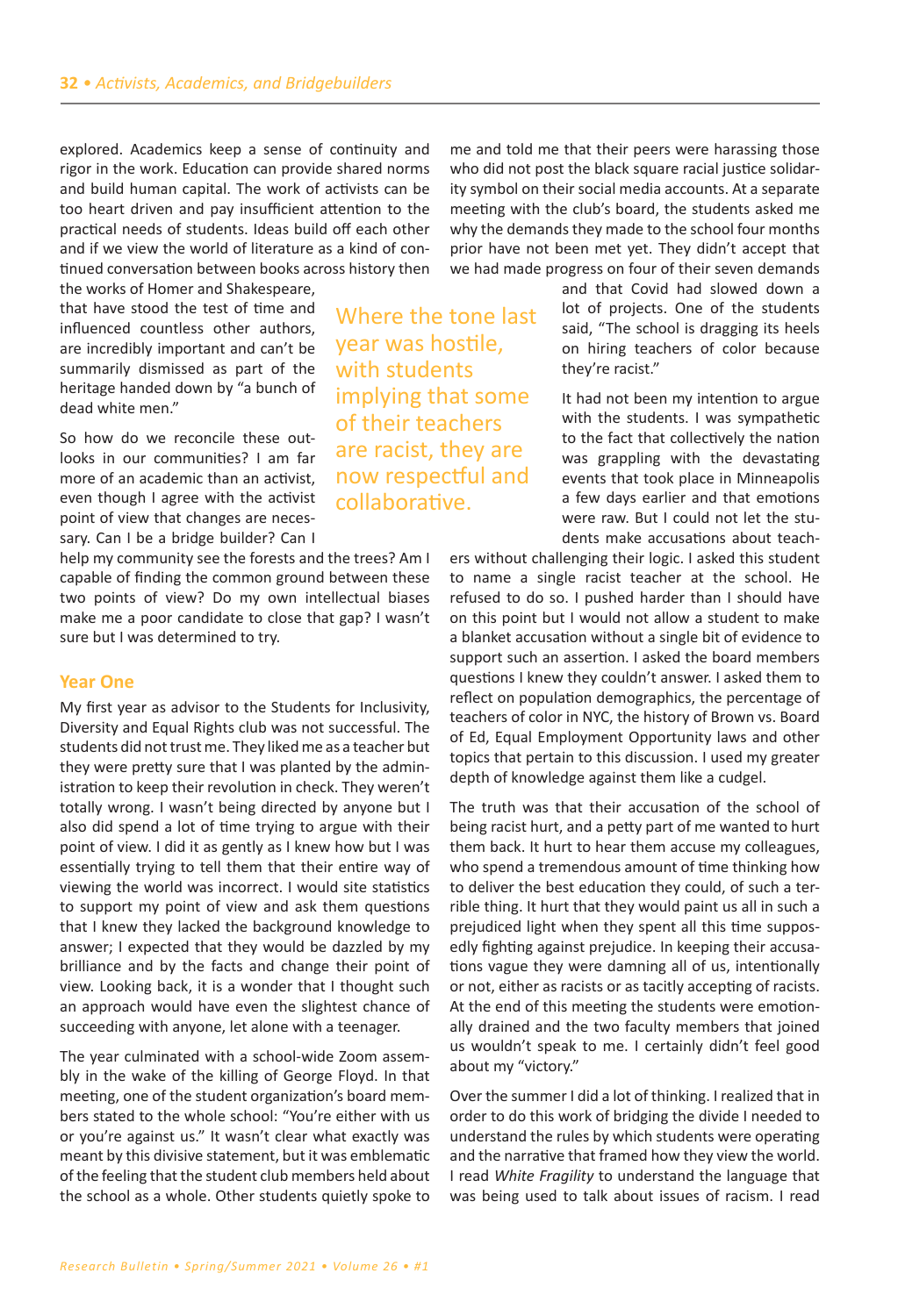explored. Academics keep a sense of continuity and rigor in the work. Education can provide shared norms and build human capital. The work of activists can be too heart driven and pay insufficient attention to the practical needs of students. Ideas build off each other and if we view the world of literature as a kind of continued conversation between books across history then the works of Homer and Shakespeare, that have stood the test of time and influenced countless other authors, are incredibly important and can't be summarily dismissed as part of the heritage handed down by "a bunch of dead white men."

So how do we reconcile these outlooks in our communities? I am far more of an academic than an activist, even though I agree with the activist point of view that changes are necessary. Can I be a bridge builder? Can I help my community see the forests and the trees? Am I capable of finding the common ground between these two points of view? Do my own intellectual biases make me a poor candidate to close that gap? I wasn't sure but I was determined to try.

## Year One

My first year as advisor to the Students for Inclusivity, Diversity and Equal Rights club was not successful. The students did not trust me. They liked me as a teacher but they were pretty sure that I was planted by the administration to keep their revolution in check. They weren't totally wrong. I wasn't being directed by anyone but I also did spend a lot of time trying to argue with their point of view. I did it as gently as I knew how but I was essentially trying to tell them that their entire way of viewing the world was incorrect. I would site statistics to support my point of view and ask them questions that I knew they lacked the background knowledge to answer; I expected that they would be dazzled by my brilliance and by the facts and change their point of view. Looking back, it is a wonder that I thought such an approach would have even the slightest chance of succeeding with anyone, let alone with a teenager.

The year culminated with a school-wide Zoom assembly in the wake of the killing of George Floyd. In that meeting, one of the student organization's board members stated to the whole school: "You're either with us or you're against us." It wasn't clear what exactly was meant by this divisive statement, but it was emblematic of the feeling that the student club members held about the school as a whole. Other students quietly spoke to me and told me that their peers were harassing those who did not post the black square racial justice solidarity symbol on their social media accounts. At a separate meeting with the club's board, the students asked me why the demands they made to the school four months prior have not been met yet. They didn't accept that we had made progress on four of their seven demands and that Covid had slowed down a lot of projects. One of the students said, "The school is dragging its heels on hiring teachers of color because they're racist."

> Where the tone last year was hostile, with students implying that some of their teachers are racist, they are now respectful and collaborative.

It had not been my intention to argue with the students. I was sympathetic to the fact that collectively the nation was grappling with the devastating events that took place in Minneapolis a few days earlier and that emotions were raw. But I could not let the students make accusations about teachers without challenging their logic. I asked this student to name a single racist teacher at the school. He refused to do so. I pushed harder than I should have on this point but I would not allow a student to make a blanket accusation without a single bit of evidence to support such an assertion. I asked the board members questions I knew they couldn't answer. I asked them to reflect on population demographics, the percentage of teachers of color in NYC, the history of Brown vs. Board of Ed, Equal Employment Opportunity laws and other topics that pertain to this discussion. I used my greater depth of knowledge against them like a cudgel.

The truth was that their accusation of the school of being racist hurt, and a petty part of me wanted to hurt them back. It hurt to hear them accuse my colleagues, who spend a tremendous amount of time thinking how to deliver the best education they could, of such a terrible thing. It hurt that they would paint us all in such a prejudiced light when they spent all this time supposedly fighting against prejudice. In keeping their accusations vague they were damning all of us, intentionally or not, either as racists or as tacitly accepting of racists. At the end of this meeting the students were emotionally drained and the two faculty members that joined us wouldn't speak to me. I certainly didn't feel good about my "victory."

Over the summer I did a lot of thinking. I realized that in order to do this work of bridging the divide I needed to understand the rules by which students were operating and the narrative that framed how they view the world. I read *White Fragility* to understand the language that was being used to talk about issues of racism. I read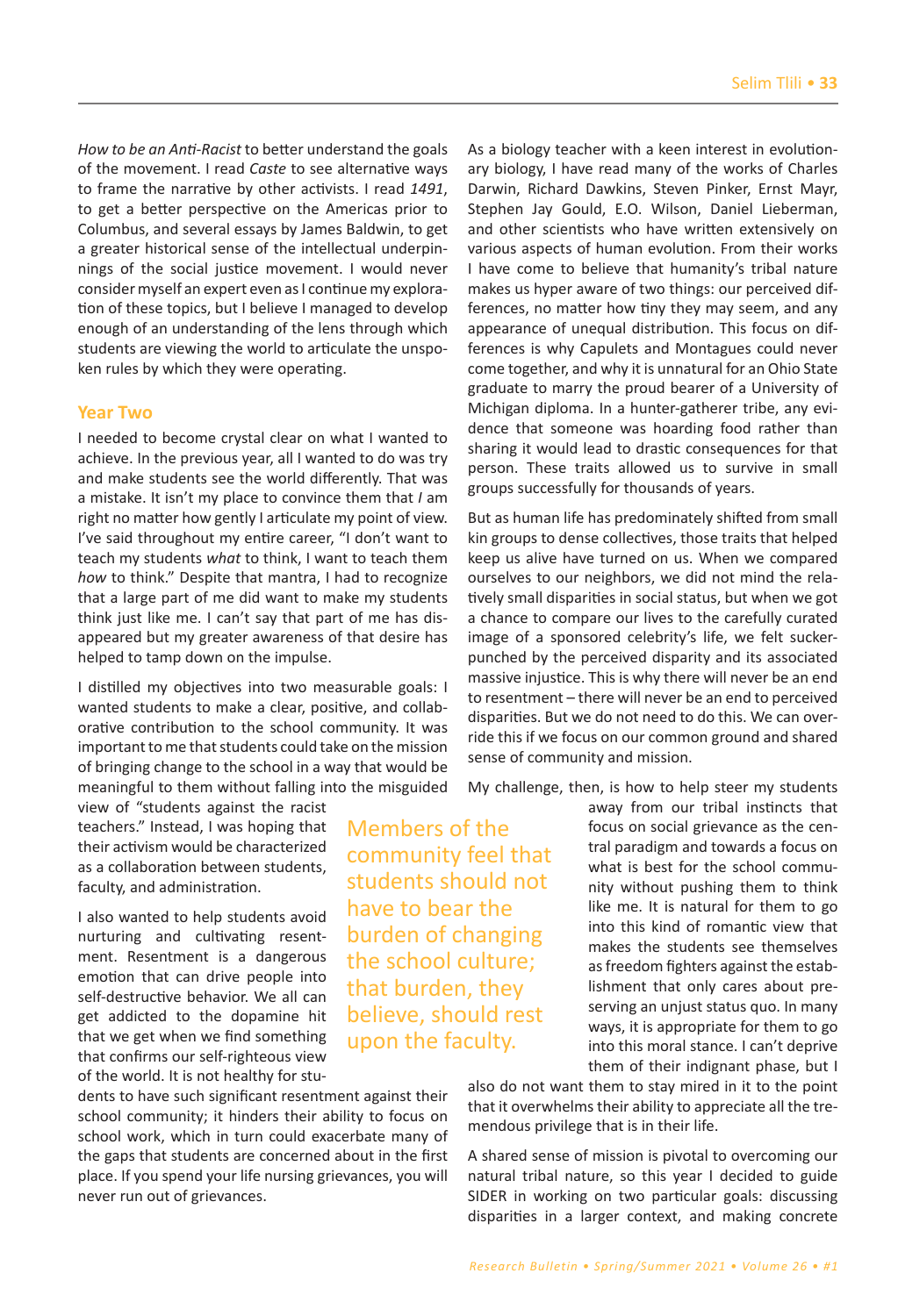*How to be an Anti-Racist* to better understand the goals of the movement. I read *Caste* to see alternative ways to frame the narrative by other activists. I read *1491*, to get a better perspective on the Americas prior to Columbus, and several essays by James Baldwin, to get a greater historical sense of the intellectual underpinnings of the social justice movement. I would never consider myself an expert even as I continue my exploration of these topics, but I believe I managed to develop enough of an understanding of the lens through which students are viewing the world to articulate the unspoken rules by which they were operating.

## Year Two

I needed to become crystal clear on what I wanted to achieve. In the previous year, all I wanted to do was try and make students see the world differently. That was a mistake. It isn't my place to convince them that *I* am right no matter how gently I articulate my point of view. I've said throughout my entire career, "I don't want to teach my students *what* to think, I want to teach them *how* to think." Despite that mantra, I had to recognize that a large part of me did want to make my students think just like me. I can't say that part of me has disappeared but my greater awareness of that desire has helped to tamp down on the impulse.

I distilled my objectives into two measurable goals: I wanted students to make a clear, positive, and collaborative contribution to the school community. It was important to me that students could take on the mission of bringing change to the school in a way that would be meaningful to them without falling into the misguided view of "students against the racist teachers." Instead, I was hoping that their activism would be characterized as a collaboration between students, faculty, and administration.

I also wanted to help students avoid nurturing and cultivating resentment. Resentment is a dangerous emotion that can drive people into self-destructive behavior. We all can get addicted to the dopamine hit that we get when we find something that confirms our self-righteous view of the world. It is not healthy for students to have such significant resentment against their school community; it hinders their ability to focus on school work, which in turn could exacerbate many of the gaps that students are concerned about in the first place. If you spend your life nursing grievances, you will never run out of grievances.

> Members of the community feel that students should not have to bear the burden of changing the school culture; that burden, they believe, should rest upon the faculty.

As a biology teacher with a keen interest in evolutionary biology, I have read many of the works of Charles Darwin, Richard Dawkins, Steven Pinker, Ernst Mayr, Stephen Jay Gould, E.O. Wilson, Daniel Lieberman, and other scientists who have written extensively on various aspects of human evolution. From their works I have come to believe that humanity's tribal nature makes us hyper aware of two things: our perceived differences, no matter how tiny they may seem, and any appearance of unequal distribution. This focus on differences is why Capulets and Montagues could never come together, and why it is unnatural for an Ohio State graduate to marry the proud bearer of a University of Michigan diploma. In a hunter-gatherer tribe, any evidence that someone was hoarding food rather than sharing it would lead to drastic consequences for that person. These traits allowed us to survive in small groups successfully for thousands of years.

But as human life has predominately shifted from small kin groups to dense collectives, those traits that helped keep us alive have turned on us. When we compared ourselves to our neighbors, we did not mind the relatively small disparities in social status, but when we got a chance to compare our lives to the carefully curated image of a sponsored celebrity's life, we felt sucker-punched by the perceived disparity and its associated massive injustice. This is why there will never be an end to resentment – there will never be an end to perceived disparities. But we do not need to do this. We can override this if we focus on our common ground and shared sense of community and mission.

My challenge, then, is how to help steer my students away from our tribal instincts that focus on social grievance as the central paradigm and towards a focus on what is best for the school community without pushing them to think like me. It is natural for them to go into this kind of romantic view that makes the students see themselves as freedom fighters against the establishment that only cares about preserving an unjust status quo. In many ways, it is appropriate for them to go into this moral stance. I can't deprive them of their indignant phase, but I also do not want them to stay mired in it to the point that it overwhelms their ability to appreciate all the tremendous privilege that is in their life.

A shared sense of mission is pivotal to overcoming our natural tribal nature, so this year I decided to guide SIDER in working on two particular goals: discussing disparities in a larger context, and making concrete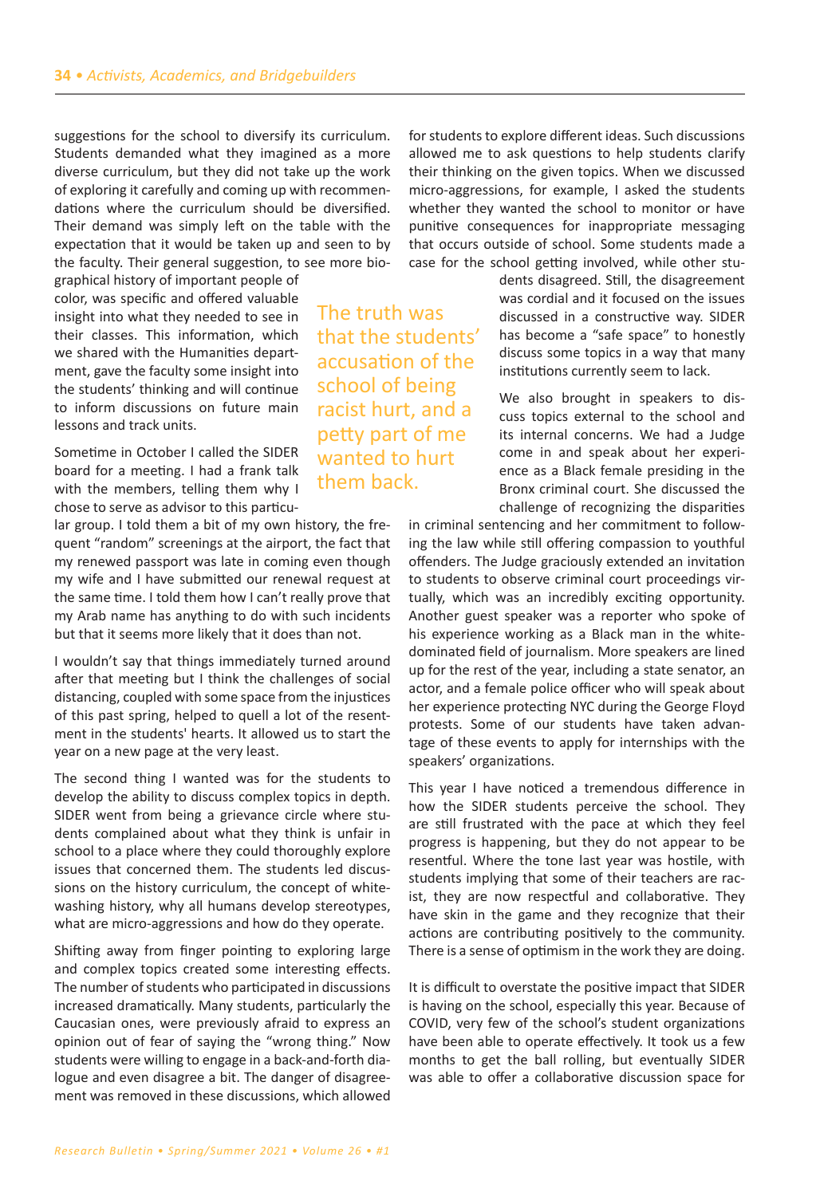suggestions for the school to diversify its curriculum. Students demanded what they imagined as a more diverse curriculum, but they did not take up the work of exploring it carefully and coming up with recommendations where the curriculum should be diversified. Their demand was simply left on the table with the expectation that it would be taken up and seen to by the faculty. Their general suggestion, to see more biographical history of important people of color, was specific and offered valuable insight into what they needed to see in their classes. This information, which we shared with the Humanities department, gave the faculty some insight into the students' thinking and will continue to inform discussions on future main lessons and track units.

> The truth was that the students' accusation of the school of being racist hurt, and a petty part of me wanted to hurt them back.

Sometime in October I called the SIDER board for a meeting. I had a frank talk with the members, telling them why I chose to serve as advisor to this particular group. I told them a bit of my own history, the frequent "random" screenings at the airport, the fact that my renewed passport was late in coming even though my wife and I have submitted our renewal request at the same time. I told them how I can't really prove that my Arab name has anything to do with such incidents but that it seems more likely that it does than not.

I wouldn't say that things immediately turned around after that meeting but I think the challenges of social distancing, coupled with some space from the injustices of this past spring, helped to quell a lot of the resentment in the students' hearts. It allowed us to start the year on a new page at the very least.

The second thing I wanted was for the students to develop the ability to discuss complex topics in depth. SIDER went from being a grievance circle where students complained about what they think is unfair in school to a place where they could thoroughly explore issues that concerned them. The students led discussions on the history curriculum, the concept of whitewashing history, why all humans develop stereotypes, what are micro-aggressions and how do they operate.

Shifting away from finger pointing to exploring large and complex topics created some interesting effects. The number of students who participated in discussions increased dramatically. Many students, particularly the Caucasian ones, were previously afraid to express an opinion out of fear of saying the "wrong thing." Now students were willing to engage in a back-and-forth dialogue and even disagree a bit. The danger of disagreement was removed in these discussions, which allowed for students to explore different ideas. Such discussions allowed me to ask questions to help students clarify their thinking on the given topics. When we discussed micro-aggressions, for example, I asked the students whether they wanted the school to monitor or have punitive consequences for inappropriate messaging that occurs outside of school. Some students made a case for the school getting involved, while other students disagreed. Still, the disagreement was cordial and it focused on the issues discussed in a constructive way. SIDER has become a "safe space" to honestly discuss some topics in a way that many institutions currently seem to lack.

We also brought in speakers to discuss topics external to the school and its internal concerns. We had a Judge come in and speak about her experience as a Black female presiding in the Bronx criminal court. She discussed the challenge of recognizing the disparities in criminal sentencing and her commitment to following the law while still offering compassion to youthful offenders. The Judge graciously extended an invitation to students to observe criminal court proceedings virtually, which was an incredibly exciting opportunity. Another guest speaker was a reporter who spoke of his experience working as a Black man in the white-dominated field of journalism. More speakers are lined up for the rest of the year, including a state senator, an actor, and a female police officer who will speak about her experience protecting NYC during the George Floyd protests. Some of our students have taken advantage of these events to apply for internships with the speakers' organizations.

This year I have noticed a tremendous difference in how the SIDER students perceive the school. They are still frustrated with the pace at which they feel progress is happening, but they do not appear to be resentful. Where the tone last year was hostile, with students implying that some of their teachers are racist, they are now respectful and collaborative. They have skin in the game and they recognize that their actions are contributing positively to the community. There is a sense of optimism in the work they are doing.

It is difficult to overstate the positive impact that SIDER is having on the school, especially this year. Because of COVID, very few of the school's student organizations have been able to operate effectively. It took us a few months to get the ball rolling, but eventually SIDER was able to offer a collaborative discussion space for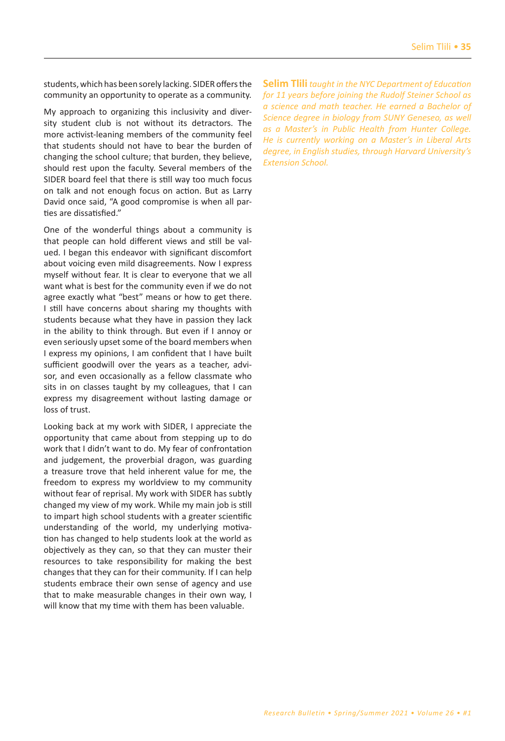students, which has been sorely lacking. SIDER offers the community an opportunity to operate as a community.

My approach to organizing this inclusivity and diversity student club is not without its detractors. The more activist-leaning members of the community feel that students should not have to bear the burden of changing the school culture; that burden, they believe, should rest upon the faculty. Several members of the SIDER board feel that there is still way too much focus on talk and not enough focus on action. But as Larry David once said, "A good compromise is when all parties are dissatisfied."

One of the wonderful things about a community is that people can hold different views and still be valued. I began this endeavor with significant discomfort about voicing even mild disagreements. Now I express myself without fear. It is clear to everyone that we all want what is best for the community even if we do not agree exactly what "best" means or how to get there. I still have concerns about sharing my thoughts with students because what they have in passion they lack in the ability to think through. But even if I annoy or even seriously upset some of the board members when I express my opinions, I am confident that I have built sufficient goodwill over the years as a teacher, advisor, and even occasionally as a fellow classmate who sits in on classes taught by my colleagues, that I can express my disagreement without lasting damage or loss of trust.

Looking back at my work with SIDER, I appreciate the opportunity that came about from stepping up to do work that I didn't want to do. My fear of confrontation and judgement, the proverbial dragon, was guarding a treasure trove that held inherent value for me, the freedom to express my worldview to my community without fear of reprisal. My work with SIDER has subtly changed my view of my work. While my main job is still to impart high school students with a greater scientific understanding of the world, my underlying motivation has changed to help students look at the world as objectively as they can, so that they can muster their resources to take responsibility for making the best changes that they can for their community. If I can help students embrace their own sense of agency and use that to make measurable changes in their own way, I will know that my time with them has been valuable.

**Selim Tlili** *taught in the NYC Department of Education for 11 years before joining the Rudolf Steiner School as a science and math teacher. He earned a Bachelor of Science degree in biology from SUNY Geneseo, as well as a Master's in Public Health from Hunter College. He is currently working on a Master's in Liberal Arts degree, in English studies, through Harvard University's Extension School.*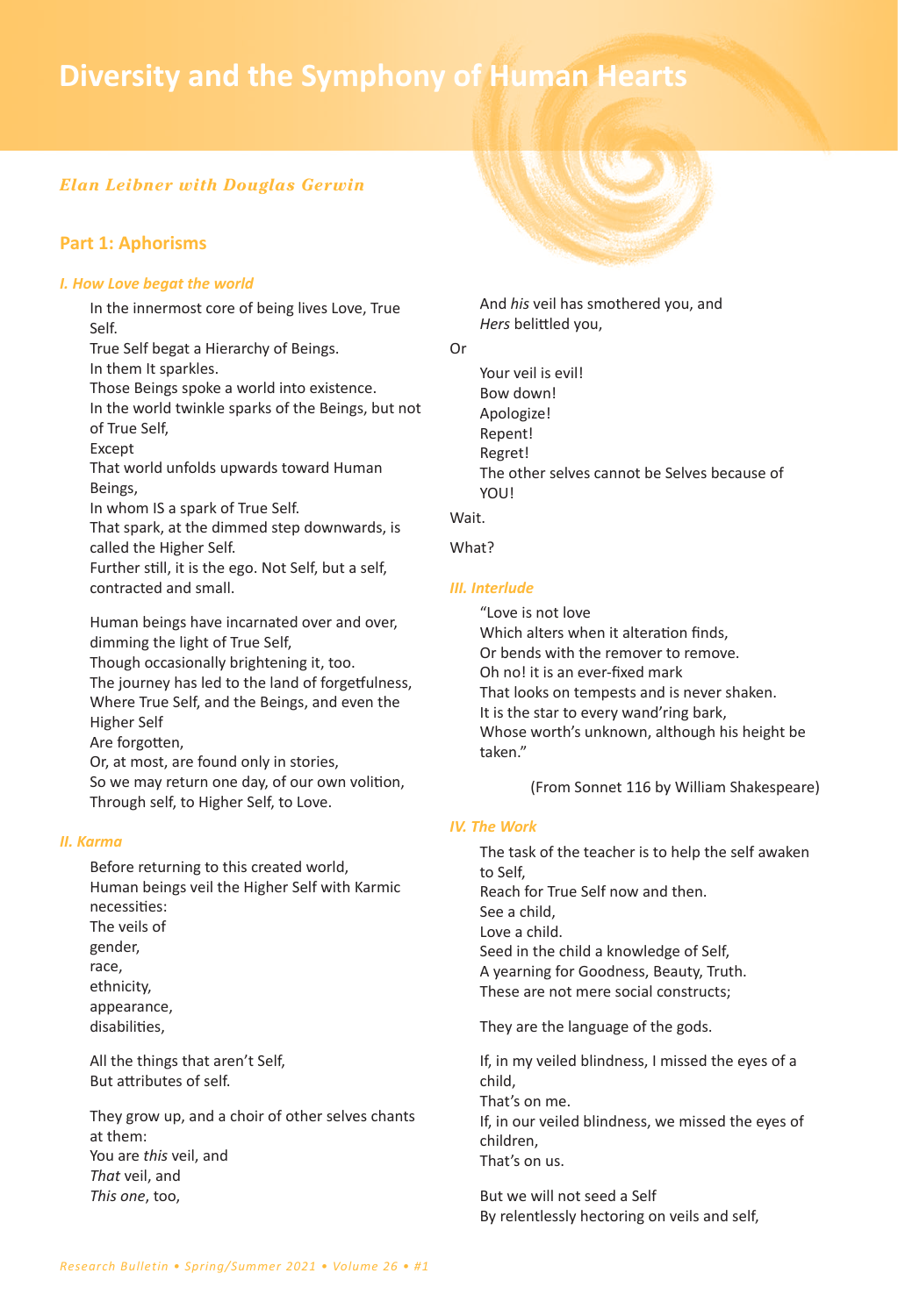# Diversity and the Symphony of Human Hearts

*Elan Leibner with Douglas Gerwin*

## Part 1: Aphorisms

### *I. How Love begat the world*

In the innermost core of being lives Love, True Self.
True Self begat a Hierarchy of Beings.
In them It sparkles.
Those Beings spoke a world into existence.
In the world twinkle sparks of the Beings, but not of True Self,
Except
That world unfolds upwards toward Human Beings,
In whom IS a spark of True Self.
That spark, at the dimmed step downwards, is called the Higher Self.
Further still, it is the ego. Not Self, but a self, contracted and small.

Human beings have incarnated over and over, dimming the light of True Self,
Though occasionally brightening it, too.
The journey has led to the land of forgetfulness,
Where True Self, and the Beings, and even the Higher Self
Are forgotten,
Or, at most, are found only in stories,
So we may return one day, of our own volition,
Through self, to Higher Self, to Love.

### *II. Karma*

Before returning to this created world,
Human beings veil the Higher Self with Karmic necessities:
The veils of
gender,
race,
ethnicity,
appearance,
disabilities,

All the things that aren't Self,
But attributes of self.

They grow up, and a choir of other selves chants at them:
You are *this* veil, and
*That* veil, and
*This one*, too,
And *his* veil has smothered you, and
*Hers* belittled you,

Or

Your veil is evil!
Bow down!
Apologize!
Repent!
Regret!
The other selves cannot be Selves because of YOU!

Wait.

What?

### *III. Interlude*

"Love is not love
Which alters when it alteration finds,
Or bends with the remover to remove.
Oh no! it is an ever-fixed mark
That looks on tempests and is never shaken.
It is the star to every wand'ring bark,
Whose worth's unknown, although his height be taken."

(From Sonnet 116 by William Shakespeare)

### *IV. The Work*

The task of the teacher is to help the self awaken to Self,
Reach for True Self now and then.
See a child,
Love a child.
Seed in the child a knowledge of Self,
A yearning for Goodness, Beauty, Truth.
These are not mere social constructs;

They are the language of the gods.

If, in my veiled blindness, I missed the eyes of a child,
That's on me.
If, in our veiled blindness, we missed the eyes of children,
That's on us.

But we will not seed a Self
By relentlessly hectoring on veils and self,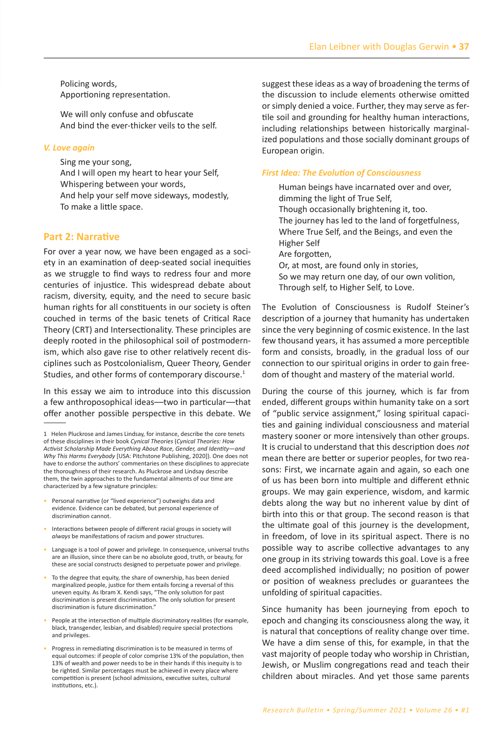Policing words,
Apportioning representation.

We will only confuse and obfuscate
And bind the ever-thicker veils to the self.

### *V. Love again*

Sing me your song,
And I will open my heart to hear your Self,
Whispering between your words,
And help your self move sideways, modestly,
To make a little space.

## Part 2: Narrative

For over a year now, we have been engaged as a society in an examination of deep-seated social inequities as we struggle to find ways to redress four and more centuries of injustice. This widespread debate about racism, diversity, equity, and the need to secure basic human rights for all constituents in our society is often couched in terms of the basic tenets of Critical Race Theory (CRT) and Intersectionality. These principles are deeply rooted in the philosophical soil of postmodernism, which also gave rise to other relatively recent disciplines such as Postcolonialism, Queer Theory, Gender Studies, and other forms of contemporary discourse.[1]

In this essay we aim to introduce into this discussion a few anthroposophical ideas—two in particular—that offer another possible perspective in this debate. We suggest these ideas as a way of broadening the terms of the discussion to include elements otherwise omitted or simply denied a voice. Further, they may serve as fertile soil and grounding for healthy human interactions, including relationships between historically marginalized populations and those socially dominant groups of European origin.

### *First Idea: The Evolution of Consciousness*

Human beings have incarnated over and over,
dimming the light of True Self,
Though occasionally brightening it, too.
The journey has led to the land of forgetfulness,
Where True Self, and the Beings, and even the
Higher Self
Are forgotten,
Or, at most, are found only in stories,
So we may return one day, of our own volition,
Through self, to Higher Self, to Love.

The Evolution of Consciousness is Rudolf Steiner's description of a journey that humanity has undertaken since the very beginning of cosmic existence. In the last few thousand years, it has assumed a more perceptible form and consists, broadly, in the gradual loss of our connection to our spiritual origins in order to gain freedom of thought and mastery of the material world.

During the course of this journey, which is far from ended, different groups within humanity take on a sort of "public service assignment," losing spiritual capacities and gaining individual consciousness and material mastery sooner or more intensively than other groups. It is crucial to understand that this description does *not* mean there are better or superior peoples, for two reasons: First, we incarnate again and again, so each one of us has been born into multiple and different ethnic groups. We may gain experience, wisdom, and karmic debts along the way but no inherent value by dint of birth into this or that group. The second reason is that the ultimate goal of this journey is the development, in freedom, of love in its spiritual aspect. There is no possible way to ascribe collective advantages to any one group in its striving towards this goal. Love is a free deed accomplished individually; no position of power or position of weakness precludes or guarantees the unfolding of spiritual capacities.

Since humanity has been journeying from epoch to epoch and changing its consciousness along the way, it is natural that conceptions of reality change over time. We have a dim sense of this, for example, in that the vast majority of people today who worship in Christian, Jewish, or Muslim congregations read and teach their children about miracles. And yet those same parents

---

1 Helen Pluckrose and James Lindsay, for instance, describe the core tenets of these disciplines in their book *Cynical Theories* (*Cynical Theories: How Activist Scholarship Made Everything About Race, Gender, and Identity—and Why This Harms Everybody* [USA: Pitchstone Publishing, 2020]). One does not have to endorse the authors' commentaries on these disciplines to appreciate the thoroughness of their research. As Pluckrose and Lindsay describe them, the twin approaches to the fundamental ailments of our time are characterized by a few signature principles:

- Personal narrative (or "lived experience") outweighs data and evidence. Evidence can be debated, but personal experience of discrimination cannot.
- Interactions between people of different racial groups in society will *always* be manifestations of racism and power structures.
- Language is a tool of power and privilege. In consequence, universal truths are an illusion, since there can be no absolute good, truth, or beauty, for these are social constructs designed to perpetuate power and privilege.
- To the degree that equity, the share of ownership, has been denied marginalized people, justice for them entails forcing a reversal of this uneven equity. As Ibram X. Kendi says, "The only solution for past discrimination is present discrimination. The only solution for present discrimination is future discrimination."
- People at the intersection of multiple discriminatory realities (for example, black, transgender, lesbian, and disabled) require special protections and privileges.
- Progress in remediating discrimination is to be measured in terms of equal outcomes: if people of color comprise 13% of the population, then 13% of wealth and power needs to be in their hands if this inequity is to be righted. Similar percentages must be achieved in every place where competition is present (school admissions, executive suites, cultural institutions, etc.).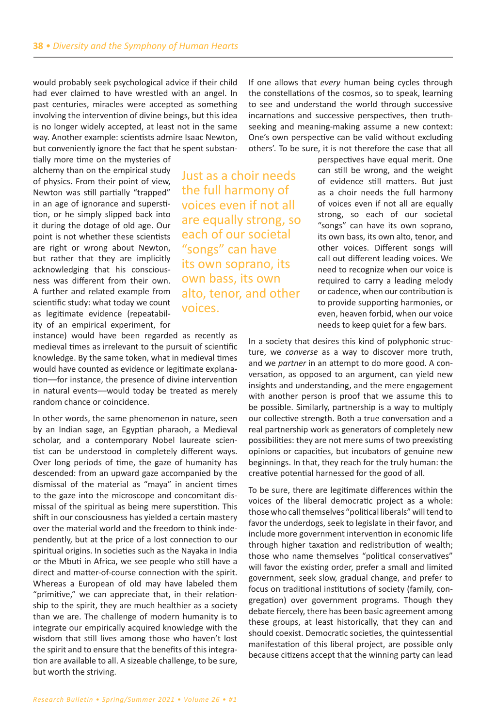would probably seek psychological advice if their child had ever claimed to have wrestled with an angel. In past centuries, miracles were accepted as something involving the intervention of divine beings, but this idea is no longer widely accepted, at least not in the same way. Another example: scientists admire Isaac Newton, but conveniently ignore the fact that he spent substantially more time on the mysteries of alchemy than on the empirical study of physics. From their point of view, Newton was still partially "trapped" in an age of ignorance and superstition, or he simply slipped back into it during the dotage of old age. Our point is not whether these scientists are right or wrong about Newton, but rather that they are implicitly acknowledging that his consciousness was different from their own. A further and related example from scientific study: what today we count as legitimate evidence (repeatability of an empirical experiment, for instance) would have been regarded as recently as medieval times as irrelevant to the pursuit of scientific knowledge. By the same token, what in medieval times would have counted as evidence or legitimate explanation—for instance, the presence of divine intervention in natural events—would today be treated as merely random chance or coincidence.

In other words, the same phenomenon in nature, seen by an Indian sage, an Egyptian pharaoh, a Medieval scholar, and a contemporary Nobel laureate scientist can be understood in completely different ways. Over long periods of time, the gaze of humanity has descended: from an upward gaze accompanied by the dismissal of the material as "maya" in ancient times to the gaze into the microscope and concomitant dismissal of the spiritual as being mere superstition. This shift in our consciousness has yielded a certain mastery over the material world and the freedom to think independently, but at the price of a lost connection to our spiritual origins. In societies such as the Nayaka in India or the Mbuti in Africa, we see people who still have a direct and matter-of-course connection with the spirit. Whereas a European of old may have labeled them "primitive," we can appreciate that, in their relationship to the spirit, they are much healthier as a society than we are. The challenge of modern humanity is to integrate our empirically acquired knowledge with the wisdom that still lives among those who haven't lost the spirit and to ensure that the benefits of this integration are available to all. A sizeable challenge, to be sure, but worth the striving.

If one allows that *every* human being cycles through the constellations of the cosmos, so to speak, learning to see and understand the world through successive incarnations and successive perspectives, then truth-seeking and meaning-making assume a new context: One's own perspective can be valid without excluding others'. To be sure, it is not therefore the case that all perspectives have equal merit. One can still be wrong, and the weight of evidence still matters. But just as a choir needs the full harmony of voices even if not all are equally strong, so each of our societal "songs" can have its own soprano, its own bass, its own alto, tenor, and other voices. Different songs will call out different leading voices. We need to recognize when our voice is required to carry a leading melody or cadence, when our contribution is to provide supporting harmonies, or even, heaven forbid, when our voice needs to keep quiet for a few bars.

> Just as a choir needs the full harmony of voices even if not all are equally strong, so each of our societal "songs" can have its own soprano, its own bass, its own alto, tenor, and other voices.

In a society that desires this kind of polyphonic structure, we *converse* as a way to discover more truth, and we *partner* in an attempt to do more good. A conversation, as opposed to an argument, can yield new insights and understanding, and the mere engagement with another person is proof that we assume this to be possible. Similarly, partnership is a way to multiply our collective strength. Both a true conversation and a real partnership work as generators of completely new possibilities: they are not mere sums of two preexisting opinions or capacities, but incubators of genuine new beginnings. In that, they reach for the truly human: the creative potential harnessed for the good of all.

To be sure, there are legitimate differences within the voices of the liberal democratic project as a whole: those who call themselves "political liberals" will tend to favor the underdogs, seek to legislate in their favor, and include more government intervention in economic life through higher taxation and redistribution of wealth; those who name themselves "political conservatives" will favor the existing order, prefer a small and limited government, seek slow, gradual change, and prefer to focus on traditional institutions of society (family, congregation) over government programs. Though they debate fiercely, there has been basic agreement among these groups, at least historically, that they can and should coexist. Democratic societies, the quintessential manifestation of this liberal project, are possible only because citizens accept that the winning party can lead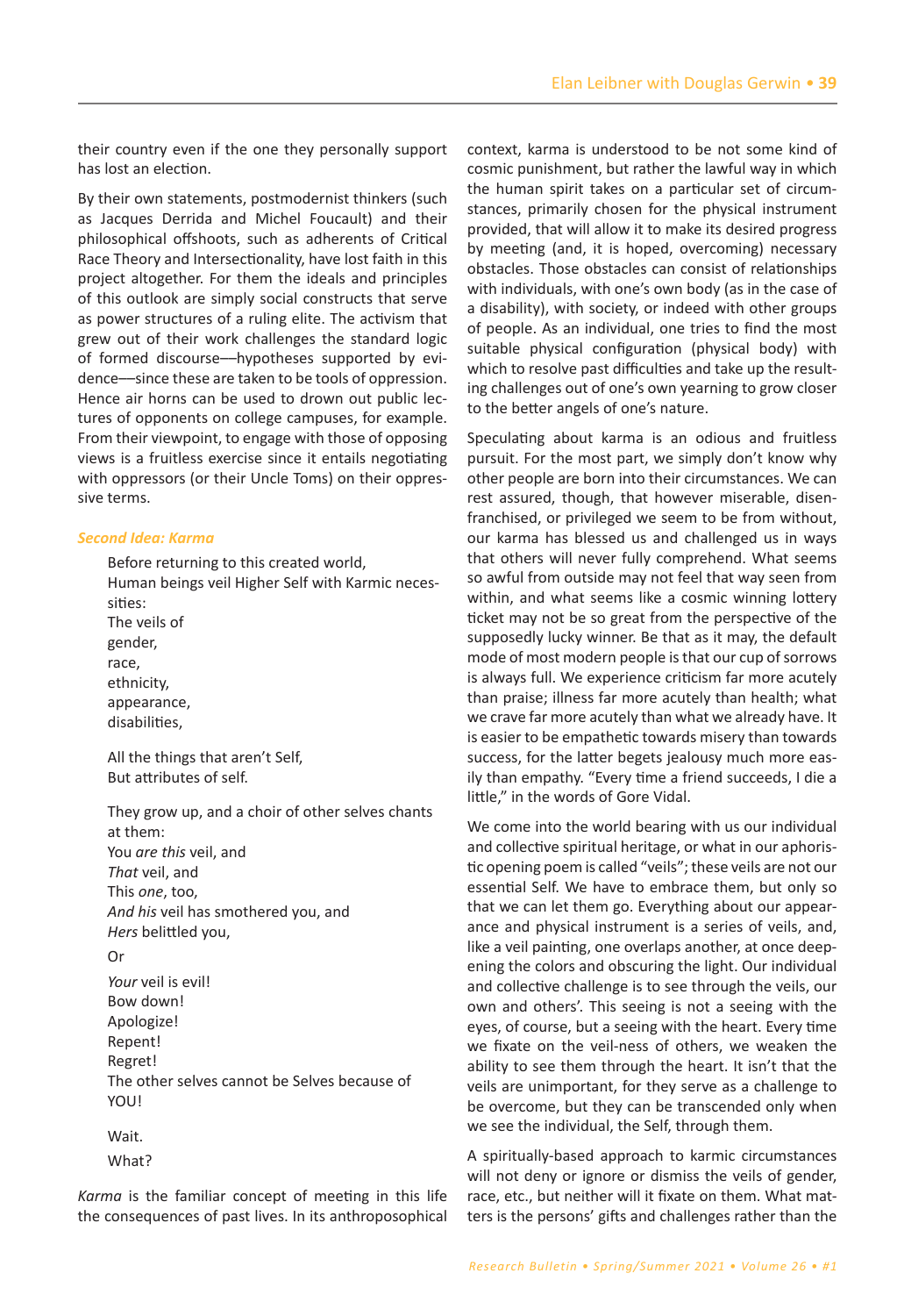their country even if the one they personally support has lost an election.

By their own statements, postmodernist thinkers (such as Jacques Derrida and Michel Foucault) and their philosophical offshoots, such as adherents of Critical Race Theory and Intersectionality, have lost faith in this project altogether. For them the ideals and principles of this outlook are simply social constructs that serve as power structures of a ruling elite. The activism that grew out of their work challenges the standard logic of formed discourse––hypotheses supported by evidence––since these are taken to be tools of oppression. Hence air horns can be used to drown out public lectures of opponents on college campuses, for example. From their viewpoint, to engage with those of opposing views is a fruitless exercise since it entails negotiating with oppressors (or their Uncle Toms) on their oppressive terms.

### *Second Idea: Karma*

> Before returning to this created world,
> Human beings veil Higher Self with Karmic necessities:
> The veils of
> gender,
> race,
> ethnicity,
> appearance,
> disabilities,
>
> All the things that aren't Self,
> But attributes of self.
>
> They grow up, and a choir of other selves chants at them:
> You *are this* veil, and
> *That* veil, and
> This *one*, too,
> *And his* veil has smothered you, and
> *Hers* belittled you,
>
> Or
>
> *Your* veil is evil!
> Bow down!
> Apologize!
> Repent!
> Regret!
> The other selves cannot be Selves because of YOU!
>
> Wait.
> What?

*Karma* is the familiar concept of meeting in this life the consequences of past lives. In its anthroposophical context, karma is understood to be not some kind of cosmic punishment, but rather the lawful way in which the human spirit takes on a particular set of circumstances, primarily chosen for the physical instrument provided, that will allow it to make its desired progress by meeting (and, it is hoped, overcoming) necessary obstacles. Those obstacles can consist of relationships with individuals, with one's own body (as in the case of a disability), with society, or indeed with other groups of people. As an individual, one tries to find the most suitable physical configuration (physical body) with which to resolve past difficulties and take up the resulting challenges out of one's own yearning to grow closer to the better angels of one's nature.

Speculating about karma is an odious and fruitless pursuit. For the most part, we simply don't know why other people are born into their circumstances. We can rest assured, though, that however miserable, disenfranchised, or privileged we seem to be from without, our karma has blessed us and challenged us in ways that others will never fully comprehend. What seems so awful from outside may not feel that way seen from within, and what seems like a cosmic winning lottery ticket may not be so great from the perspective of the supposedly lucky winner. Be that as it may, the default mode of most modern people is that our cup of sorrows is always full. We experience criticism far more acutely than praise; illness far more acutely than health; what we crave far more acutely than what we already have. It is easier to be empathetic towards misery than towards success, for the latter begets jealousy much more easily than empathy. "Every time a friend succeeds, I die a little," in the words of Gore Vidal.

We come into the world bearing with us our individual and collective spiritual heritage, or what in our aphoristic opening poem is called "veils"; these veils are not our essential Self. We have to embrace them, but only so that we can let them go. Everything about our appearance and physical instrument is a series of veils, and, like a veil painting, one overlaps another, at once deepening the colors and obscuring the light. Our individual and collective challenge is to see through the veils, our own and others'. This seeing is not a seeing with the eyes, of course, but a seeing with the heart. Every time we fixate on the veil-ness of others, we weaken the ability to see them through the heart. It isn't that the veils are unimportant, for they serve as a challenge to be overcome, but they can be transcended only when we see the individual, the Self, through them.

A spiritually-based approach to karmic circumstances will not deny or ignore or dismiss the veils of gender, race, etc., but neither will it fixate on them. What matters is the persons' gifts and challenges rather than the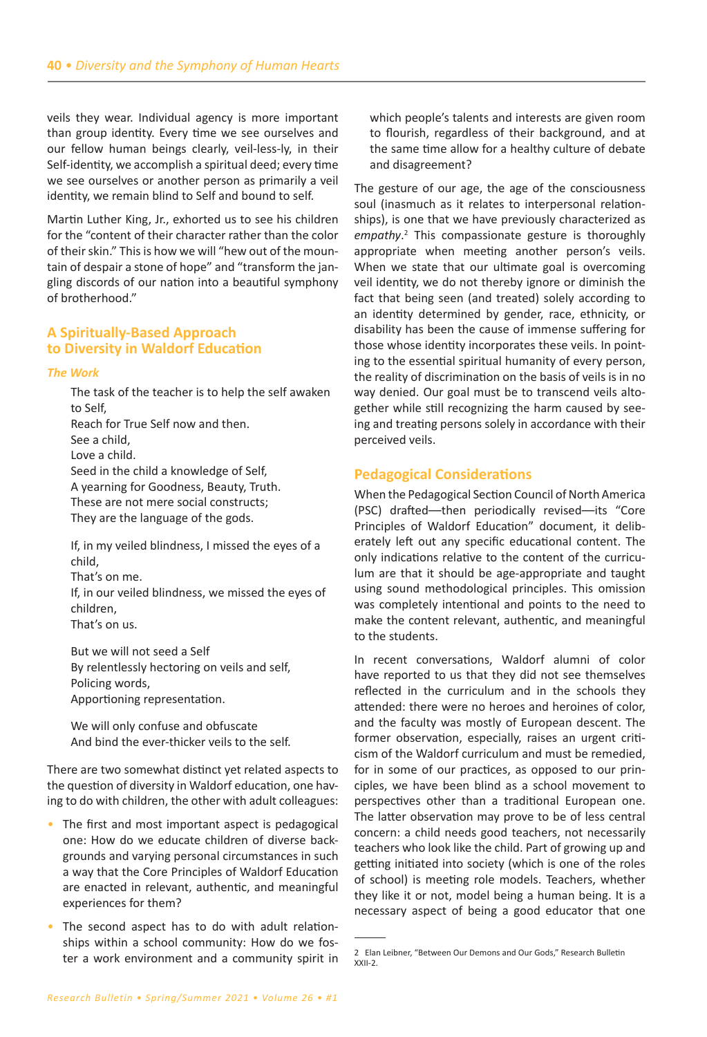veils they wear. Individual agency is more important than group identity. Every time we see ourselves and our fellow human beings clearly, veil-less-ly, in their Self-identity, we accomplish a spiritual deed; every time we see ourselves or another person as primarily a veil identity, we remain blind to Self and bound to self.

Martin Luther King, Jr., exhorted us to see his children for the "content of their character rather than the color of their skin." This is how we will "hew out of the mountain of despair a stone of hope" and "transform the jangling discords of our nation into a beautiful symphony of brotherhood."

## A Spiritually-Based Approach to Diversity in Waldorf Education

### *The Work*

> The task of the teacher is to help the self awaken to Self,
> Reach for True Self now and then.
> See a child,
> Love a child.
> Seed in the child a knowledge of Self,
> A yearning for Goodness, Beauty, Truth.
> These are not mere social constructs;
> They are the language of the gods.
>
> If, in my veiled blindness, I missed the eyes of a child,
> That's on me.
> If, in our veiled blindness, we missed the eyes of children,
> That's on us.
>
> But we will not seed a Self
> By relentlessly hectoring on veils and self,
> Policing words,
> Apportioning representation.
>
> We will only confuse and obfuscate
> And bind the ever-thicker veils to the self.

There are two somewhat distinct yet related aspects to the question of diversity in Waldorf education, one having to do with children, the other with adult colleagues:

- The first and most important aspect is pedagogical one: How do we educate children of diverse backgrounds and varying personal circumstances in such a way that the Core Principles of Waldorf Education are enacted in relevant, authentic, and meaningful experiences for them?
- The second aspect has to do with adult relationships within a school community: How do we foster a work environment and a community spirit in which people's talents and interests are given room to flourish, regardless of their background, and at the same time allow for a healthy culture of debate and disagreement?

The gesture of our age, the age of the consciousness soul (inasmuch as it relates to interpersonal relationships), is one that we have previously characterized as *empathy*.[2] This compassionate gesture is thoroughly appropriate when meeting another person's veils. When we state that our ultimate goal is overcoming veil identity, we do not thereby ignore or diminish the fact that being seen (and treated) solely according to an identity determined by gender, race, ethnicity, or disability has been the cause of immense suffering for those whose identity incorporates these veils. In pointing to the essential spiritual humanity of every person, the reality of discrimination on the basis of veils is in no way denied. Our goal must be to transcend veils altogether while still recognizing the harm caused by seeing and treating persons solely in accordance with their perceived veils.

## Pedagogical Considerations

When the Pedagogical Section Council of North America (PSC) drafted—then periodically revised—its "Core Principles of Waldorf Education" document, it deliberately left out any specific educational content. The only indications relative to the content of the curriculum are that it should be age-appropriate and taught using sound methodological principles. This omission was completely intentional and points to the need to make the content relevant, authentic, and meaningful to the students.

In recent conversations, Waldorf alumni of color have reported to us that they did not see themselves reflected in the curriculum and in the schools they attended: there were no heroes and heroines of color, and the faculty was mostly of European descent. The former observation, especially, raises an urgent criticism of the Waldorf curriculum and must be remedied, for in some of our practices, as opposed to our principles, we have been blind as a school movement to perspectives other than a traditional European one. The latter observation may prove to be of less central concern: a child needs good teachers, not necessarily teachers who look like the child. Part of growing up and getting initiated into society (which is one of the roles of school) is meeting role models. Teachers, whether they like it or not, model being a human being. It is a necessary aspect of being a good educator that one

---

2 Elan Leibner, "Between Our Demons and Our Gods," Research Bulletin XXII-2.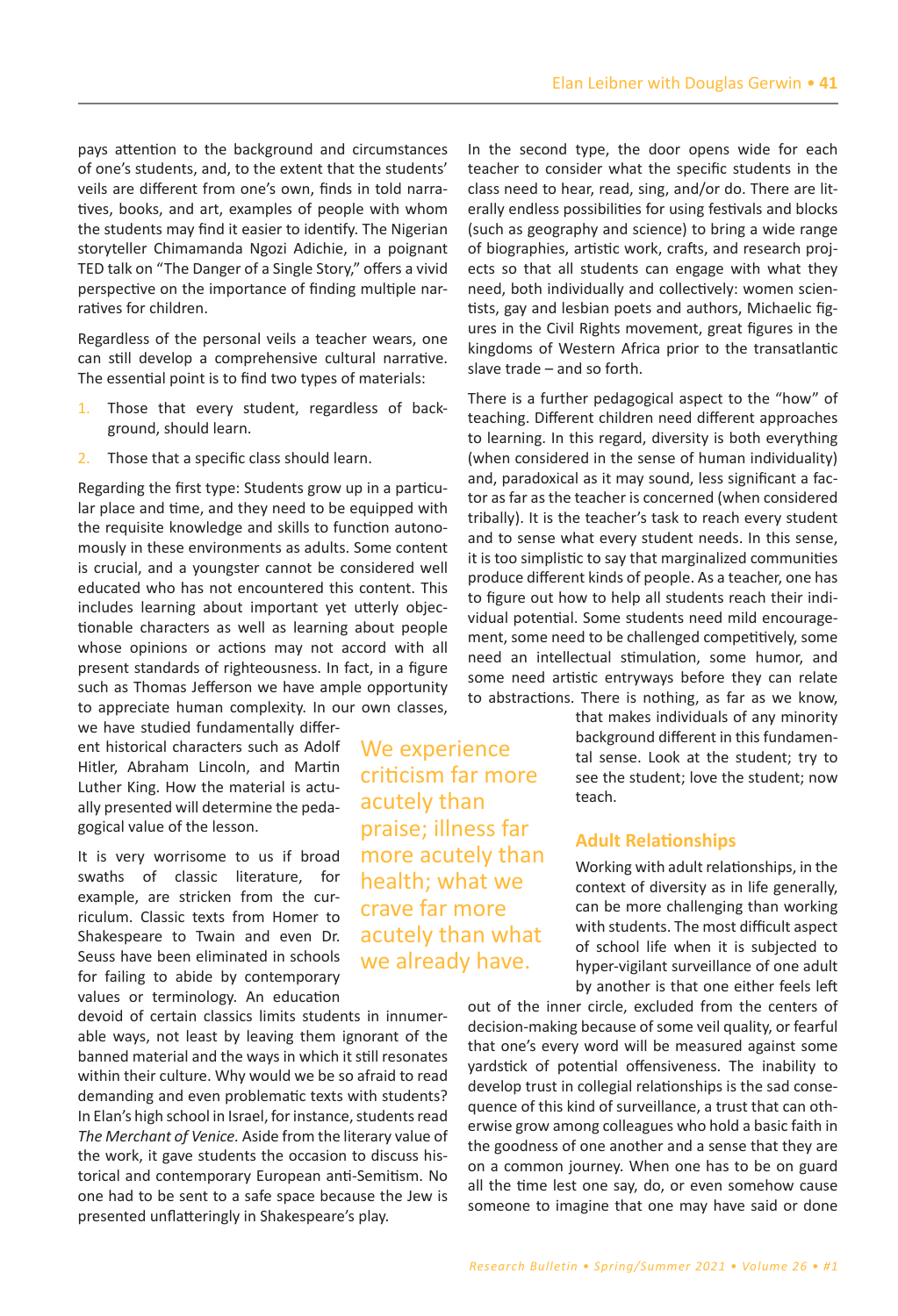pays attention to the background and circumstances of one's students, and, to the extent that the students' veils are different from one's own, finds in told narratives, books, and art, examples of people with whom the students may find it easier to identify. The Nigerian storyteller Chimamanda Ngozi Adichie, in a poignant TED talk on "The Danger of a Single Story," offers a vivid perspective on the importance of finding multiple narratives for children.

Regardless of the personal veils a teacher wears, one can still develop a comprehensive cultural narrative. The essential point is to find two types of materials:

1. Those that every student, regardless of background, should learn.
2. Those that a specific class should learn.

Regarding the first type: Students grow up in a particular place and time, and they need to be equipped with the requisite knowledge and skills to function autonomously in these environments as adults. Some content is crucial, and a youngster cannot be considered well educated who has not encountered this content. This includes learning about important yet utterly objectionable characters as well as learning about people whose opinions or actions may not accord with all present standards of righteousness. In fact, in a figure such as Thomas Jefferson we have ample opportunity to appreciate human complexity. In our own classes, we have studied fundamentally different historical characters such as Adolf Hitler, Abraham Lincoln, and Martin Luther King. How the material is actually presented will determine the pedagogical value of the lesson.

It is very worrisome to us if broad swaths of classic literature, for example, are stricken from the curriculum. Classic texts from Homer to Shakespeare to Twain and even Dr. Seuss have been eliminated in schools for failing to abide by contemporary values or terminology. An education devoid of certain classics limits students in innumerable ways, not least by leaving them ignorant of the banned material and the ways in which it still resonates within their culture. Why would we be so afraid to read demanding and even problematic texts with students? In Elan's high school in Israel, for instance, students read *The Merchant of Venice*. Aside from the literary value of the work, it gave students the occasion to discuss historical and contemporary European anti-Semitism. No one had to be sent to a safe space because the Jew is presented unflatteringly in Shakespeare's play.

In the second type, the door opens wide for each teacher to consider what the specific students in the class need to hear, read, sing, and/or do. There are literally endless possibilities for using festivals and blocks (such as geography and science) to bring a wide range of biographies, artistic work, crafts, and research projects so that all students can engage with what they need, both individually and collectively: women scientists, gay and lesbian poets and authors, Michaelic figures in the Civil Rights movement, great figures in the kingdoms of Western Africa prior to the transatlantic slave trade – and so forth.

There is a further pedagogical aspect to the "how" of teaching. Different children need different approaches to learning. In this regard, diversity is both everything (when considered in the sense of human individuality) and, paradoxical as it may sound, less significant a factor as far as the teacher is concerned (when considered tribally). It is the teacher's task to reach every student and to sense what every student needs. In this sense, it is too simplistic to say that marginalized communities produce different kinds of people. As a teacher, one has to figure out how to help all students reach their individual potential. Some students need mild encouragement, some need to be challenged competitively, some need an intellectual stimulation, some humor, and some need artistic entryways before they can relate to abstractions. There is nothing, as far as we know, that makes individuals of any minority background different in this fundamental sense. Look at the student; try to see the student; love the student; now teach.

> We experience criticism far more acutely than praise; illness far more acutely than health; what we crave far more acutely than what we already have.

## Adult Relationships

Working with adult relationships, in the context of diversity as in life generally, can be more challenging than working with students. The most difficult aspect of school life when it is subjected to hyper-vigilant surveillance of one adult by another is that one either feels left out of the inner circle, excluded from the centers of decision-making because of some veil quality, or fearful that one's every word will be measured against some yardstick of potential offensiveness. The inability to develop trust in collegial relationships is the sad consequence of this kind of surveillance, a trust that can otherwise grow among colleagues who hold a basic faith in the goodness of one another and a sense that they are on a common journey. When one has to be on guard all the time lest one say, do, or even somehow cause someone to imagine that one may have said or done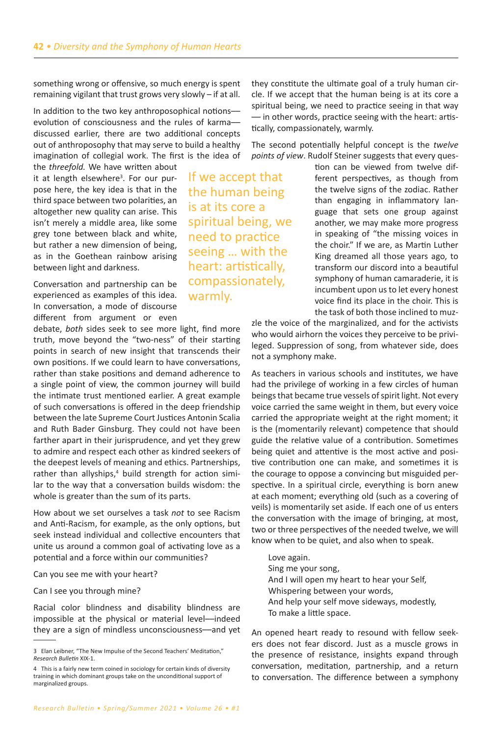something wrong or offensive, so much energy is spent remaining vigilant that trust grows very slowly – if at all.

In addition to the two key anthroposophical notions—evolution of consciousness and the rules of karma—discussed earlier, there are two additional concepts out of anthroposophy that may serve to build a healthy imagination of collegial work. The first is the idea of the *threefold.* We have written about it at length elsewhere[3]. For our purpose here, the key idea is that in the third space between two polarities, an altogether new quality can arise. This isn't merely a middle area, like some grey tone between black and white, but rather a new dimension of being, as in the Goethean rainbow arising between light and darkness.

Conversation and partnership can be experienced as examples of this idea. In conversation, a mode of discourse different from argument or even debate, *both* sides seek to see more light, find more truth, move beyond the "two-ness" of their starting points in search of new insight that transcends their own positions. If we could learn to have conversations, rather than stake positions and demand adherence to a single point of view, the common journey will build the intimate trust mentioned earlier. A great example of such conversations is offered in the deep friendship between the late Supreme Court Justices Antonin Scalia and Ruth Bader Ginsburg. They could not have been farther apart in their jurisprudence, and yet they grew to admire and respect each other as kindred seekers of the deepest levels of meaning and ethics. Partnerships, rather than allyships,[4] build strength for action similar to the way that a conversation builds wisdom: the whole is greater than the sum of its parts.

How about we set ourselves a task *not* to see Racism and Anti-Racism, for example, as the only options, but seek instead individual and collective encounters that unite us around a common goal of activating love as a potential and a force within our communities?

Can you see me with your heart?

Can I see you through mine?

Racial color blindness and disability blindness are impossible at the physical or material level—indeed they are a sign of mindless unconsciousness—and yet they constitute the ultimate goal of a truly human circle. If we accept that the human being is at its core a spiritual being, we need to practice seeing in that way — in other words, practice seeing with the heart: artistically, compassionately, warmly.

> If we accept that the human being is at its core a spiritual being, we need to practice seeing … with the heart: artistically, compassionately, warmly.

The second potentially helpful concept is the *twelve points of view*. Rudolf Steiner suggests that every question can be viewed from twelve different perspectives, as though from the twelve signs of the zodiac. Rather than engaging in inflammatory language that sets one group against another, we may make more progress in speaking of "the missing voices in the choir." If we are, as Martin Luther King dreamed all those years ago, to transform our discord into a beautiful symphony of human camaraderie, it is incumbent upon us to let every honest voice find its place in the choir. This is the task of both those inclined to muzzle the voice of the marginalized, and for the activists who would airhorn the voices they perceive to be privileged. Suppression of song, from whatever side, does not a symphony make.

As teachers in various schools and institutes, we have had the privilege of working in a few circles of human beings that became true vessels of spirit light. Not every voice carried the same weight in them, but every voice carried the appropriate weight at the right moment; it is the (momentarily relevant) competence that should guide the relative value of a contribution. Sometimes being quiet and attentive is the most active and positive contribution one can make, and sometimes it is the courage to oppose a convincing but misguided perspective. In a spiritual circle, everything is born anew at each moment; everything old (such as a covering of veils) is momentarily set aside. If each one of us enters the conversation with the image of bringing, at most, two or three perspectives of the needed twelve, we will know when to be quiet, and also when to speak.

> Love again.
> Sing me your song,
> And I will open my heart to hear your Self,
> Whispering between your words,
> And help your self move sideways, modestly,
> To make a little space.

An opened heart ready to resound with fellow seekers does not fear discord. Just as a muscle grows in the presence of resistance, insights expand through conversation, meditation, partnership, and a return to conversation. The difference between a symphony

---

3 Elan Leibner, "The New Impulse of the Second Teachers' Meditation," *Research Bulletin* XIX-1.

4 This is a fairly new term coined in sociology for certain kinds of diversity training in which dominant groups take on the unconditional support of marginalized groups.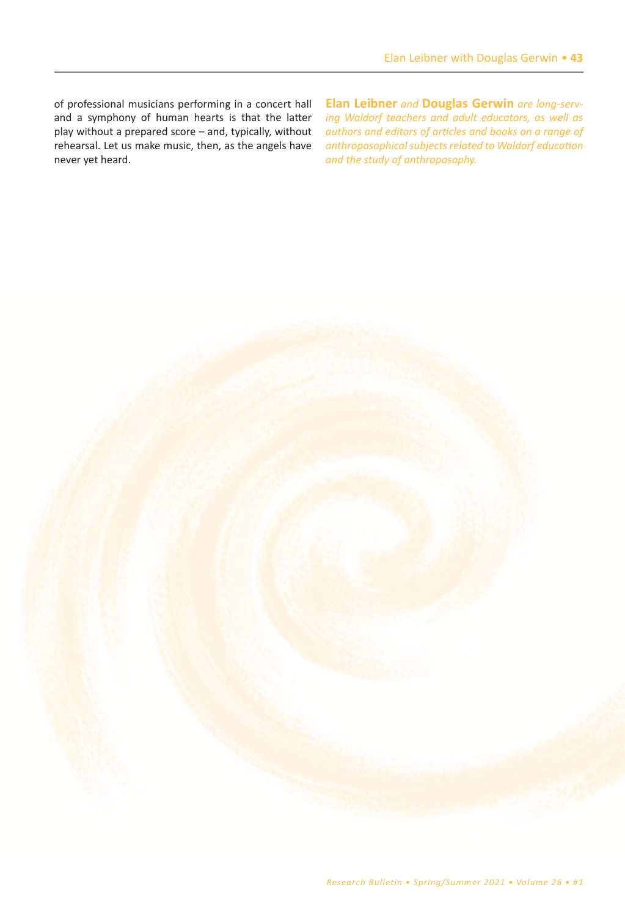of professional musicians performing in a concert hall and a symphony of human hearts is that the latter play without a prepared score – and, typically, without rehearsal. Let us make music, then, as the angels have never yet heard.

**Elan Leibner** *and* **Douglas Gerwin** *are long-serving Waldorf teachers and adult educators, as well as authors and editors of articles and books on a range of anthroposophical subjects related to Waldorf education and the study of anthroposophy.*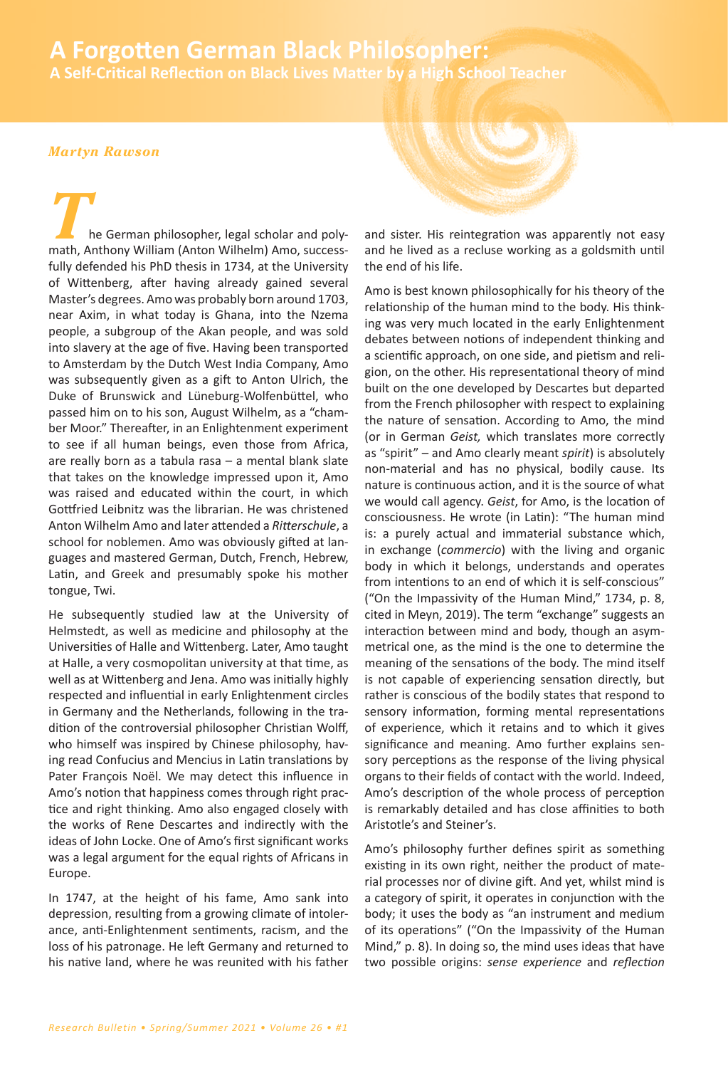# A Forgotten German Black Philosopher:

## A Self-Critical Reflection on Black Lives Matter by a High School Teacher

*Martyn Rawson*

The German philosopher, legal scholar and polymath, Anthony William (Anton Wilhelm) Amo, successfully defended his PhD thesis in 1734, at the University of Wittenberg, after having already gained several Master's degrees. Amo was probably born around 1703, near Axim, in what today is Ghana, into the Nzema people, a subgroup of the Akan people, and was sold into slavery at the age of five. Having been transported to Amsterdam by the Dutch West India Company, Amo was subsequently given as a gift to Anton Ulrich, the Duke of Brunswick and Lüneburg-Wolfenbüttel, who passed him on to his son, August Wilhelm, as a "chamber Moor." Thereafter, in an Enlightenment experiment to see if all human beings, even those from Africa, are really born as a tabula rasa – a mental blank slate that takes on the knowledge impressed upon it, Amo was raised and educated within the court, in which Gottfried Leibnitz was the librarian. He was christened Anton Wilhelm Amo and later attended a *Ritterschule*, a school for noblemen. Amo was obviously gifted at languages and mastered German, Dutch, French, Hebrew, Latin, and Greek and presumably spoke his mother tongue, Twi.

He subsequently studied law at the University of Helmstedt, as well as medicine and philosophy at the Universities of Halle and Wittenberg. Later, Amo taught at Halle, a very cosmopolitan university at that time, as well as at Wittenberg and Jena. Amo was initially highly respected and influential in early Enlightenment circles in Germany and the Netherlands, following in the tradition of the controversial philosopher Christian Wolff, who himself was inspired by Chinese philosophy, having read Confucius and Mencius in Latin translations by Pater François Noël. We may detect this influence in Amo's notion that happiness comes through right practice and right thinking. Amo also engaged closely with the works of Rene Descartes and indirectly with the ideas of John Locke. One of Amo's first significant works was a legal argument for the equal rights of Africans in Europe.

In 1747, at the height of his fame, Amo sank into depression, resulting from a growing climate of intolerance, anti-Enlightenment sentiments, racism, and the loss of his patronage. He left Germany and returned to his native land, where he was reunited with his father and sister. His reintegration was apparently not easy and he lived as a recluse working as a goldsmith until the end of his life.

Amo is best known philosophically for his theory of the relationship of the human mind to the body. His thinking was very much located in the early Enlightenment debates between notions of independent thinking and a scientific approach, on one side, and pietism and religion, on the other. His representational theory of mind built on the one developed by Descartes but departed from the French philosopher with respect to explaining the nature of sensation. According to Amo, the mind (or in German *Geist,* which translates more correctly as "spirit" – and Amo clearly meant *spirit*) is absolutely non-material and has no physical, bodily cause. Its nature is continuous action, and it is the source of what we would call agency. *Geist*, for Amo, is the location of consciousness. He wrote (in Latin): "The human mind is: a purely actual and immaterial substance which, in exchange (*commercio*) with the living and organic body in which it belongs, understands and operates from intentions to an end of which it is self-conscious" ("On the Impassivity of the Human Mind," 1734, p. 8, cited in Meyn, 2019). The term "exchange" suggests an interaction between mind and body, though an asymmetrical one, as the mind is the one to determine the meaning of the sensations of the body. The mind itself is not capable of experiencing sensation directly, but rather is conscious of the bodily states that respond to sensory information, forming mental representations of experience, which it retains and to which it gives significance and meaning. Amo further explains sensory perceptions as the response of the living physical organs to their fields of contact with the world. Indeed, Amo's description of the whole process of perception is remarkably detailed and has close affinities to both Aristotle's and Steiner's.

Amo's philosophy further defines spirit as something existing in its own right, neither the product of material processes nor of divine gift. And yet, whilst mind is a category of spirit, it operates in conjunction with the body; it uses the body as "an instrument and medium of its operations" ("On the Impassivity of the Human Mind," p. 8). In doing so, the mind uses ideas that have two possible origins: *sense experience* and *reflection*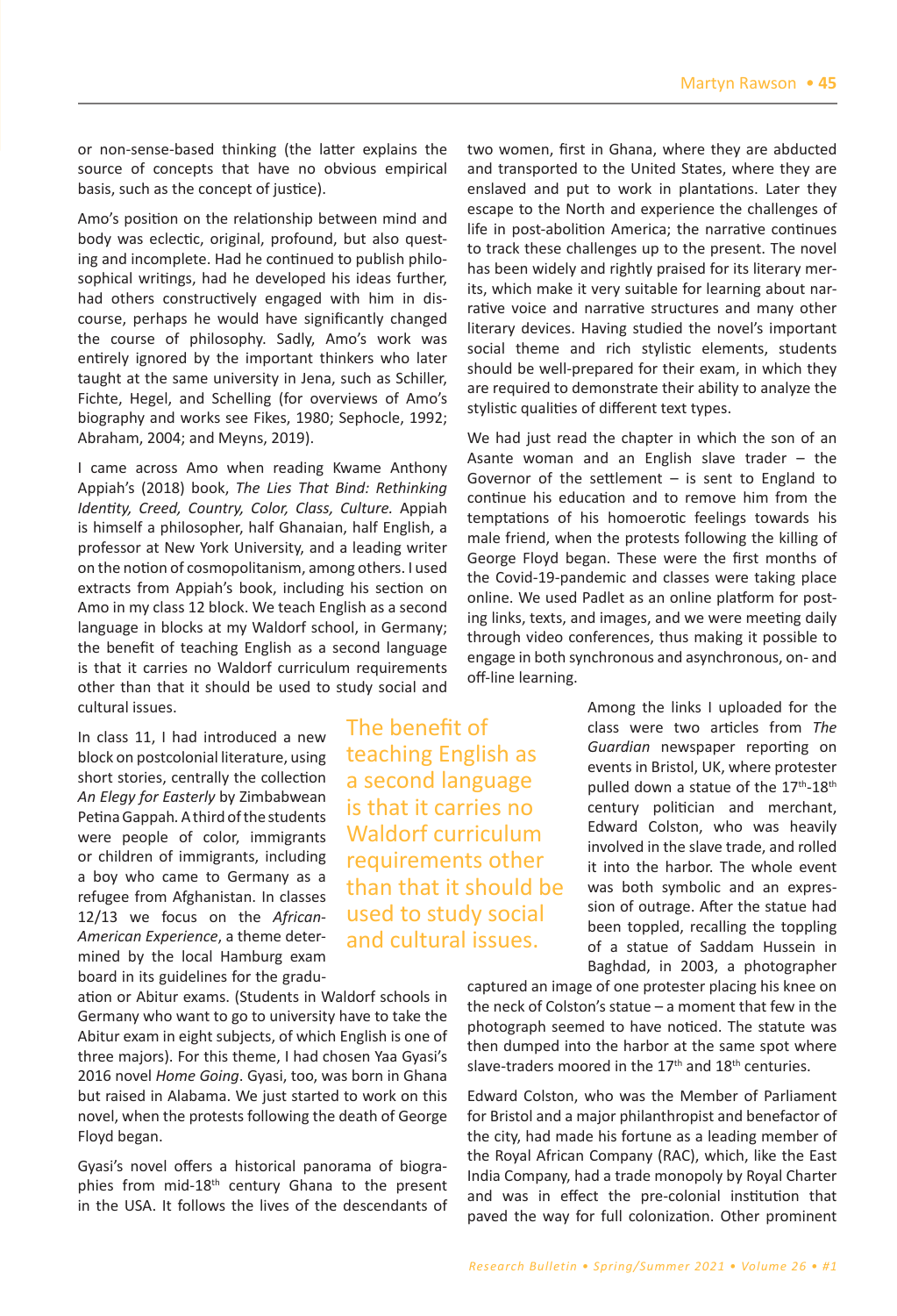or non-sense-based thinking (the latter explains the source of concepts that have no obvious empirical basis, such as the concept of justice).

Amo's position on the relationship between mind and body was eclectic, original, profound, but also questing and incomplete. Had he continued to publish philosophical writings, had he developed his ideas further, had others constructively engaged with him in discourse, perhaps he would have significantly changed the course of philosophy. Sadly, Amo's work was entirely ignored by the important thinkers who later taught at the same university in Jena, such as Schiller, Fichte, Hegel, and Schelling (for overviews of Amo's biography and works see Fikes, 1980; Sephocle, 1992; Abraham, 2004; and Meyns, 2019).

I came across Amo when reading Kwame Anthony Appiah's (2018) book, *The Lies That Bind: Rethinking Identity, Creed, Country, Color, Class, Culture.* Appiah is himself a philosopher, half Ghanaian, half English, a professor at New York University, and a leading writer on the notion of cosmopolitanism, among others. I used extracts from Appiah's book, including his section on Amo in my class 12 block. We teach English as a second language in blocks at my Waldorf school, in Germany; the benefit of teaching English as a second language is that it carries no Waldorf curriculum requirements other than that it should be used to study social and cultural issues.

In class 11, I had introduced a new block on postcolonial literature, using short stories, centrally the collection *An Elegy for Easterly* by Zimbabwean Petina Gappah. A third of the students were people of color, immigrants or children of immigrants, including a boy who came to Germany as a refugee from Afghanistan. In classes 12/13 we focus on the *African-American Experience*, a theme determined by the local Hamburg exam board in its guidelines for the graduation or Abitur exams. (Students in Waldorf schools in Germany who want to go to university have to take the Abitur exam in eight subjects, of which English is one of three majors). For this theme, I had chosen Yaa Gyasi's 2016 novel *Home Going*. Gyasi, too, was born in Ghana but raised in Alabama. We just started to work on this novel, when the protests following the death of George Floyd began.

Gyasi's novel offers a historical panorama of biographies from mid-18th century Ghana to the present in the USA. It follows the lives of the descendants of two women, first in Ghana, where they are abducted and transported to the United States, where they are enslaved and put to work in plantations. Later they escape to the North and experience the challenges of life in post-abolition America; the narrative continues to track these challenges up to the present. The novel has been widely and rightly praised for its literary merits, which make it very suitable for learning about narrative voice and narrative structures and many other literary devices. Having studied the novel's important social theme and rich stylistic elements, students should be well-prepared for their exam, in which they are required to demonstrate their ability to analyze the stylistic qualities of different text types.

We had just read the chapter in which the son of an Asante woman and an English slave trader – the Governor of the settlement – is sent to England to continue his education and to remove him from the temptations of his homoerotic feelings towards his male friend, when the protests following the killing of George Floyd began. These were the first months of the Covid-19-pandemic and classes were taking place online. We used Padlet as an online platform for posting links, texts, and images, and we were meeting daily through video conferences, thus making it possible to engage in both synchronous and asynchronous, on- and off-line learning.

> The benefit of teaching English as a second language is that it carries no Waldorf curriculum requirements other than that it should be used to study social and cultural issues.

Among the links I uploaded for the class were two articles from *The Guardian* newspaper reporting on events in Bristol, UK, where protester pulled down a statue of the 17th-18th century politician and merchant, Edward Colston, who was heavily involved in the slave trade, and rolled it into the harbor. The whole event was both symbolic and an expression of outrage. After the statue had been toppled, recalling the toppling of a statue of Saddam Hussein in Baghdad, in 2003, a photographer captured an image of one protester placing his knee on the neck of Colston's statue – a moment that few in the photograph seemed to have noticed. The statute was then dumped into the harbor at the same spot where slave-traders moored in the 17th and 18th centuries.

Edward Colston, who was the Member of Parliament for Bristol and a major philanthropist and benefactor of the city, had made his fortune as a leading member of the Royal African Company (RAC), which, like the East India Company, had a trade monopoly by Royal Charter and was in effect the pre-colonial institution that paved the way for full colonization. Other prominent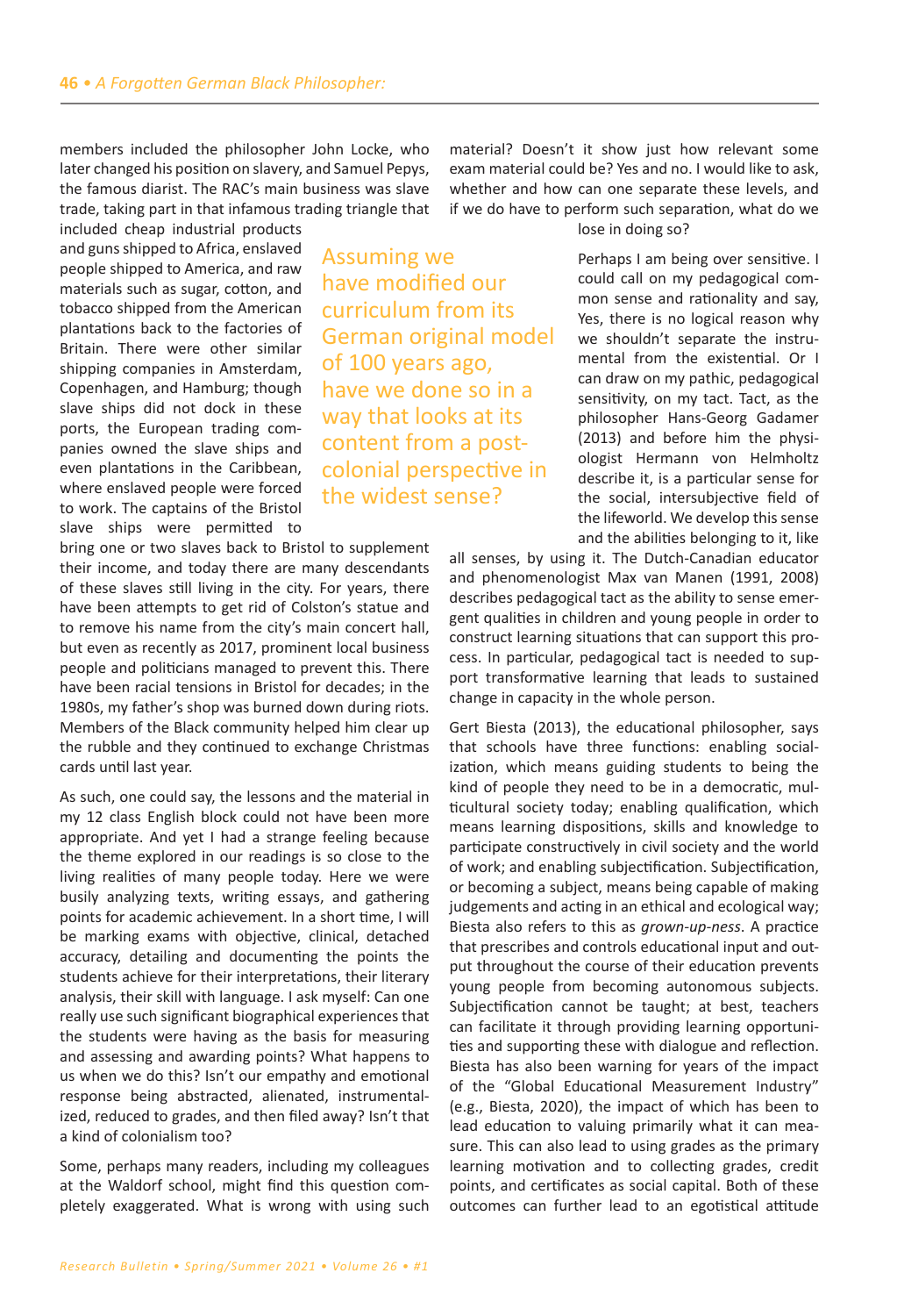members included the philosopher John Locke, who later changed his position on slavery, and Samuel Pepys, the famous diarist. The RAC's main business was slave trade, taking part in that infamous trading triangle that included cheap industrial products and guns shipped to Africa, enslaved people shipped to America, and raw materials such as sugar, cotton, and tobacco shipped from the American plantations back to the factories of Britain. There were other similar shipping companies in Amsterdam, Copenhagen, and Hamburg; though slave ships did not dock in these ports, the European trading companies owned the slave ships and even plantations in the Caribbean, where enslaved people were forced to work. The captains of the Bristol slave ships were permitted to bring one or two slaves back to Bristol to supplement their income, and today there are many descendants of these slaves still living in the city. For years, there have been attempts to get rid of Colston's statue and to remove his name from the city's main concert hall, but even as recently as 2017, prominent local business people and politicians managed to prevent this. There have been racial tensions in Bristol for decades; in the 1980s, my father's shop was burned down during riots. Members of the Black community helped him clear up the rubble and they continued to exchange Christmas cards until last year.

> Assuming we have modified our curriculum from its German original model of 100 years ago, have we done so in a way that looks at its content from a post-colonial perspective in the widest sense?

As such, one could say, the lessons and the material in my 12 class English block could not have been more appropriate. And yet I had a strange feeling because the theme explored in our readings is so close to the living realities of many people today. Here we were busily analyzing texts, writing essays, and gathering points for academic achievement. In a short time, I will be marking exams with objective, clinical, detached accuracy, detailing and documenting the points the students achieve for their interpretations, their literary analysis, their skill with language. I ask myself: Can one really use such significant biographical experiences that the students were having as the basis for measuring and assessing and awarding points? What happens to us when we do this? Isn't our empathy and emotional response being abstracted, alienated, instrumentalized, reduced to grades, and then filed away? Isn't that a kind of colonialism too?

Some, perhaps many readers, including my colleagues at the Waldorf school, might find this question completely exaggerated. What is wrong with using such material? Doesn't it show just how relevant some exam material could be? Yes and no. I would like to ask, whether and how can one separate these levels, and if we do have to perform such separation, what do we lose in doing so?

Perhaps I am being over sensitive. I could call on my pedagogical common sense and rationality and say, Yes, there is no logical reason why we shouldn't separate the instrumental from the existential. Or I can draw on my pathic, pedagogical sensitivity, on my tact. Tact, as the philosopher Hans-Georg Gadamer (2013) and before him the physiologist Hermann von Helmholtz describe it, is a particular sense for the social, intersubjective field of the lifeworld. We develop this sense and the abilities belonging to it, like all senses, by using it. The Dutch-Canadian educator and phenomenologist Max van Manen (1991, 2008) describes pedagogical tact as the ability to sense emergent qualities in children and young people in order to construct learning situations that can support this process. In particular, pedagogical tact is needed to support transformative learning that leads to sustained change in capacity in the whole person.

Gert Biesta (2013), the educational philosopher, says that schools have three functions: enabling socialization, which means guiding students to being the kind of people they need to be in a democratic, multicultural society today; enabling qualification, which means learning dispositions, skills and knowledge to participate constructively in civil society and the world of work; and enabling subjectification. Subjectification, or becoming a subject, means being capable of making judgements and acting in an ethical and ecological way; Biesta also refers to this as *grown-up-ness*. A practice that prescribes and controls educational input and output throughout the course of their education prevents young people from becoming autonomous subjects. Subjectification cannot be taught; at best, teachers can facilitate it through providing learning opportunities and supporting these with dialogue and reflection. Biesta has also been warning for years of the impact of the "Global Educational Measurement Industry" (e.g., Biesta, 2020), the impact of which has been to lead education to valuing primarily what it can measure. This can also lead to using grades as the primary learning motivation and to collecting grades, credit points, and certificates as social capital. Both of these outcomes can further lead to an egotistical attitude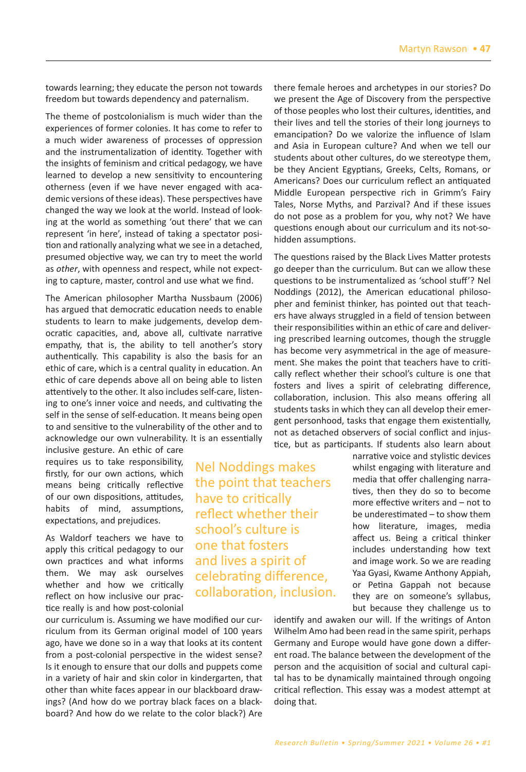towards learning; they educate the person not towards freedom but towards dependency and paternalism.

The theme of postcolonialism is much wider than the experiences of former colonies. It has come to refer to a much wider awareness of processes of oppression and the instrumentalization of identity. Together with the insights of feminism and critical pedagogy, we have learned to develop a new sensitivity to encountering otherness (even if we have never engaged with academic versions of these ideas). These perspectives have changed the way we look at the world. Instead of looking at the world as something 'out there' that we can represent 'in here', instead of taking a spectator position and rationally analyzing what we see in a detached, presumed objective way, we can try to meet the world as *other*, with openness and respect, while not expecting to capture, master, control and use what we find.

The American philosopher Martha Nussbaum (2006) has argued that democratic education needs to enable students to learn to make judgements, develop democratic capacities, and, above all, cultivate narrative empathy, that is, the ability to tell another's story authentically. This capability is also the basis for an ethic of care, which is a central quality in education. An ethic of care depends above all on being able to listen attentively to the other. It also includes self-care, listening to one's inner voice and needs, and cultivating the self in the sense of self-education. It means being open to and sensitive to the vulnerability of the other and to acknowledge our own vulnerability. It is an essentially inclusive gesture. An ethic of care requires us to take responsibility, firstly, for our own actions, which means being critically reflective of our own dispositions, attitudes, habits of mind, assumptions, expectations, and prejudices.

As Waldorf teachers we have to apply this critical pedagogy to our own practices and what informs them. We may ask ourselves whether and how we critically reflect on how inclusive our practice really is and how post-colonial our curriculum is. Assuming we have modified our curriculum from its German original model of 100 years ago, have we done so in a way that looks at its content from a post-colonial perspective in the widest sense? Is it enough to ensure that our dolls and puppets come in a variety of hair and skin color in kindergarten, that other than white faces appear in our blackboard drawings? (And how do we portray black faces on a blackboard? And how do we relate to the color black?) Are there female heroes and archetypes in our stories? Do we present the Age of Discovery from the perspective of those peoples who lost their cultures, identities, and their lives and tell the stories of their long journeys to emancipation? Do we valorize the influence of Islam and Asia in European culture? And when we tell our students about other cultures, do we stereotype them, be they Ancient Egyptians, Greeks, Celts, Romans, or Americans? Does our curriculum reflect an antiquated Middle European perspective rich in Grimm's Fairy Tales, Norse Myths, and Parzival? And if these issues do not pose as a problem for you, why not? We have questions enough about our curriculum and its not-so-hidden assumptions.

The questions raised by the Black Lives Matter protests go deeper than the curriculum. But can we allow these questions to be instrumentalized as 'school stuff'? Nel Noddings (2012), the American educational philosopher and feminist thinker, has pointed out that teachers have always struggled in a field of tension between their responsibilities within an ethic of care and delivering prescribed learning outcomes, though the struggle has become very asymmetrical in the age of measurement. She makes the point that teachers have to critically reflect whether their school's culture is one that fosters and lives a spirit of celebrating difference, collaboration, inclusion. This also means offering all students tasks in which they can all develop their emergent personhood, tasks that engage them existentially, not as detached observers of social conflict and injustice, but as participants. If students also learn about narrative voice and stylistic devices whilst engaging with literature and media that offer challenging narratives, then they do so to become more effective writers and – not to be underestimated – to show them how literature, images, media affect us. Being a critical thinker includes understanding how text and image work. So we are reading Yaa Gyasi, Kwame Anthony Appiah, or Petina Gappah not because they are on someone's syllabus, but because they challenge us to identify and awaken our will. If the writings of Anton Wilhelm Amo had been read in the same spirit, perhaps Germany and Europe would have gone down a different road. The balance between the development of the person and the acquisition of social and cultural capital has to be dynamically maintained through ongoing critical reflection. This essay was a modest attempt at doing that.

> Nel Noddings makes the point that teachers have to critically reflect whether their school's culture is one that fosters and lives a spirit of celebrating difference, collaboration, inclusion.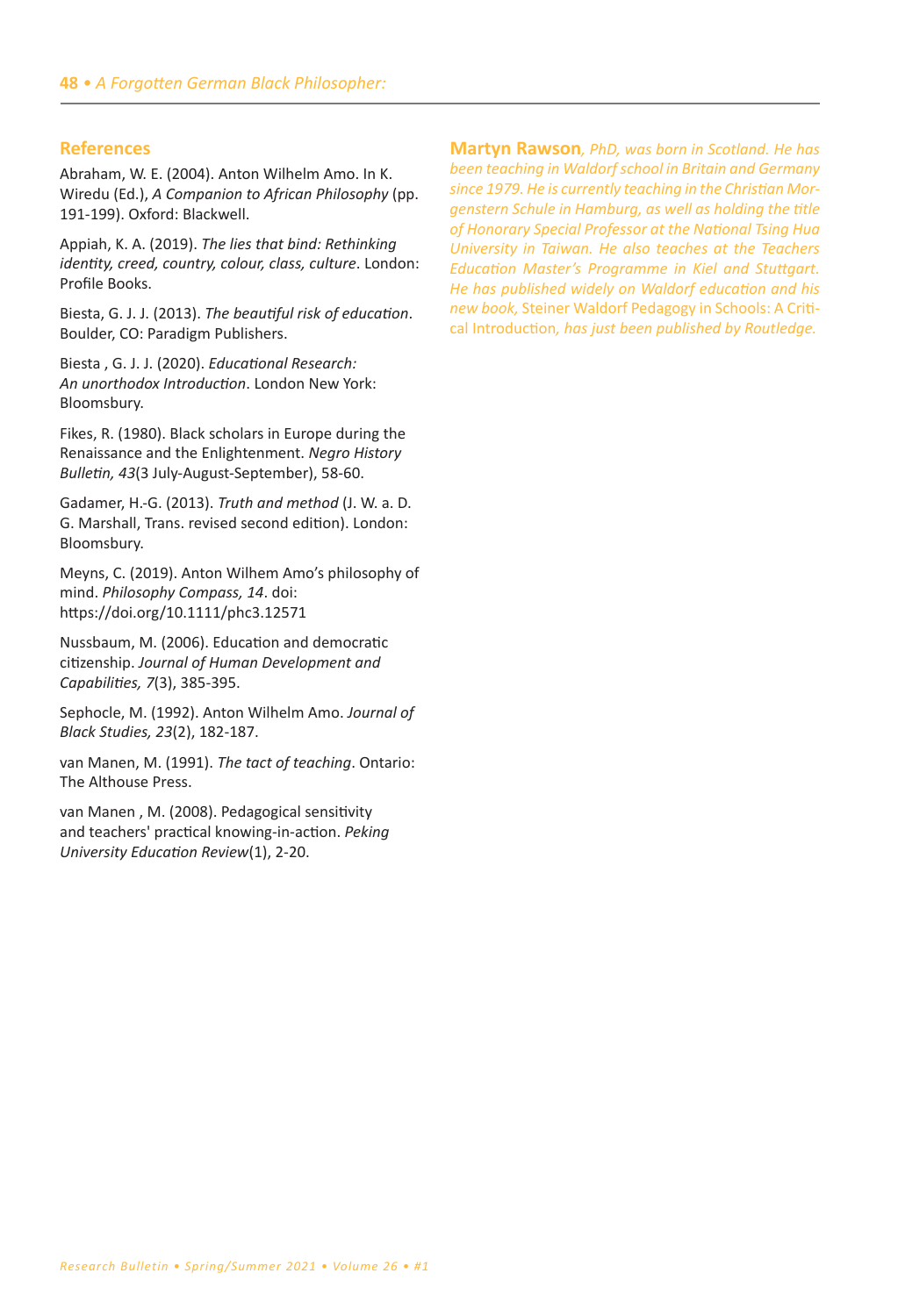## References

Abraham, W. E. (2004). Anton Wilhelm Amo. In K. Wiredu (Ed.), *A Companion to African Philosophy* (pp. 191-199). Oxford: Blackwell.

Appiah, K. A. (2019). *The lies that bind: Rethinking identity, creed, country, colour, class, culture*. London: Profile Books.

Biesta, G. J. J. (2013). *The beautiful risk of education*. Boulder, CO: Paradigm Publishers.

Biesta , G. J. J. (2020). *Educational Research: An unorthodox Introduction*. London New York: Bloomsbury.

Fikes, R. (1980). Black scholars in Europe during the Renaissance and the Enlightenment. *Negro History Bulletin, 43*(3 July-August-September), 58-60.

Gadamer, H.-G. (2013). *Truth and method* (J. W. a. D. G. Marshall, Trans. revised second edition). London: Bloomsbury.

Meyns, C. (2019). Anton Wilhem Amo's philosophy of mind. *Philosophy Compass, 14*. doi: https://doi.org/10.1111/phc3.12571

Nussbaum, M. (2006). Education and democratic citizenship. *Journal of Human Development and Capabilities, 7*(3), 385-395.

Sephocle, M. (1992). Anton Wilhelm Amo. *Journal of Black Studies, 23*(2), 182-187.

van Manen, M. (1991). *The tact of teaching*. Ontario: The Althouse Press.

van Manen , M. (2008). Pedagogical sensitivity and teachers' practical knowing-in-action. *Peking University Education Review*(1), 2-20.

**Martyn Rawson**, *PhD, was born in Scotland. He has been teaching in Waldorf school in Britain and Germany since 1979. He is currently teaching in the Christian Morgenstern Schule in Hamburg, as well as holding the title of Honorary Special Professor at the National Tsing Hua University in Taiwan. He also teaches at the Teachers Education Master's Programme in Kiel and Stuttgart. He has published widely on Waldorf education and his new book,* Steiner Waldorf Pedagogy in Schools: A Critical Introduction*, has just been published by Routledge.*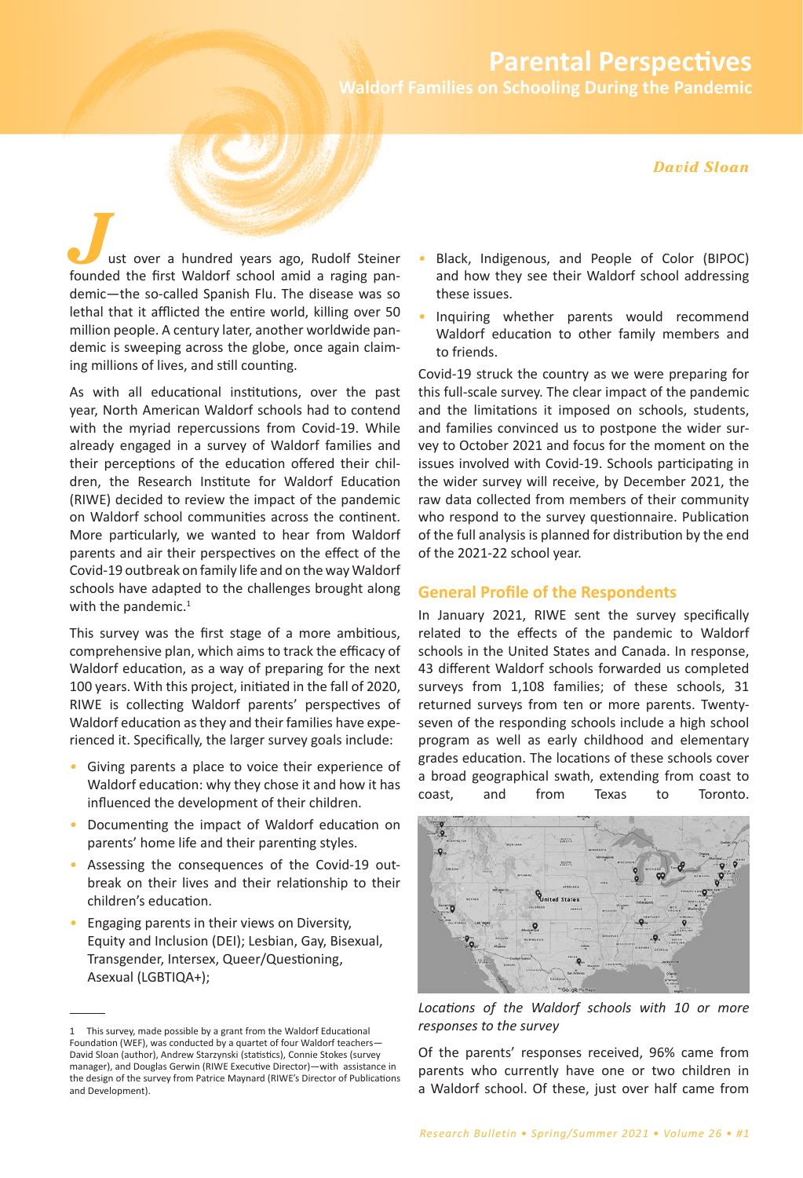# Parental Perspectives

## Waldorf Families on Schooling During the Pandemic

*David Sloan*

Just over a hundred years ago, Rudolf Steiner founded the first Waldorf school amid a raging pandemic—the so-called Spanish Flu. The disease was so lethal that it afflicted the entire world, killing over 50 million people. A century later, another worldwide pandemic is sweeping across the globe, once again claiming millions of lives, and still counting.

As with all educational institutions, over the past year, North American Waldorf schools had to contend with the myriad repercussions from Covid-19. While already engaged in a survey of Waldorf families and their perceptions of the education offered their children, the Research Institute for Waldorf Education (RIWE) decided to review the impact of the pandemic on Waldorf school communities across the continent. More particularly, we wanted to hear from Waldorf parents and air their perspectives on the effect of the Covid-19 outbreak on family life and on the way Waldorf schools have adapted to the challenges brought along with the pandemic.[1]

This survey was the first stage of a more ambitious, comprehensive plan, which aims to track the efficacy of Waldorf education, as a way of preparing for the next 100 years. With this project, initiated in the fall of 2020, RIWE is collecting Waldorf parents' perspectives of Waldorf education as they and their families have experienced it. Specifically, the larger survey goals include:

- Giving parents a place to voice their experience of Waldorf education: why they chose it and how it has influenced the development of their children.
- Documenting the impact of Waldorf education on parents' home life and their parenting styles.
- Assessing the consequences of the Covid-19 outbreak on their lives and their relationship to their children's education.
- Engaging parents in their views on Diversity, Equity and Inclusion (DEI); Lesbian, Gay, Bisexual, Transgender, Intersex, Queer/Questioning, Asexual (LGBTIQA+); Black, Indigenous, and People of Color (BIPOC) and how they see their Waldorf school addressing these issues.
- Inquiring whether parents would recommend Waldorf education to other family members and to friends.

Covid-19 struck the country as we were preparing for this full-scale survey. The clear impact of the pandemic and the limitations it imposed on schools, students, and families convinced us to postpone the wider survey to October 2021 and focus for the moment on the issues involved with Covid-19. Schools participating in the wider survey will receive, by December 2021, the raw data collected from members of their community who respond to the survey questionnaire. Publication of the full analysis is planned for distribution by the end of the 2021-22 school year.

### General Profile of the Respondents

In January 2021, RIWE sent the survey specifically related to the effects of the pandemic to Waldorf schools in the United States and Canada. In response, 43 different Waldorf schools forwarded us completed surveys from 1,108 families; of these schools, 31 returned surveys from ten or more parents. Twenty-seven of the responding schools include a high school program as well as early childhood and elementary grades education. The locations of these schools cover a broad geographical swath, extending from coast to coast, and from Texas to Toronto.

*Locations of the Waldorf schools with 10 or more responses to the survey*

Of the parents' responses received, 96% came from parents who currently have one or two children in a Waldorf school. Of these, just over half came from

---

[1] This survey, made possible by a grant from the Waldorf Educational Foundation (WEF), was conducted by a quartet of four Waldorf teachers—David Sloan (author), Andrew Starzynski (statistics), Connie Stokes (survey manager), and Douglas Gerwin (RIWE Executive Director)—with assistance in the design of the survey from Patrice Maynard (RIWE's Director of Publications and Development).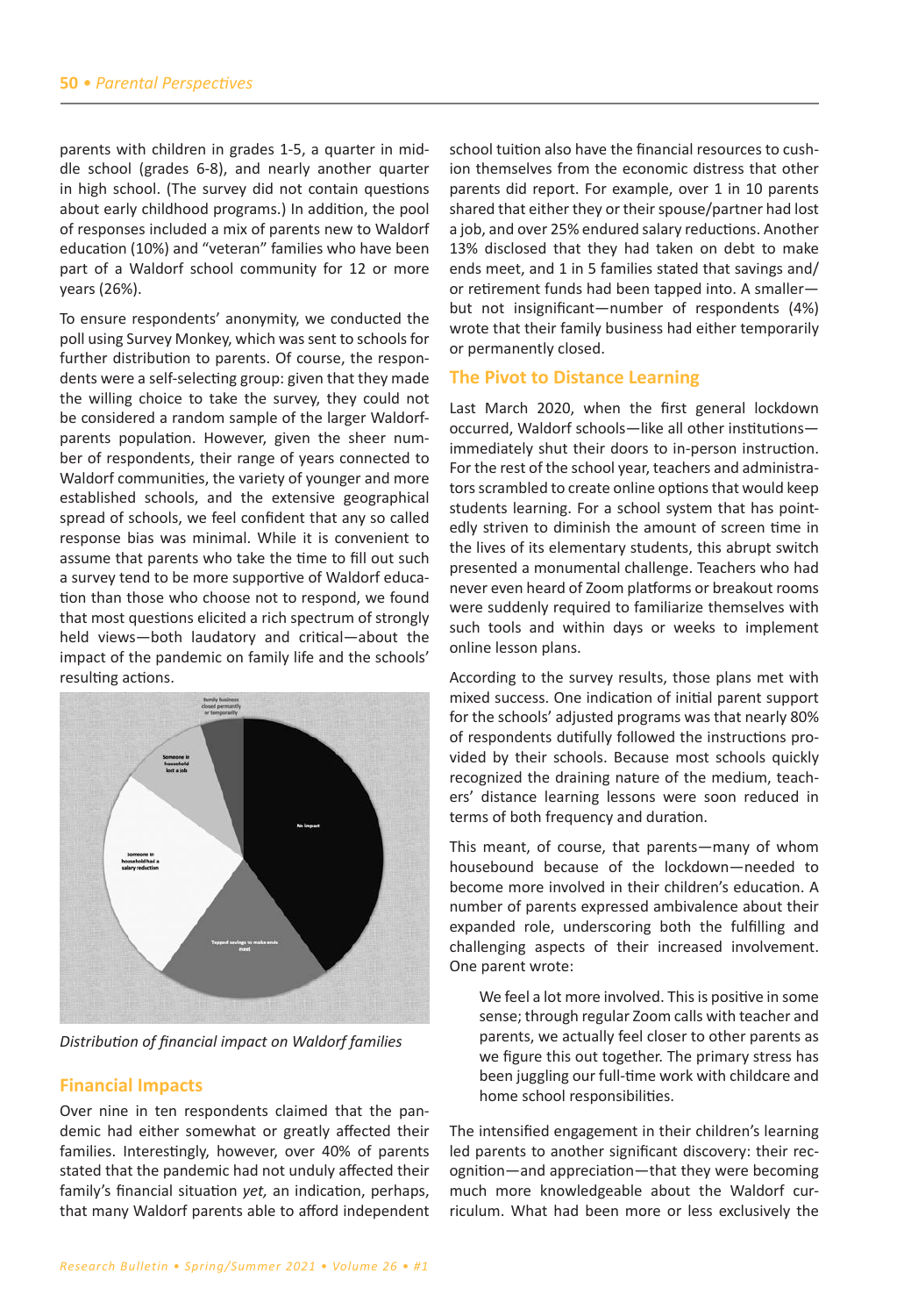parents with children in grades 1-5, a quarter in middle school (grades 6-8), and nearly another quarter in high school. (The survey did not contain questions about early childhood programs.) In addition, the pool of responses included a mix of parents new to Waldorf education (10%) and "veteran" families who have been part of a Waldorf school community for 12 or more years (26%).

To ensure respondents' anonymity, we conducted the poll using Survey Monkey, which was sent to schools for further distribution to parents. Of course, the respondents were a self-selecting group: given that they made the willing choice to take the survey, they could not be considered a random sample of the larger Waldorf-parents population. However, given the sheer number of respondents, their range of years connected to Waldorf communities, the variety of younger and more established schools, and the extensive geographical spread of schools, we feel confident that any so called response bias was minimal. While it is convenient to assume that parents who take the time to fill out such a survey tend to be more supportive of Waldorf education than those who choose not to respond, we found that most questions elicited a rich spectrum of strongly held views—both laudatory and critical—about the impact of the pandemic on family life and the schools' resulting actions.

*Distribution of financial impact on Waldorf families*

## Financial Impacts

Over nine in ten respondents claimed that the pandemic had either somewhat or greatly affected their families. Interestingly, however, over 40% of parents stated that the pandemic had not unduly affected their family's financial situation *yet,* an indication, perhaps, that many Waldorf parents able to afford independent school tuition also have the financial resources to cushion themselves from the economic distress that other parents did report. For example, over 1 in 10 parents shared that either they or their spouse/partner had lost a job, and over 25% endured salary reductions. Another 13% disclosed that they had taken on debt to make ends meet, and 1 in 5 families stated that savings and/or retirement funds had been tapped into. A smaller—but not insignificant—number of respondents (4%) wrote that their family business had either temporarily or permanently closed.

## The Pivot to Distance Learning

Last March 2020, when the first general lockdown occurred, Waldorf schools—like all other institutions—immediately shut their doors to in-person instruction. For the rest of the school year, teachers and administrators scrambled to create online options that would keep students learning. For a school system that has pointedly striven to diminish the amount of screen time in the lives of its elementary students, this abrupt switch presented a monumental challenge. Teachers who had never even heard of Zoom platforms or breakout rooms were suddenly required to familiarize themselves with such tools and within days or weeks to implement online lesson plans.

According to the survey results, those plans met with mixed success. One indication of initial parent support for the schools' adjusted programs was that nearly 80% of respondents dutifully followed the instructions provided by their schools. Because most schools quickly recognized the draining nature of the medium, teachers' distance learning lessons were soon reduced in terms of both frequency and duration.

This meant, of course, that parents—many of whom housebound because of the lockdown—needed to become more involved in their children's education. A number of parents expressed ambivalence about their expanded role, underscoring both the fulfilling and challenging aspects of their increased involvement. One parent wrote:

> We feel a lot more involved. This is positive in some sense; through regular Zoom calls with teacher and parents, we actually feel closer to other parents as we figure this out together. The primary stress has been juggling our full-time work with childcare and home school responsibilities.

The intensified engagement in their children's learning led parents to another significant discovery: their recognition—and appreciation—that they were becoming much more knowledgeable about the Waldorf curriculum. What had been more or less exclusively the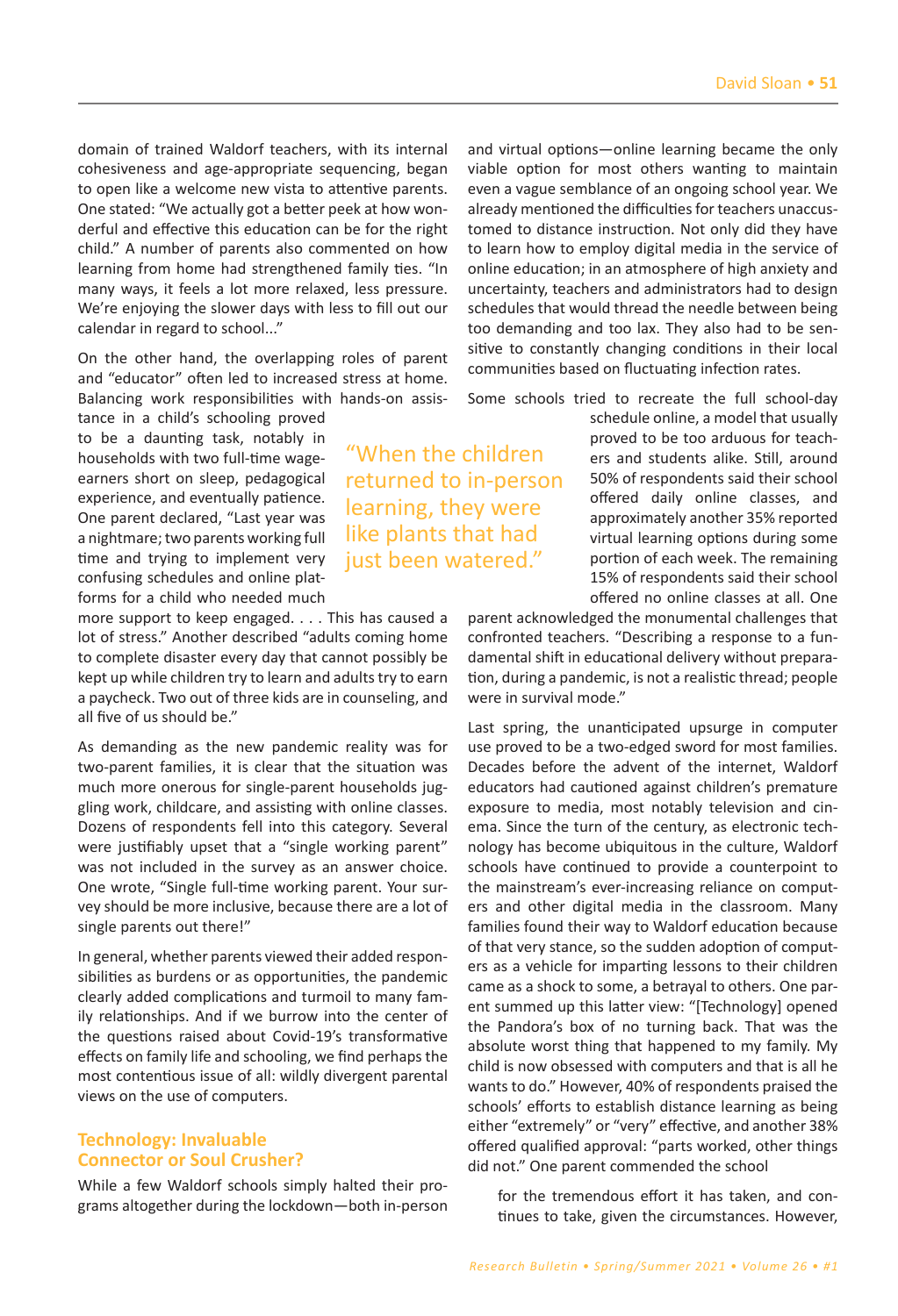domain of trained Waldorf teachers, with its internal cohesiveness and age-appropriate sequencing, began to open like a welcome new vista to attentive parents. One stated: "We actually got a better peek at how wonderful and effective this education can be for the right child." A number of parents also commented on how learning from home had strengthened family ties. "In many ways, it feels a lot more relaxed, less pressure. We're enjoying the slower days with less to fill out our calendar in regard to school..."

On the other hand, the overlapping roles of parent and "educator" often led to increased stress at home. Balancing work responsibilities with hands-on assistance in a child's schooling proved to be a daunting task, notably in households with two full-time wage-earners short on sleep, pedagogical experience, and eventually patience. One parent declared, "Last year was a nightmare; two parents working full time and trying to implement very confusing schedules and online platforms for a child who needed much more support to keep engaged. . . . This has caused a lot of stress." Another described "adults coming home to complete disaster every day that cannot possibly be kept up while children try to learn and adults try to earn a paycheck. Two out of three kids are in counseling, and all five of us should be."

> "When the children returned to in-person learning, they were like plants that had just been watered."

As demanding as the new pandemic reality was for two-parent families, it is clear that the situation was much more onerous for single-parent households juggling work, childcare, and assisting with online classes. Dozens of respondents fell into this category. Several were justifiably upset that a "single working parent" was not included in the survey as an answer choice. One wrote, "Single full-time working parent. Your survey should be more inclusive, because there are a lot of single parents out there!"

In general, whether parents viewed their added responsibilities as burdens or as opportunities, the pandemic clearly added complications and turmoil to many family relationships. And if we burrow into the center of the questions raised about Covid-19's transformative effects on family life and schooling, we find perhaps the most contentious issue of all: wildly divergent parental views on the use of computers.

## Technology: Invaluable Connector or Soul Crusher?

While a few Waldorf schools simply halted their programs altogether during the lockdown—both in-person and virtual options—online learning became the only viable option for most others wanting to maintain even a vague semblance of an ongoing school year. We already mentioned the difficulties for teachers unaccustomed to distance instruction. Not only did they have to learn how to employ digital media in the service of online education; in an atmosphere of high anxiety and uncertainty, teachers and administrators had to design schedules that would thread the needle between being too demanding and too lax. They also had to be sensitive to constantly changing conditions in their local communities based on fluctuating infection rates.

Some schools tried to recreate the full school-day schedule online, a model that usually proved to be too arduous for teachers and students alike. Still, around 50% of respondents said their school offered daily online classes, and approximately another 35% reported virtual learning options during some portion of each week. The remaining 15% of respondents said their school offered no online classes at all. One parent acknowledged the monumental challenges that confronted teachers. "Describing a response to a fundamental shift in educational delivery without preparation, during a pandemic, is not a realistic thread; people were in survival mode."

Last spring, the unanticipated upsurge in computer use proved to be a two-edged sword for most families. Decades before the advent of the internet, Waldorf educators had cautioned against children's premature exposure to media, most notably television and cinema. Since the turn of the century, as electronic technology has become ubiquitous in the culture, Waldorf schools have continued to provide a counterpoint to the mainstream's ever-increasing reliance on computers and other digital media in the classroom. Many families found their way to Waldorf education because of that very stance, so the sudden adoption of computers as a vehicle for imparting lessons to their children came as a shock to some, a betrayal to others. One parent summed up this latter view: "[Technology] opened the Pandora's box of no turning back. That was the absolute worst thing that happened to my family. My child is now obsessed with computers and that is all he wants to do." However, 40% of respondents praised the schools' efforts to establish distance learning as being either "extremely" or "very" effective, and another 38% offered qualified approval: "parts worked, other things did not." One parent commended the school

> for the tremendous effort it has taken, and continues to take, given the circumstances. However,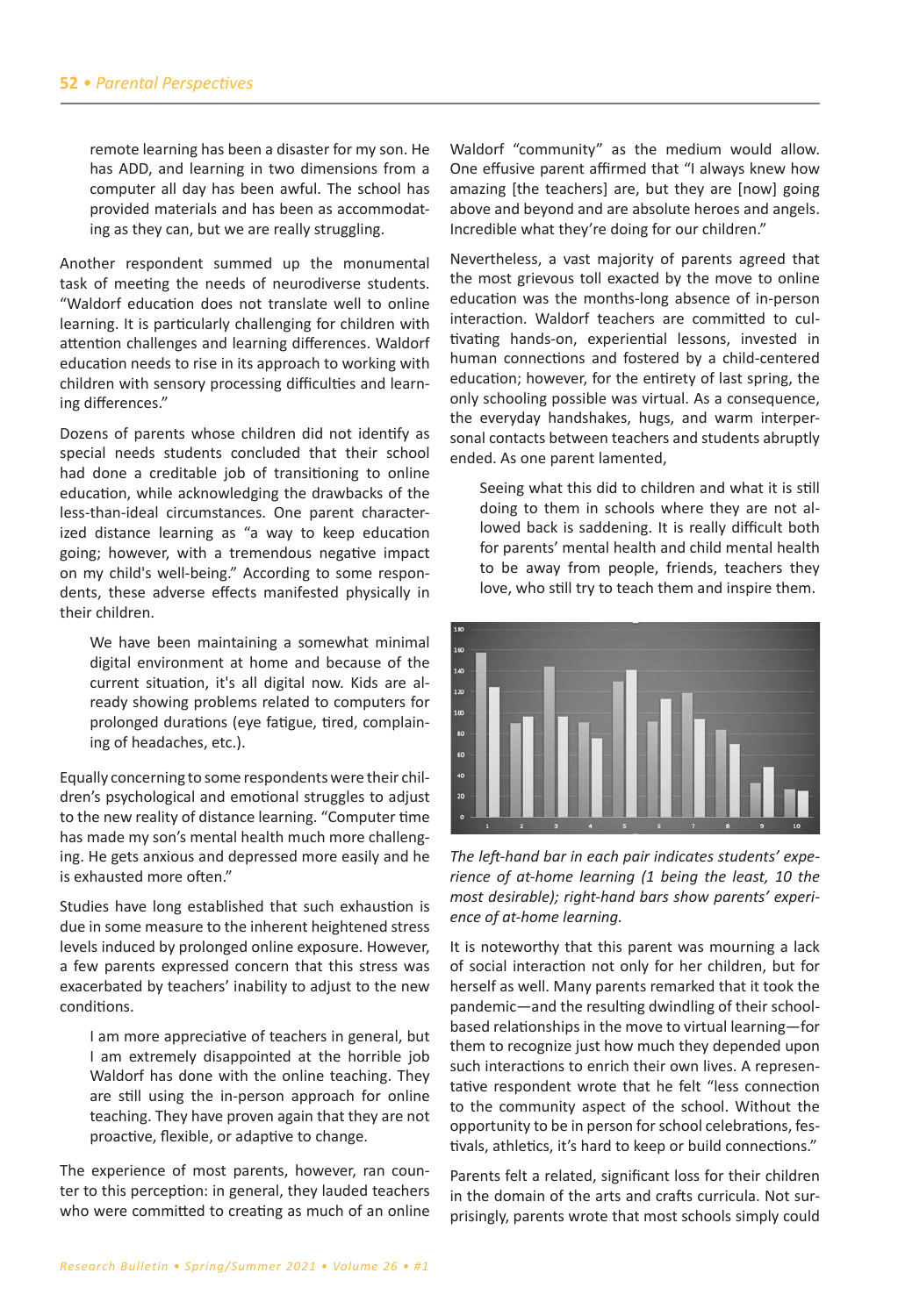remote learning has been a disaster for my son. He has ADD, and learning in two dimensions from a computer all day has been awful. The school has provided materials and has been as accommodating as they can, but we are really struggling.

Another respondent summed up the monumental task of meeting the needs of neurodiverse students. "Waldorf education does not translate well to online learning. It is particularly challenging for children with attention challenges and learning differences. Waldorf education needs to rise in its approach to working with children with sensory processing difficulties and learning differences."

Dozens of parents whose children did not identify as special needs students concluded that their school had done a creditable job of transitioning to online education, while acknowledging the drawbacks of the less-than-ideal circumstances. One parent characterized distance learning as "a way to keep education going; however, with a tremendous negative impact on my child's well-being." According to some respondents, these adverse effects manifested physically in their children.

> We have been maintaining a somewhat minimal digital environment at home and because of the current situation, it's all digital now. Kids are already showing problems related to computers for prolonged durations (eye fatigue, tired, complaining of headaches, etc.).

Equally concerning to some respondents were their children's psychological and emotional struggles to adjust to the new reality of distance learning. "Computer time has made my son's mental health much more challenging. He gets anxious and depressed more easily and he is exhausted more often."

Studies have long established that such exhaustion is due in some measure to the inherent heightened stress levels induced by prolonged online exposure. However, a few parents expressed concern that this stress was exacerbated by teachers' inability to adjust to the new conditions.

> I am more appreciative of teachers in general, but I am extremely disappointed at the horrible job Waldorf has done with the online teaching. They are still using the in-person approach for online teaching. They have proven again that they are not proactive, flexible, or adaptive to change.

The experience of most parents, however, ran counter to this perception: in general, they lauded teachers who were committed to creating as much of an online Waldorf "community" as the medium would allow. One effusive parent affirmed that "I always knew how amazing [the teachers] are, but they are [now] going above and beyond and are absolute heroes and angels. Incredible what they're doing for our children."

Nevertheless, a vast majority of parents agreed that the most grievous toll exacted by the move to online education was the months-long absence of in-person interaction. Waldorf teachers are committed to cultivating hands-on, experiential lessons, invested in human connections and fostered by a child-centered education; however, for the entirety of last spring, the only schooling possible was virtual. As a consequence, the everyday handshakes, hugs, and warm interpersonal contacts between teachers and students abruptly ended. As one parent lamented,

> Seeing what this did to children and what it is still doing to them in schools where they are not allowed back is saddening. It is really difficult both for parents' mental health and child mental health to be away from people, friends, teachers they love, who still try to teach them and inspire them.

*The left-hand bar in each pair indicates students' experience of at-home learning (1 being the least, 10 the most desirable); right-hand bars show parents' experience of at-home learning.*

It is noteworthy that this parent was mourning a lack of social interaction not only for her children, but for herself as well. Many parents remarked that it took the pandemic—and the resulting dwindling of their school-based relationships in the move to virtual learning—for them to recognize just how much they depended upon such interactions to enrich their own lives. A representative respondent wrote that he felt "less connection to the community aspect of the school. Without the opportunity to be in person for school celebrations, festivals, athletics, it's hard to keep or build connections."

Parents felt a related, significant loss for their children in the domain of the arts and crafts curricula. Not surprisingly, parents wrote that most schools simply could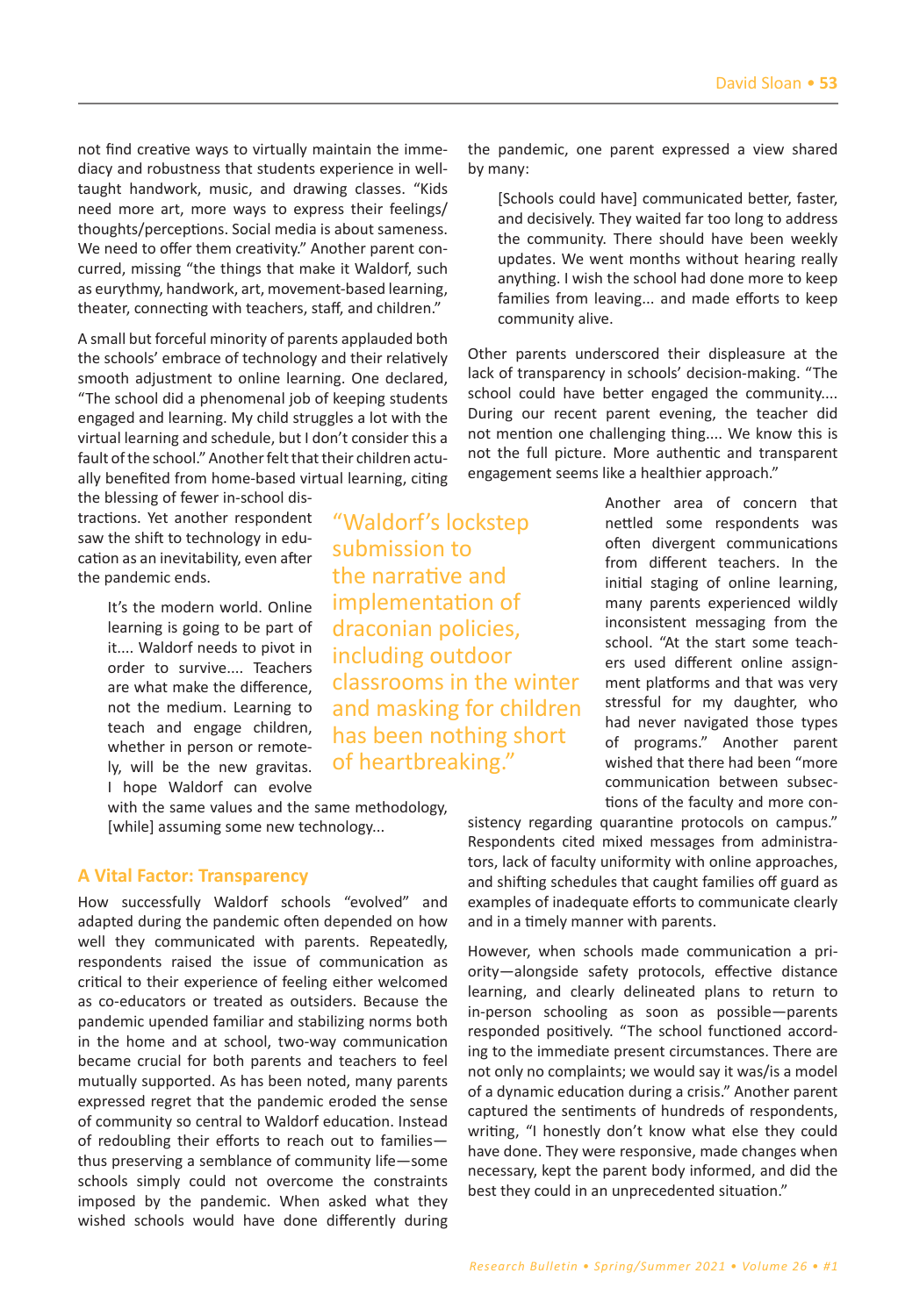not find creative ways to virtually maintain the immediacy and robustness that students experience in well-taught handwork, music, and drawing classes. "Kids need more art, more ways to express their feelings/thoughts/perceptions. Social media is about sameness. We need to offer them creativity." Another parent concurred, missing "the things that make it Waldorf, such as eurythmy, handwork, art, movement-based learning, theater, connecting with teachers, staff, and children."

A small but forceful minority of parents applauded both the schools' embrace of technology and their relatively smooth adjustment to online learning. One declared, "The school did a phenomenal job of keeping students engaged and learning. My child struggles a lot with the virtual learning and schedule, but I don't consider this a fault of the school." Another felt that their children actually benefited from home-based virtual learning, citing the blessing of fewer in-school distractions. Yet another respondent saw the shift to technology in education as an inevitability, even after the pandemic ends.

> It's the modern world. Online learning is going to be part of it.... Waldorf needs to pivot in order to survive.... Teachers are what make the difference, not the medium. Learning to teach and engage children, whether in person or remotely, will be the new gravitas. I hope Waldorf can evolve with the same values and the same methodology, [while] assuming some new technology...

> "Waldorf's lockstep submission to the narrative and implementation of draconian policies, including outdoor classrooms in the winter and masking for children has been nothing short of heartbreaking."

## A Vital Factor: Transparency

How successfully Waldorf schools "evolved" and adapted during the pandemic often depended on how well they communicated with parents. Repeatedly, respondents raised the issue of communication as critical to their experience of feeling either welcomed as co-educators or treated as outsiders. Because the pandemic upended familiar and stabilizing norms both in the home and at school, two-way communication became crucial for both parents and teachers to feel mutually supported. As has been noted, many parents expressed regret that the pandemic eroded the sense of community so central to Waldorf education. Instead of redoubling their efforts to reach out to families—thus preserving a semblance of community life—some schools simply could not overcome the constraints imposed by the pandemic. When asked what they wished schools would have done differently during the pandemic, one parent expressed a view shared by many:

> [Schools could have] communicated better, faster, and decisively. They waited far too long to address the community. There should have been weekly updates. We went months without hearing really anything. I wish the school had done more to keep families from leaving... and made efforts to keep community alive.

Other parents underscored their displeasure at the lack of transparency in schools' decision-making. "The school could have better engaged the community.... During our recent parent evening, the teacher did not mention one challenging thing.... We know this is not the full picture. More authentic and transparent engagement seems like a healthier approach."

Another area of concern that nettled some respondents was often divergent communications from different teachers. In the initial staging of online learning, many parents experienced wildly inconsistent messaging from the school. "At the start some teachers used different online assignment platforms and that was very stressful for my daughter, who had never navigated those types of programs." Another parent wished that there had been "more communication between subsections of the faculty and more consistency regarding quarantine protocols on campus." Respondents cited mixed messages from administrators, lack of faculty uniformity with online approaches, and shifting schedules that caught families off guard as examples of inadequate efforts to communicate clearly and in a timely manner with parents.

However, when schools made communication a priority—alongside safety protocols, effective distance learning, and clearly delineated plans to return to in-person schooling as soon as possible—parents responded positively. "The school functioned according to the immediate present circumstances. There are not only no complaints; we would say it was/is a model of a dynamic education during a crisis." Another parent captured the sentiments of hundreds of respondents, writing, "I honestly don't know what else they could have done. They were responsive, made changes when necessary, kept the parent body informed, and did the best they could in an unprecedented situation."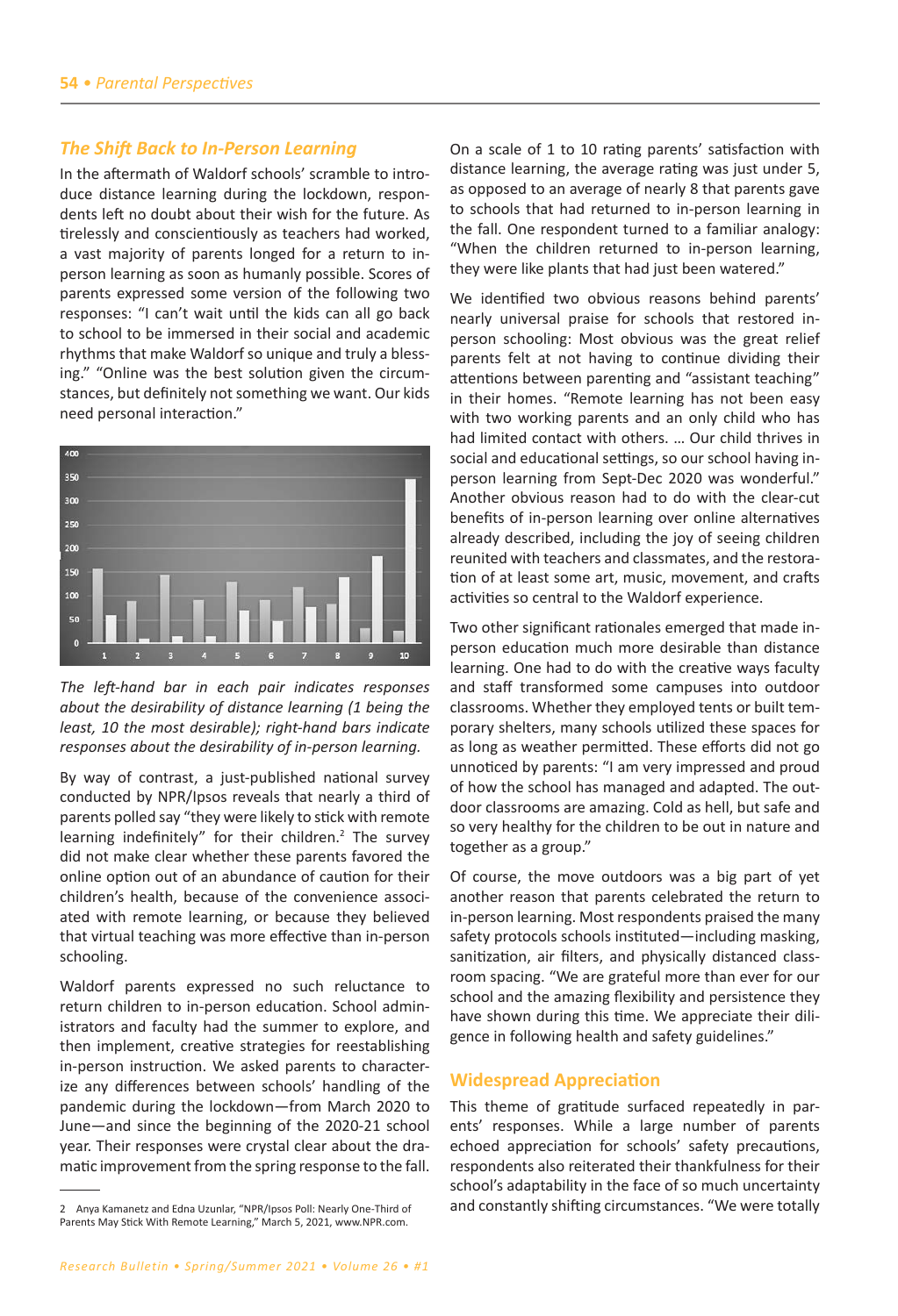## The Shift Back to In-Person Learning

In the aftermath of Waldorf schools' scramble to introduce distance learning during the lockdown, respondents left no doubt about their wish for the future. As tirelessly and conscientiously as teachers had worked, a vast majority of parents longed for a return to in-person learning as soon as humanly possible. Scores of parents expressed some version of the following two responses: "I can't wait until the kids can all go back to school to be immersed in their social and academic rhythms that make Waldorf so unique and truly a blessing." "Online was the best solution given the circumstances, but definitely not something we want. Our kids need personal interaction."

*The left-hand bar in each pair indicates responses about the desirability of distance learning (1 being the least, 10 the most desirable); right-hand bars indicate responses about the desirability of in-person learning.*

By way of contrast, a just-published national survey conducted by NPR/Ipsos reveals that nearly a third of parents polled say "they were likely to stick with remote learning indefinitely" for their children.[2] The survey did not make clear whether these parents favored the online option out of an abundance of caution for their children's health, because of the convenience associated with remote learning, or because they believed that virtual teaching was more effective than in-person schooling.

Waldorf parents expressed no such reluctance to return children to in-person education. School administrators and faculty had the summer to explore, and then implement, creative strategies for reestablishing in-person instruction. We asked parents to characterize any differences between schools' handling of the pandemic during the lockdown—from March 2020 to June—and since the beginning of the 2020-21 school year. Their responses were crystal clear about the dramatic improvement from the spring response to the fall.

On a scale of 1 to 10 rating parents' satisfaction with distance learning, the average rating was just under 5, as opposed to an average of nearly 8 that parents gave to schools that had returned to in-person learning in the fall. One respondent turned to a familiar analogy: "When the children returned to in-person learning, they were like plants that had just been watered."

We identified two obvious reasons behind parents' nearly universal praise for schools that restored in-person schooling: Most obvious was the great relief parents felt at not having to continue dividing their attentions between parenting and "assistant teaching" in their homes. "Remote learning has not been easy with two working parents and an only child who has had limited contact with others. … Our child thrives in social and educational settings, so our school having in-person learning from Sept-Dec 2020 was wonderful." Another obvious reason had to do with the clear-cut benefits of in-person learning over online alternatives already described, including the joy of seeing children reunited with teachers and classmates, and the restoration of at least some art, music, movement, and crafts activities so central to the Waldorf experience.

Two other significant rationales emerged that made in-person education much more desirable than distance learning. One had to do with the creative ways faculty and staff transformed some campuses into outdoor classrooms. Whether they employed tents or built temporary shelters, many schools utilized these spaces for as long as weather permitted. These efforts did not go unnoticed by parents: "I am very impressed and proud of how the school has managed and adapted. The outdoor classrooms are amazing. Cold as hell, but safe and so very healthy for the children to be out in nature and together as a group."

Of course, the move outdoors was a big part of yet another reason that parents celebrated the return to in-person learning. Most respondents praised the many safety protocols schools instituted—including masking, sanitization, air filters, and physically distanced classroom spacing. "We are grateful more than ever for our school and the amazing flexibility and persistence they have shown during this time. We appreciate their diligence in following health and safety guidelines."

## Widespread Appreciation

This theme of gratitude surfaced repeatedly in parents' responses. While a large number of parents echoed appreciation for schools' safety precautions, respondents also reiterated their thankfulness for their school's adaptability in the face of so much uncertainty and constantly shifting circumstances. "We were totally

---

2 Anya Kamanetz and Edna Uzunlar, "NPR/Ipsos Poll: Nearly One-Third of Parents May Stick With Remote Learning," March 5, 2021, www.NPR.com.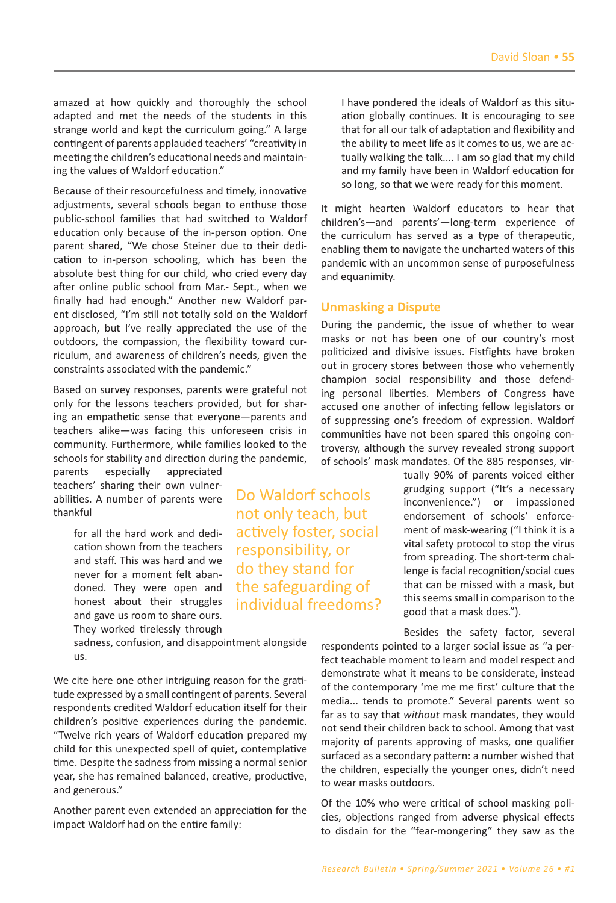amazed at how quickly and thoroughly the school adapted and met the needs of the students in this strange world and kept the curriculum going." A large contingent of parents applauded teachers' "creativity in meeting the children's educational needs and maintaining the values of Waldorf education."

Because of their resourcefulness and timely, innovative adjustments, several schools began to enthuse those public-school families that had switched to Waldorf education only because of the in-person option. One parent shared, "We chose Steiner due to their dedication to in-person schooling, which has been the absolute best thing for our child, who cried every day after online public school from Mar.- Sept., when we finally had had enough." Another new Waldorf parent disclosed, "I'm still not totally sold on the Waldorf approach, but I've really appreciated the use of the outdoors, the compassion, the flexibility toward curriculum, and awareness of children's needs, given the constraints associated with the pandemic."

Based on survey responses, parents were grateful not only for the lessons teachers provided, but for sharing an empathetic sense that everyone—parents and teachers alike—was facing this unforeseen crisis in community. Furthermore, while families looked to the schools for stability and direction during the pandemic, parents especially appreciated teachers' sharing their own vulnerabilities. A number of parents were thankful

> for all the hard work and dedication shown from the teachers and staff. This was hard and we never for a moment felt abandoned. They were open and honest about their struggles and gave us room to share ours. They worked tirelessly through sadness, confusion, and disappointment alongside us.

We cite here one other intriguing reason for the gratitude expressed by a small contingent of parents. Several respondents credited Waldorf education itself for their children's positive experiences during the pandemic. "Twelve rich years of Waldorf education prepared my child for this unexpected spell of quiet, contemplative time. Despite the sadness from missing a normal senior year, she has remained balanced, creative, productive, and generous."

Another parent even extended an appreciation for the impact Waldorf had on the entire family:

> I have pondered the ideals of Waldorf as this situation globally continues. It is encouraging to see that for all our talk of adaptation and flexibility and the ability to meet life as it comes to us, we are actually walking the talk.... I am so glad that my child and my family have been in Waldorf education for so long, so that we were ready for this moment.

It might hearten Waldorf educators to hear that children's—and parents'—long-term experience of the curriculum has served as a type of therapeutic, enabling them to navigate the uncharted waters of this pandemic with an uncommon sense of purposefulness and equanimity.

## Unmasking a Dispute

During the pandemic, the issue of whether to wear masks or not has been one of our country's most politicized and divisive issues. Fistfights have broken out in grocery stores between those who vehemently champion social responsibility and those defending personal liberties. Members of Congress have accused one another of infecting fellow legislators or of suppressing one's freedom of expression. Waldorf communities have not been spared this ongoing controversy, although the survey revealed strong support of schools' mask mandates. Of the 885 responses, virtually 90% of parents voiced either grudging support ("It's a necessary inconvenience.") or impassioned endorsement of schools' enforcement of mask-wearing ("I think it is a vital safety protocol to stop the virus from spreading. The short-term challenge is facial recognition/social cues that can be missed with a mask, but this seems small in comparison to the good that a mask does.").

> Do Waldorf schools not only teach, but actively foster, social responsibility, or do they stand for the safeguarding of individual freedoms?

Besides the safety factor, several respondents pointed to a larger social issue as "a perfect teachable moment to learn and model respect and demonstrate what it means to be considerate, instead of the contemporary 'me me me first' culture that the media... tends to promote." Several parents went so far as to say that *without* mask mandates, they would not send their children back to school. Among that vast majority of parents approving of masks, one qualifier surfaced as a secondary pattern: a number wished that the children, especially the younger ones, didn't need to wear masks outdoors.

Of the 10% who were critical of school masking policies, objections ranged from adverse physical effects to disdain for the "fear-mongering" they saw as the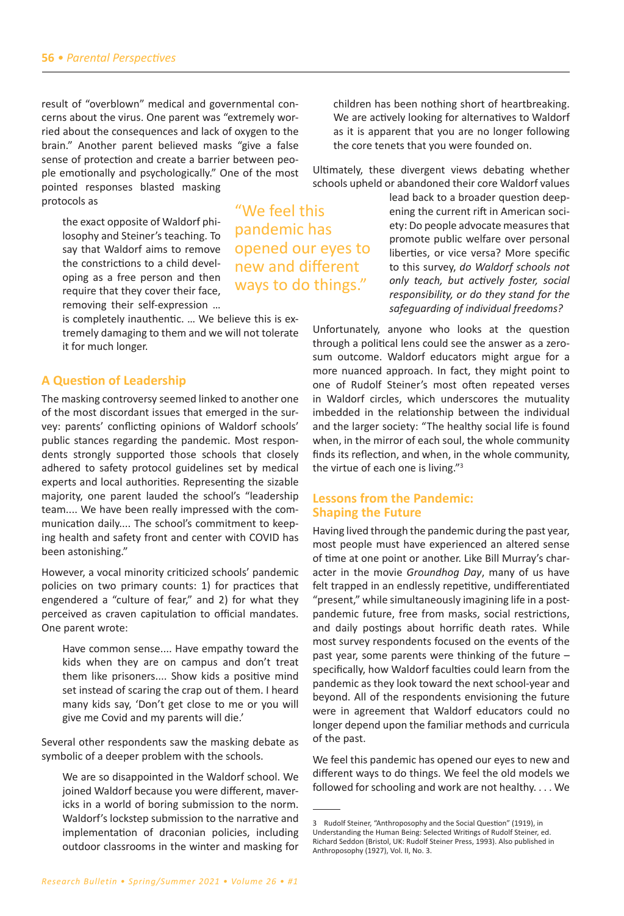result of "overblown" medical and governmental concerns about the virus. One parent was "extremely worried about the consequences and lack of oxygen to the brain." Another parent believed masks "give a false sense of protection and create a barrier between people emotionally and psychologically." One of the most pointed responses blasted masking protocols as

> the exact opposite of Waldorf philosophy and Steiner's teaching. To say that Waldorf aims to remove the constrictions to a child developing as a free person and then require that they cover their face, removing their self-expression … is completely inauthentic. … We believe this is extremely damaging to them and we will not tolerate it for much longer.

"We feel this pandemic has opened our eyes to new and different ways to do things."

## A Question of Leadership

The masking controversy seemed linked to another one of the most discordant issues that emerged in the survey: parents' conflicting opinions of Waldorf schools' public stances regarding the pandemic. Most respondents strongly supported those schools that closely adhered to safety protocol guidelines set by medical experts and local authorities. Representing the sizable majority, one parent lauded the school's "leadership team.... We have been really impressed with the communication daily.... The school's commitment to keeping health and safety front and center with COVID has been astonishing."

However, a vocal minority criticized schools' pandemic policies on two primary counts: 1) for practices that engendered a "culture of fear," and 2) for what they perceived as craven capitulation to official mandates. One parent wrote:

> Have common sense.... Have empathy toward the kids when they are on campus and don't treat them like prisoners.... Show kids a positive mind set instead of scaring the crap out of them. I heard many kids say, 'Don't get close to me or you will give me Covid and my parents will die.'

Several other respondents saw the masking debate as symbolic of a deeper problem with the schools.

> We are so disappointed in the Waldorf school. We joined Waldorf because you were different, mavericks in a world of boring submission to the norm. Waldorf's lockstep submission to the narrative and implementation of draconian policies, including outdoor classrooms in the winter and masking for children has been nothing short of heartbreaking. We are actively looking for alternatives to Waldorf as it is apparent that you are no longer following the core tenets that you were founded on.

Ultimately, these divergent views debating whether schools upheld or abandoned their core Waldorf values lead back to a broader question deepening the current rift in American society: Do people advocate measures that promote public welfare over personal liberties, or vice versa? More specific to this survey, *do Waldorf schools not only teach, but actively foster, social responsibility, or do they stand for the safeguarding of individual freedoms?*

Unfortunately, anyone who looks at the question through a political lens could see the answer as a zero-sum outcome. Waldorf educators might argue for a more nuanced approach. In fact, they might point to one of Rudolf Steiner's most often repeated verses in Waldorf circles, which underscores the mutuality imbedded in the relationship between the individual and the larger society: "The healthy social life is found when, in the mirror of each soul, the whole community finds its reflection, and when, in the whole community, the virtue of each one is living."[3]

## Lessons from the Pandemic: Shaping the Future

Having lived through the pandemic during the past year, most people must have experienced an altered sense of time at one point or another. Like Bill Murray's character in the movie *Groundhog Day*, many of us have felt trapped in an endlessly repetitive, undifferentiated "present," while simultaneously imagining life in a post-pandemic future, free from masks, social restrictions, and daily postings about horrific death rates. While most survey respondents focused on the events of the past year, some parents were thinking of the future – specifically, how Waldorf faculties could learn from the pandemic as they look toward the next school-year and beyond. All of the respondents envisioning the future were in agreement that Waldorf educators could no longer depend upon the familiar methods and curricula of the past.

> We feel this pandemic has opened our eyes to new and different ways to do things. We feel the old models we followed for schooling and work are not healthy. . . . We

---

3 Rudolf Steiner, "Anthroposophy and the Social Question" (1919), in Understanding the Human Being: Selected Writings of Rudolf Steiner, ed. Richard Seddon (Bristol, UK: Rudolf Steiner Press, 1993). Also published in Anthroposophy (1927), Vol. II, No. 3.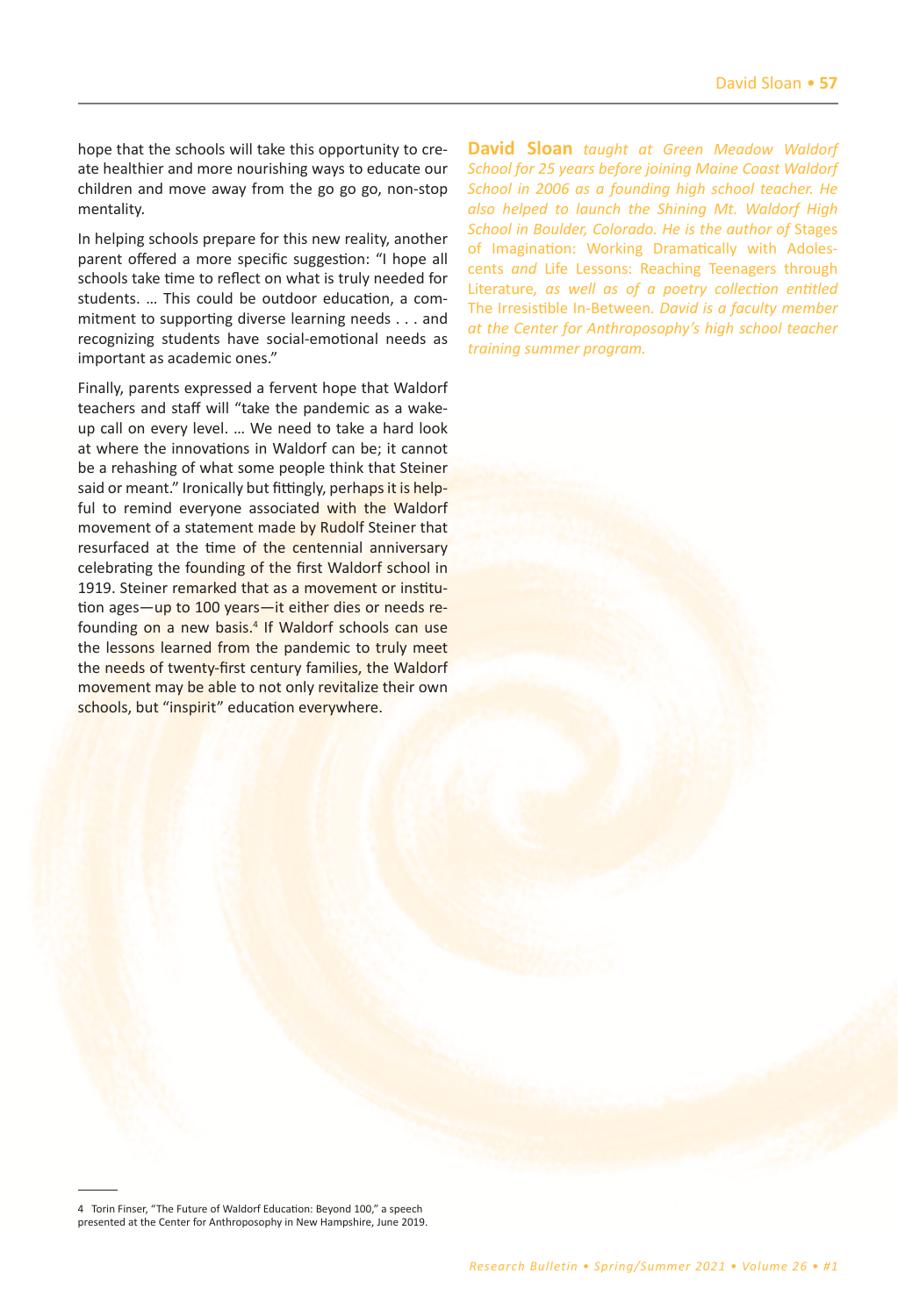hope that the schools will take this opportunity to create healthier and more nourishing ways to educate our children and move away from the go go go, non-stop mentality.

In helping schools prepare for this new reality, another parent offered a more specific suggestion: "I hope all schools take time to reflect on what is truly needed for students. … This could be outdoor education, a commitment to supporting diverse learning needs . . . and recognizing students have social-emotional needs as important as academic ones."

Finally, parents expressed a fervent hope that Waldorf teachers and staff will "take the pandemic as a wake-up call on every level. … We need to take a hard look at where the innovations in Waldorf can be; it cannot be a rehashing of what some people think that Steiner said or meant." Ironically but fittingly, perhaps it is helpful to remind everyone associated with the Waldorf movement of a statement made by Rudolf Steiner that resurfaced at the time of the centennial anniversary celebrating the founding of the first Waldorf school in 1919. Steiner remarked that as a movement or institution ages—up to 100 years—it either dies or needs re-founding on a new basis.[4] If Waldorf schools can use the lessons learned from the pandemic to truly meet the needs of twenty-first century families, the Waldorf movement may be able to not only revitalize their own schools, but "inspirit" education everywhere.

**David Sloan** *taught at Green Meadow Waldorf School for 25 years before joining Maine Coast Waldorf School in 2006 as a founding high school teacher. He also helped to launch the Shining Mt. Waldorf High School in Boulder, Colorado. He is the author of* Stages of Imagination: Working Dramatically with Adolescents *and* Life Lessons: Reaching Teenagers through Literature, *as well as of a poetry collection entitled* The Irresistible In-Between. *David is a faculty member at the Center for Anthroposophy's high school teacher training summer program.*

---

4 Torin Finser, "The Future of Waldorf Education: Beyond 100," a speech presented at the Center for Anthroposophy in New Hampshire, June 2019.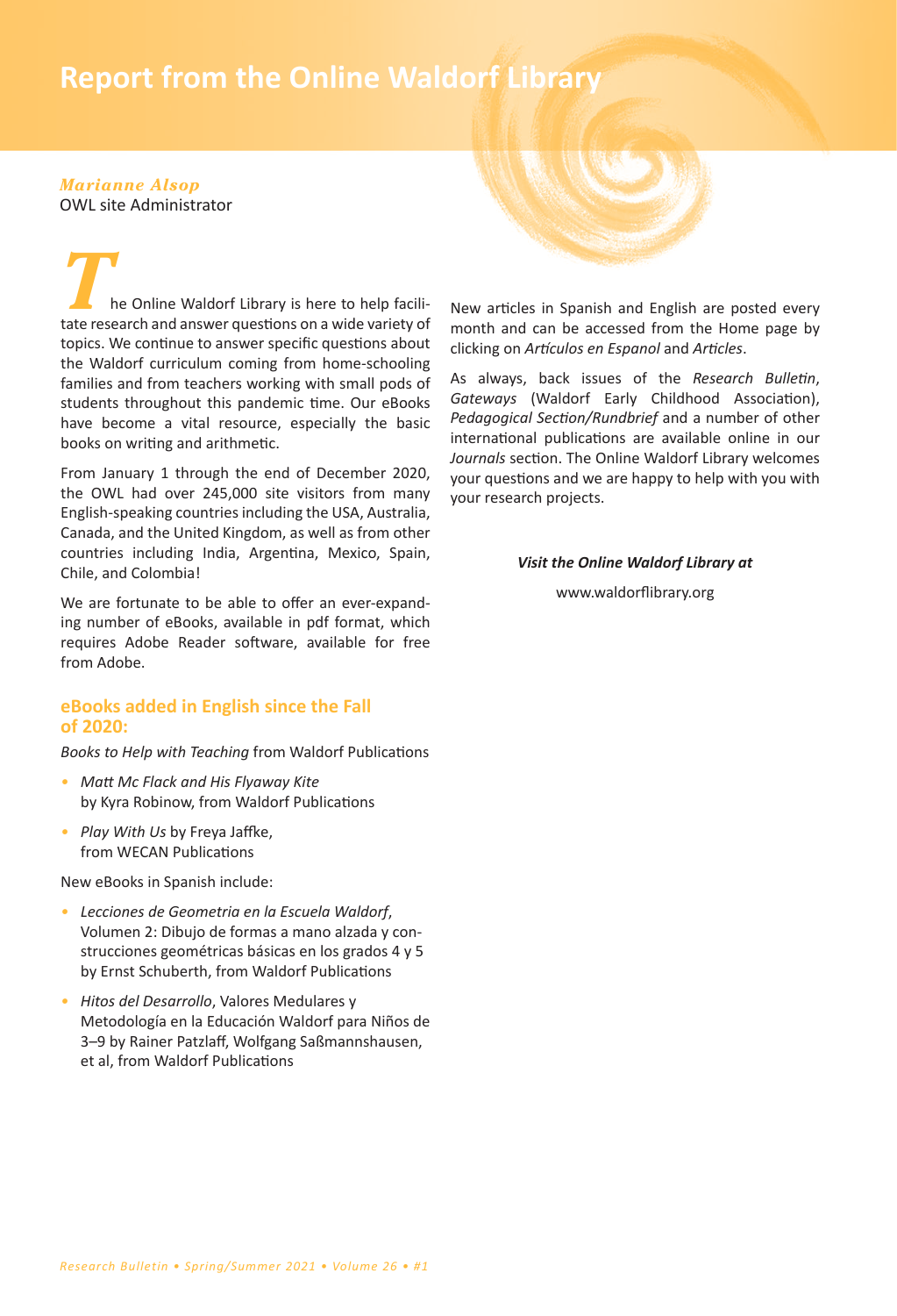# Report from the Online Waldorf Library

***Marianne Alsop***
OWL site Administrator

The Online Waldorf Library is here to help facilitate research and answer questions on a wide variety of topics. We continue to answer specific questions about the Waldorf curriculum coming from home-schooling families and from teachers working with small pods of students throughout this pandemic time. Our eBooks have become a vital resource, especially the basic books on writing and arithmetic.

From January 1 through the end of December 2020, the OWL had over 245,000 site visitors from many English-speaking countries including the USA, Australia, Canada, and the United Kingdom, as well as from other countries including India, Argentina, Mexico, Spain, Chile, and Colombia!

We are fortunate to be able to offer an ever-expanding number of eBooks, available in pdf format, which requires Adobe Reader software, available for free from Adobe.

## eBooks added in English since the Fall of 2020:

*Books to Help with Teaching* from Waldorf Publications

- *Matt Mc Flack and His Flyaway Kite* by Kyra Robinow, from Waldorf Publications
- *Play With Us* by Freya Jaffke, from WECAN Publications

New eBooks in Spanish include:

- *Lecciones de Geometria en la Escuela Waldorf*, Volumen 2: Dibujo de formas a mano alzada y construcciones geométricas básicas en los grados 4 y 5 by Ernst Schuberth, from Waldorf Publications
- *Hitos del Desarrollo*, Valores Medulares y Metodología en la Educación Waldorf para Niños de 3–9 by Rainer Patzlaff, Wolfgang Saßmannshausen, et al, from Waldorf Publications

New articles in Spanish and English are posted every month and can be accessed from the Home page by clicking on *Artículos en Espanol* and *Articles*.

As always, back issues of the *Research Bulletin*, *Gateways* (Waldorf Early Childhood Association), *Pedagogical Section/Rundbrief* and a number of other international publications are available online in our *Journals* section. The Online Waldorf Library welcomes your questions and we are happy to help with you with your research projects.

***Visit the Online Waldorf Library at***

www.waldorflibrary.org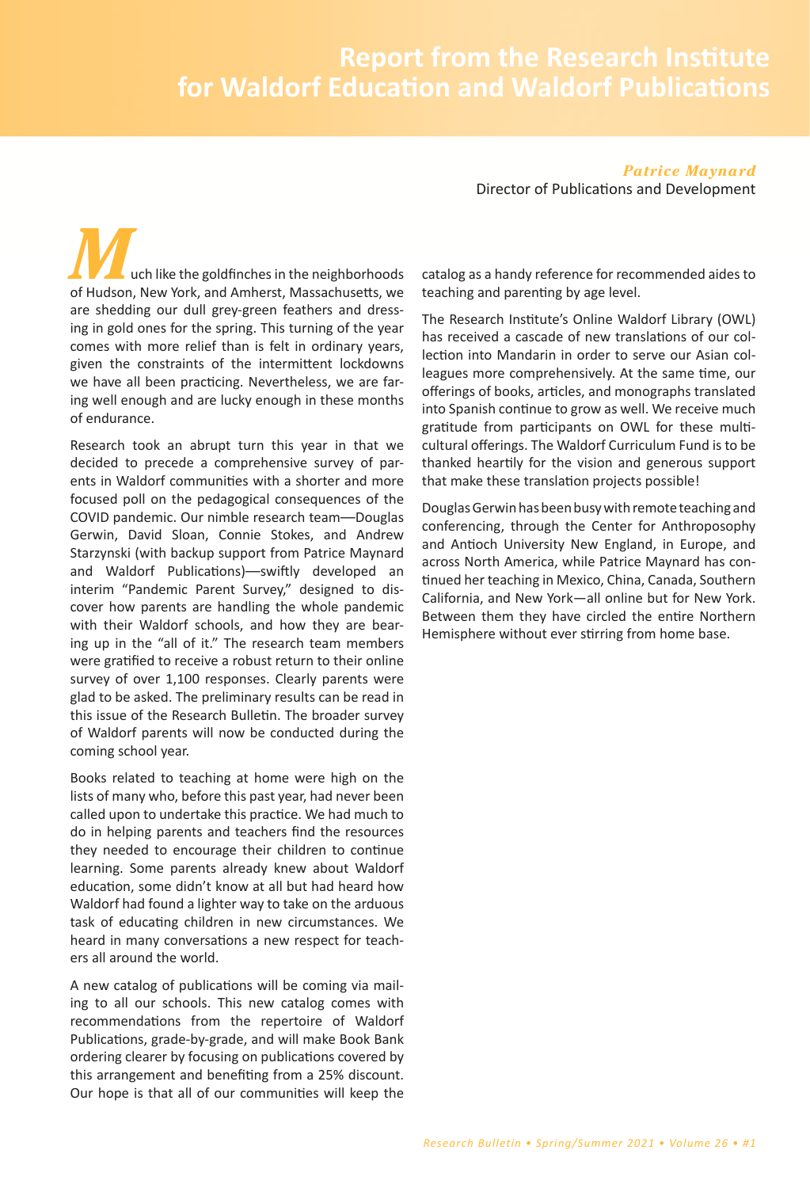# Report from the Research Institute for Waldorf Education and Waldorf Publications

***Patrice Maynard***
Director of Publications and Development

Much like the goldfinches in the neighborhoods of Hudson, New York, and Amherst, Massachusetts, we are shedding our dull grey-green feathers and dressing in gold ones for the spring. This turning of the year comes with more relief than is felt in ordinary years, given the constraints of the intermittent lockdowns we have all been practicing. Nevertheless, we are faring well enough and are lucky enough in these months of endurance.

Research took an abrupt turn this year in that we decided to precede a comprehensive survey of parents in Waldorf communities with a shorter and more focused poll on the pedagogical consequences of the COVID pandemic. Our nimble research team—Douglas Gerwin, David Sloan, Connie Stokes, and Andrew Starzynski (with backup support from Patrice Maynard and Waldorf Publications)—swiftly developed an interim "Pandemic Parent Survey," designed to discover how parents are handling the whole pandemic with their Waldorf schools, and how they are bearing up in the "all of it." The research team members were gratified to receive a robust return to their online survey of over 1,100 responses. Clearly parents were glad to be asked. The preliminary results can be read in this issue of the Research Bulletin. The broader survey of Waldorf parents will now be conducted during the coming school year.

Books related to teaching at home were high on the lists of many who, before this past year, had never been called upon to undertake this practice. We had much to do in helping parents and teachers find the resources they needed to encourage their children to continue learning. Some parents already knew about Waldorf education, some didn't know at all but had heard how Waldorf had found a lighter way to take on the arduous task of educating children in new circumstances. We heard in many conversations a new respect for teachers all around the world.

A new catalog of publications will be coming via mailing to all our schools. This new catalog comes with recommendations from the repertoire of Waldorf Publications, grade-by-grade, and will make Book Bank ordering clearer by focusing on publications covered by this arrangement and benefiting from a 25% discount. Our hope is that all of our communities will keep the catalog as a handy reference for recommended aides to teaching and parenting by age level.

The Research Institute's Online Waldorf Library (OWL) has received a cascade of new translations of our collection into Mandarin in order to serve our Asian colleagues more comprehensively. At the same time, our offerings of books, articles, and monographs translated into Spanish continue to grow as well. We receive much gratitude from participants on OWL for these multicultural offerings. The Waldorf Curriculum Fund is to be thanked heartily for the vision and generous support that make these translation projects possible!

Douglas Gerwin has been busy with remote teaching and conferencing, through the Center for Anthroposophy and Antioch University New England, in Europe, and across North America, while Patrice Maynard has continued her teaching in Mexico, China, Canada, Southern California, and New York—all online but for New York. Between them they have circled the entire Northern Hemisphere without ever stirring from home base.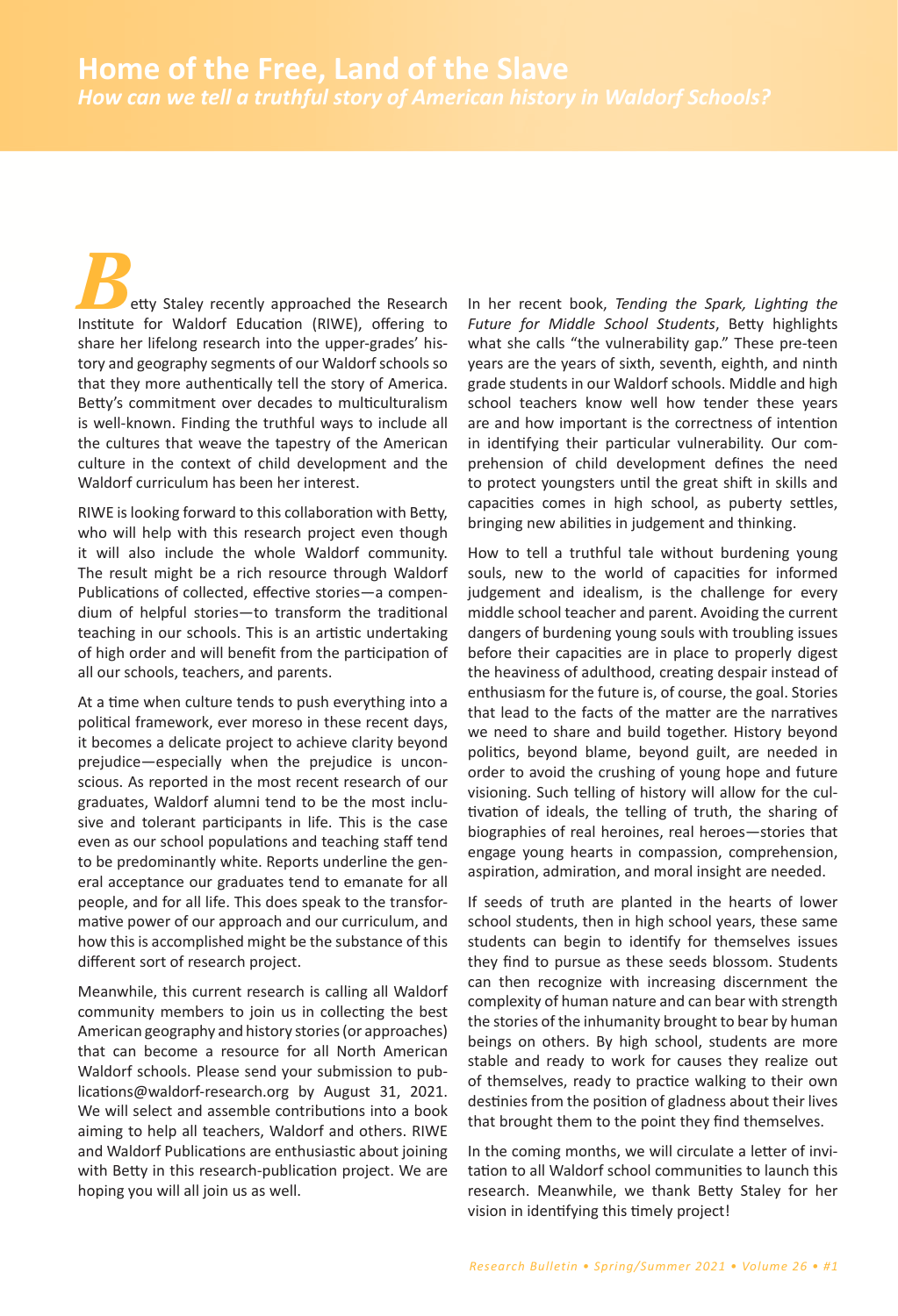# Home of the Free, Land of the Slave

*How can we tell a truthful story of American history in Waldorf Schools?*

Betty Staley recently approached the Research Institute for Waldorf Education (RIWE), offering to share her lifelong research into the upper-grades' history and geography segments of our Waldorf schools so that they more authentically tell the story of America. Betty's commitment over decades to multiculturalism is well-known. Finding the truthful ways to include all the cultures that weave the tapestry of the American culture in the context of child development and the Waldorf curriculum has been her interest.

RIWE is looking forward to this collaboration with Betty, who will help with this research project even though it will also include the whole Waldorf community. The result might be a rich resource through Waldorf Publications of collected, effective stories—a compendium of helpful stories—to transform the traditional teaching in our schools. This is an artistic undertaking of high order and will benefit from the participation of all our schools, teachers, and parents.

At a time when culture tends to push everything into a political framework, ever moreso in these recent days, it becomes a delicate project to achieve clarity beyond prejudice—especially when the prejudice is unconscious. As reported in the most recent research of our graduates, Waldorf alumni tend to be the most inclusive and tolerant participants in life. This is the case even as our school populations and teaching staff tend to be predominantly white. Reports underline the general acceptance our graduates tend to emanate for all people, and for all life. This does speak to the transformative power of our approach and our curriculum, and how this is accomplished might be the substance of this different sort of research project.

Meanwhile, this current research is calling all Waldorf community members to join us in collecting the best American geography and history stories (or approaches) that can become a resource for all North American Waldorf schools. Please send your submission to publications@waldorf-research.org by August 31, 2021. We will select and assemble contributions into a book aiming to help all teachers, Waldorf and others. RIWE and Waldorf Publications are enthusiastic about joining with Betty in this research-publication project. We are hoping you will all join us as well.

In her recent book, *Tending the Spark, Lighting the Future for Middle School Students*, Betty highlights what she calls "the vulnerability gap." These pre-teen years are the years of sixth, seventh, eighth, and ninth grade students in our Waldorf schools. Middle and high school teachers know well how tender these years are and how important is the correctness of intention in identifying their particular vulnerability. Our comprehension of child development defines the need to protect youngsters until the great shift in skills and capacities comes in high school, as puberty settles, bringing new abilities in judgement and thinking.

How to tell a truthful tale without burdening young souls, new to the world of capacities for informed judgement and idealism, is the challenge for every middle school teacher and parent. Avoiding the current dangers of burdening young souls with troubling issues before their capacities are in place to properly digest the heaviness of adulthood, creating despair instead of enthusiasm for the future is, of course, the goal. Stories that lead to the facts of the matter are the narratives we need to share and build together. History beyond politics, beyond blame, beyond guilt, are needed in order to avoid the crushing of young hope and future visioning. Such telling of history will allow for the cultivation of ideals, the telling of truth, the sharing of biographies of real heroines, real heroes—stories that engage young hearts in compassion, comprehension, aspiration, admiration, and moral insight are needed.

If seeds of truth are planted in the hearts of lower school students, then in high school years, these same students can begin to identify for themselves issues they find to pursue as these seeds blossom. Students can then recognize with increasing discernment the complexity of human nature and can bear with strength the stories of the inhumanity brought to bear by human beings on others. By high school, students are more stable and ready to work for causes they realize out of themselves, ready to practice walking to their own destinies from the position of gladness about their lives that brought them to the point they find themselves.

In the coming months, we will circulate a letter of invitation to all Waldorf school communities to launch this research. Meanwhile, we thank Betty Staley for her vision in identifying this timely project!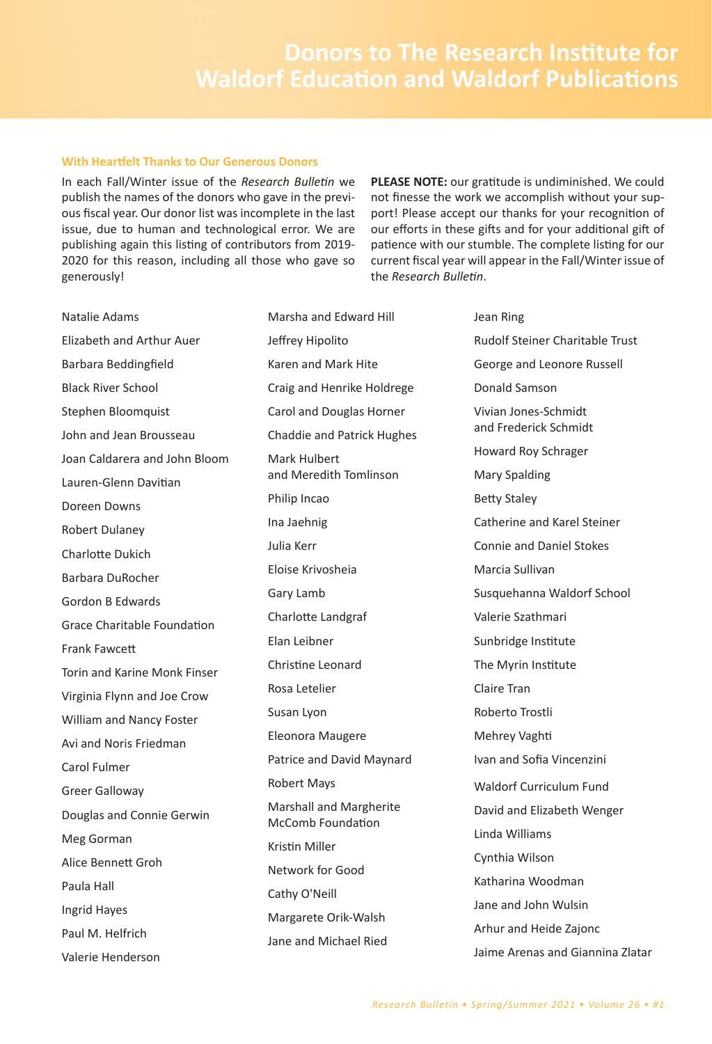# Donors to The Research Institute for Waldorf Education and Waldorf Publications

### With Heartfelt Thanks to Our Generous Donors

In each Fall/Winter issue of the *Research Bulletin* we publish the names of the donors who gave in the previous fiscal year. Our donor list was incomplete in the last issue, due to human and technological error. We are publishing again this listing of contributors from 2019-2020 for this reason, including all those who gave so generously!

**PLEASE NOTE:** our gratitude is undiminished. We could not finesse the work we accomplish without your support! Please accept our thanks for your recognition of our efforts in these gifts and for your additional gift of patience with our stumble. The complete listing for our current fiscal year will appear in the Fall/Winter issue of the *Research Bulletin*.

Natalie Adams
Elizabeth and Arthur Auer
Barbara Beddingfield
Black River School
Stephen Bloomquist
John and Jean Brousseau
Joan Caldarera and John Bloom
Lauren-Glenn Davitian
Doreen Downs
Robert Dulaney
Charlotte Dukich
Barbara DuRocher
Gordon B Edwards
Grace Charitable Foundation
Frank Fawcett
Torin and Karine Monk Finser
Virginia Flynn and Joe Crow
William and Nancy Foster
Avi and Noris Friedman
Carol Fulmer
Greer Galloway
Douglas and Connie Gerwin
Meg Gorman
Alice Bennett Groh
Paula Hall
Ingrid Hayes
Paul M. Helfrich
Valerie Henderson
Marsha and Edward Hill
Jeffrey Hipolito
Karen and Mark Hite
Craig and Henrike Holdrege
Carol and Douglas Horner
Chaddie and Patrick Hughes
Mark Hulbert and Meredith Tomlinson
Philip Incao
Ina Jaehnig
Julia Kerr
Eloise Krivosheia
Gary Lamb
Charlotte Landgraf
Elan Leibner
Christine Leonard
Rosa Letelier
Susan Lyon
Eleonora Maugere
Patrice and David Maynard
Robert Mays
Marshall and Margherite McComb Foundation
Kristin Miller
Network for Good
Cathy O'Neill
Margarete Orik-Walsh
Jane and Michael Ried
Jean Ring
Rudolf Steiner Charitable Trust
George and Leonore Russell
Donald Samson
Vivian Jones-Schmidt and Frederick Schmidt
Howard Roy Schrager
Mary Spalding
Betty Staley
Catherine and Karel Steiner
Connie and Daniel Stokes
Marcia Sullivan
Susquehanna Waldorf School
Valerie Szathmari
Sunbridge Institute
The Myrin Institute
Claire Tran
Roberto Trostli
Mehrey Vaghti
Ivan and Sofia Vincenzini
Waldorf Curriculum Fund
David and Elizabeth Wenger
Linda Williams
Cynthia Wilson
Katharina Woodman
Jane and John Wulsin
Arhur and Heide Zajonc
Jaime Arenas and Giannina Zlatar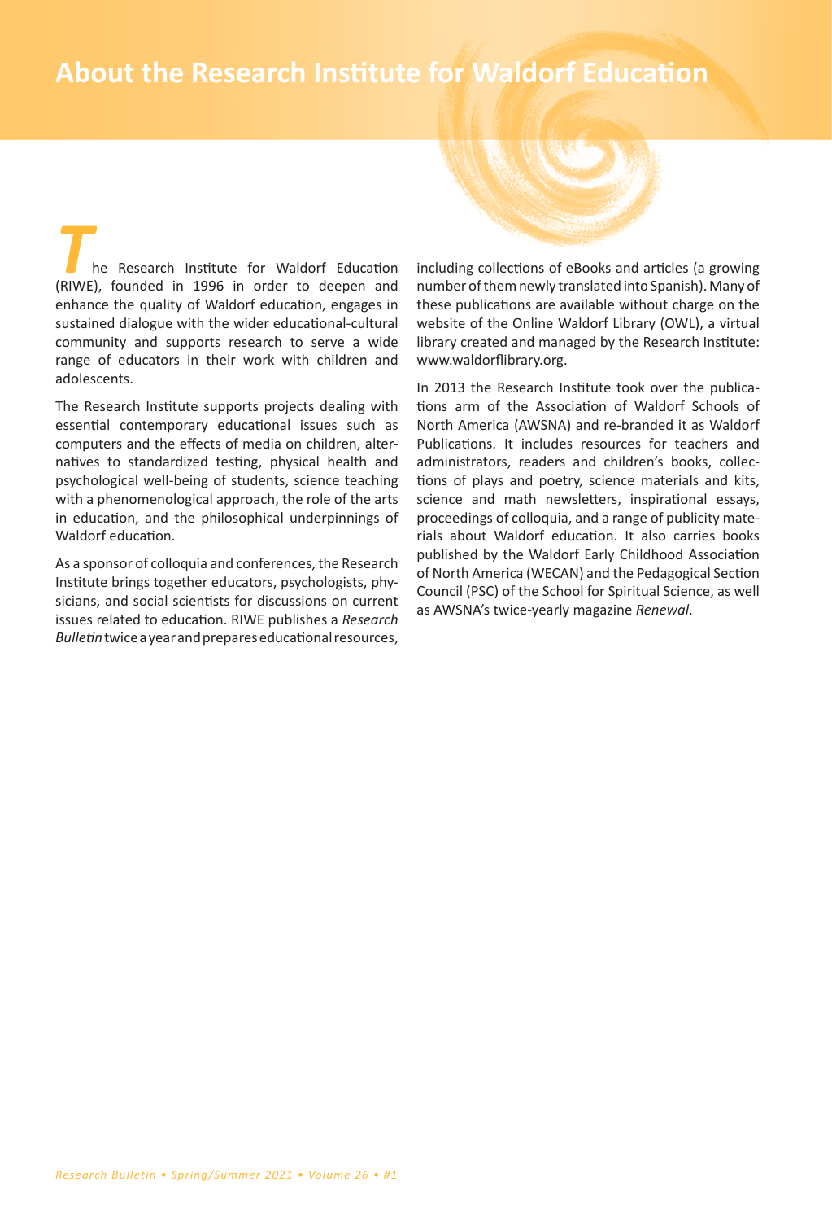# About the Research Institute for Waldorf Education

The Research Institute for Waldorf Education (RIWE), founded in 1996 in order to deepen and enhance the quality of Waldorf education, engages in sustained dialogue with the wider educational-cultural community and supports research to serve a wide range of educators in their work with children and adolescents.

The Research Institute supports projects dealing with essential contemporary educational issues such as computers and the effects of media on children, alternatives to standardized testing, physical health and psychological well-being of students, science teaching with a phenomenological approach, the role of the arts in education, and the philosophical underpinnings of Waldorf education.

As a sponsor of colloquia and conferences, the Research Institute brings together educators, psychologists, physicians, and social scientists for discussions on current issues related to education. RIWE publishes a *Research Bulletin* twice a year and prepares educational resources, including collections of eBooks and articles (a growing number of them newly translated into Spanish). Many of these publications are available without charge on the website of the Online Waldorf Library (OWL), a virtual library created and managed by the Research Institute: www.waldorflibrary.org.

In 2013 the Research Institute took over the publications arm of the Association of Waldorf Schools of North America (AWSNA) and re-branded it as Waldorf Publications. It includes resources for teachers and administrators, readers and children's books, collections of plays and poetry, science materials and kits, science and math newsletters, inspirational essays, proceedings of colloquia, and a range of publicity materials about Waldorf education. It also carries books published by the Waldorf Early Childhood Association of North America (WECAN) and the Pedagogical Section Council (PSC) of the School for Spiritual Science, as well as AWSNA's twice-yearly magazine *Renewal*.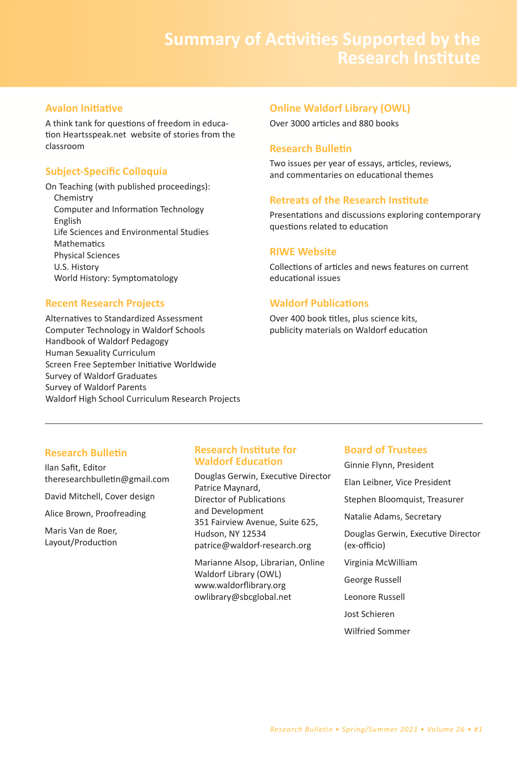# Summary of Activities Supported by the Research Institute

## Avalon Initiative

A think tank for questions of freedom in education Heartsspeak.net website of stories from the classroom

## Subject-Specific Colloquia

On Teaching (with published proceedings):

- Chemistry
- Computer and Information Technology
- English
- Life Sciences and Environmental Studies
- Mathematics
- Physical Sciences
- U.S. History
- World History: Symptomatology

## Recent Research Projects

Alternatives to Standardized Assessment
Computer Technology in Waldorf Schools
Handbook of Waldorf Pedagogy
Human Sexuality Curriculum
Screen Free September Initiative Worldwide
Survey of Waldorf Graduates
Survey of Waldorf Parents
Waldorf High School Curriculum Research Projects

## Online Waldorf Library (OWL)

Over 3000 articles and 880 books

## Research Bulletin

Two issues per year of essays, articles, reviews, and commentaries on educational themes

## Retreats of the Research Institute

Presentations and discussions exploring contemporary questions related to education

## RIWE Website

Collections of articles and news features on current educational issues

## Waldorf Publications

Over 400 book titles, plus science kits, publicity materials on Waldorf education

---

### Research Bulletin

Ilan Safit, Editor
theresearchbulletin@gmail.com

David Mitchell, Cover design

Alice Brown, Proofreading

Maris Van de Roer, Layout/Production

### Research Institute for Waldorf Education

Douglas Gerwin, Executive Director
Patrice Maynard, Director of Publications and Development
351 Fairview Avenue, Suite 625, Hudson, NY 12534
patrice@waldorf-research.org

Marianne Alsop, Librarian, Online Waldorf Library (OWL)
www.waldorflibrary.org
owlibrary@sbcglobal.net

### Board of Trustees

Ginnie Flynn, President

Elan Leibner, Vice President

Stephen Bloomquist, Treasurer

Natalie Adams, Secretary

Douglas Gerwin, Executive Director (ex-officio)

Virginia McWilliam

George Russell

Leonore Russell

Jost Schieren

Wilfried Sommer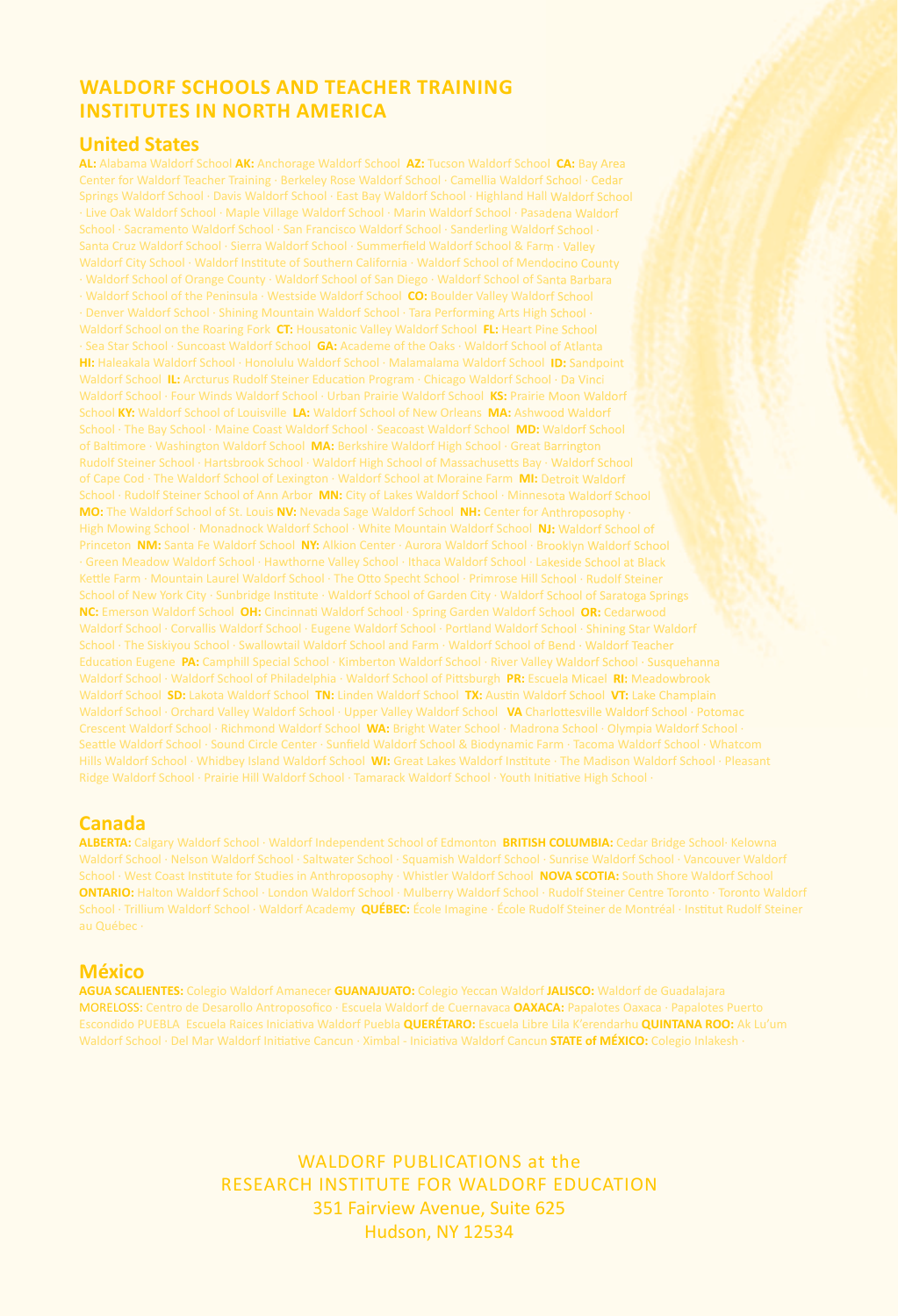## WALDORF SCHOOLS AND TEACHER TRAINING INSTITUTES IN NORTH AMERICA

### United States

**AL:** Alabama Waldorf School **AK:** Anchorage Waldorf School **AZ:** Tucson Waldorf School **CA:** Bay Area Center for Waldorf Teacher Training · Berkeley Rose Waldorf School · Camellia Waldorf School · Cedar Springs Waldorf School · Davis Waldorf School · East Bay Waldorf School · Highland Hall Waldorf School · Live Oak Waldorf School · Maple Village Waldorf School · Marin Waldorf School · Pasadena Waldorf School · Sacramento Waldorf School · San Francisco Waldorf School · Sanderling Waldorf School · Santa Cruz Waldorf School · Sierra Waldorf School · Summerfield Waldorf School & Farm · Valley Waldorf City School · Waldorf Institute of Southern California · Waldorf School of Mendocino County · Waldorf School of Orange County · Waldorf School of San Diego · Waldorf School of Santa Barbara · Waldorf School of the Peninsula · Westside Waldorf School **CO:** Boulder Valley Waldorf School · Denver Waldorf School · Shining Mountain Waldorf School · Tara Performing Arts High School · Waldorf School on the Roaring Fork **CT:** Housatonic Valley Waldorf School **FL:** Heart Pine School · Sea Star School · Suncoast Waldorf School **GA:** Academe of the Oaks · Waldorf School of Atlanta **HI:** Haleakala Waldorf School · Honolulu Waldorf School · Malamalama Waldorf School **ID:** Sandpoint Waldorf School **IL:** Arcturus Rudolf Steiner Education Program · Chicago Waldorf School · Da Vinci Waldorf School · Four Winds Waldorf School · Urban Prairie Waldorf School **KS:** Prairie Moon Waldorf School **KY:** Waldorf School of Louisville **LA:** Waldorf School of New Orleans **MA:** Ashwood Waldorf School · The Bay School · Maine Coast Waldorf School · Seacoast Waldorf School **MD:** Waldorf School of Baltimore · Washington Waldorf School **MA:** Berkshire Waldorf High School · Great Barrington Rudolf Steiner School · Hartsbrook School · Waldorf High School of Massachusetts Bay · Waldorf School of Cape Cod · The Waldorf School of Lexington · Waldorf School at Moraine Farm **MI:** Detroit Waldorf School · Rudolf Steiner School of Ann Arbor **MN:** City of Lakes Waldorf School · Minnesota Waldorf School **MO:** The Waldorf School of St. Louis **NV:** Nevada Sage Waldorf School **NH:** Center for Anthroposophy · High Mowing School · Monadnock Waldorf School · White Mountain Waldorf School **NJ:** Waldorf School of Princeton **NM:** Santa Fe Waldorf School **NY:** Alkion Center · Aurora Waldorf School · Brooklyn Waldorf School · Green Meadow Waldorf School · Hawthorne Valley School · Ithaca Waldorf School · Lakeside School at Black Kettle Farm · Mountain Laurel Waldorf School · The Otto Specht School · Primrose Hill School · Rudolf Steiner School of New York City · Sunbridge Institute · Waldorf School of Garden City · Waldorf School of Saratoga Springs **NC:** Emerson Waldorf School **OH:** Cincinnati Waldorf School · Spring Garden Waldorf School **OR:** Cedarwood Waldorf School · Corvallis Waldorf School · Eugene Waldorf School · Portland Waldorf School · Shining Star Waldorf School · The Siskiyou School · Swallowtail Waldorf School and Farm · Waldorf School of Bend · Waldorf Teacher Education Eugene **PA:** Camphill Special School · Kimberton Waldorf School · River Valley Waldorf School · Susquehanna Waldorf School · Waldorf School of Philadelphia · Waldorf School of Pittsburgh **PR:** Escuela Micael **RI:** Meadowbrook Waldorf School **SD:** Lakota Waldorf School **TN:** Linden Waldorf School **TX:** Austin Waldorf School **VT:** Lake Champlain Waldorf School · Orchard Valley Waldorf School · Upper Valley Waldorf School **VA** Charlottesville Waldorf School · Potomac Crescent Waldorf School · Richmond Waldorf School **WA:** Bright Water School · Madrona School · Olympia Waldorf School · Seattle Waldorf School · Sound Circle Center · Sunfield Waldorf School & Biodynamic Farm · Tacoma Waldorf School · Whatcom Hills Waldorf School · Whidbey Island Waldorf School **WI:** Great Lakes Waldorf Institute · The Madison Waldorf School · Pleasant Ridge Waldorf School · Prairie Hill Waldorf School · Tamarack Waldorf School · Youth Initiative High School ·

### Canada

**ALBERTA:** Calgary Waldorf School · Waldorf Independent School of Edmonton **BRITISH COLUMBIA:** Cedar Bridge School· Kelowna Waldorf School · Nelson Waldorf School · Saltwater School · Squamish Waldorf School · Sunrise Waldorf School · Vancouver Waldorf School · West Coast Institute for Studies in Anthroposophy · Whistler Waldorf School **NOVA SCOTIA:** South Shore Waldorf School **ONTARIO:** Halton Waldorf School · London Waldorf School · Mulberry Waldorf School · Rudolf Steiner Centre Toronto · Toronto Waldorf School · Trillium Waldorf School · Waldorf Academy **QUÉBEC:** École Imagine · École Rudolf Steiner de Montréal · Institut Rudolf Steiner au Québec ·

### México

**AGUA SCALIENTES:** Colegio Waldorf Amanecer **GUANAJUATO:** Colegio Yeccan Waldorf **JALISCO:** Waldorf de Guadalajara MORELOSS: Centro de Desarollo Antroposofico · Escuela Waldorf de Cuernavaca **OAXACA:** Papalotes Oaxaca · Papalotes Puerto Escondido PUEBLA Escuela Raices Iniciativa Waldorf Puebla **QUERÉTARO:** Escuela Libre Lila K'erendarhu **QUINTANA ROO:** Ak Lu'um Waldorf School · Del Mar Waldorf Initiative Cancun · Ximbal - Iniciativa Waldorf Cancun **STATE of MÉXICO:** Colegio Inlakesh ·

WALDORF PUBLICATIONS at the
RESEARCH INSTITUTE FOR WALDORF EDUCATION
351 Fairview Avenue, Suite 625
Hudson, NY 12534